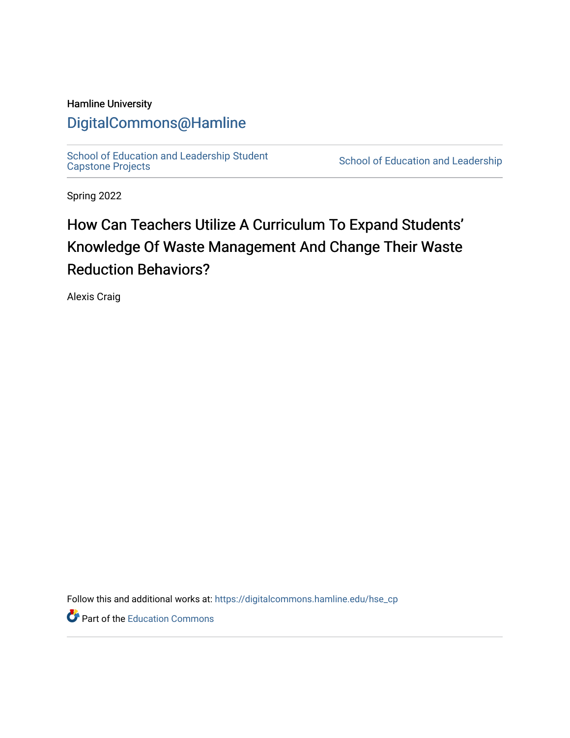Hamline University

# DigitalCommons@Hamline

School of Education and Leadership Student Capstone Projects | School of Education and Leadership

Spring 2022

## How Can Teachers Utilize A Curriculum To Expand Students' Knowledge Of Waste Management And Change Their Waste Reduction Behaviors?

Alexis Craig

Follow this and additional works at: https://digitalcommons.hamline.edu/hse_cp

Part of the Education Commons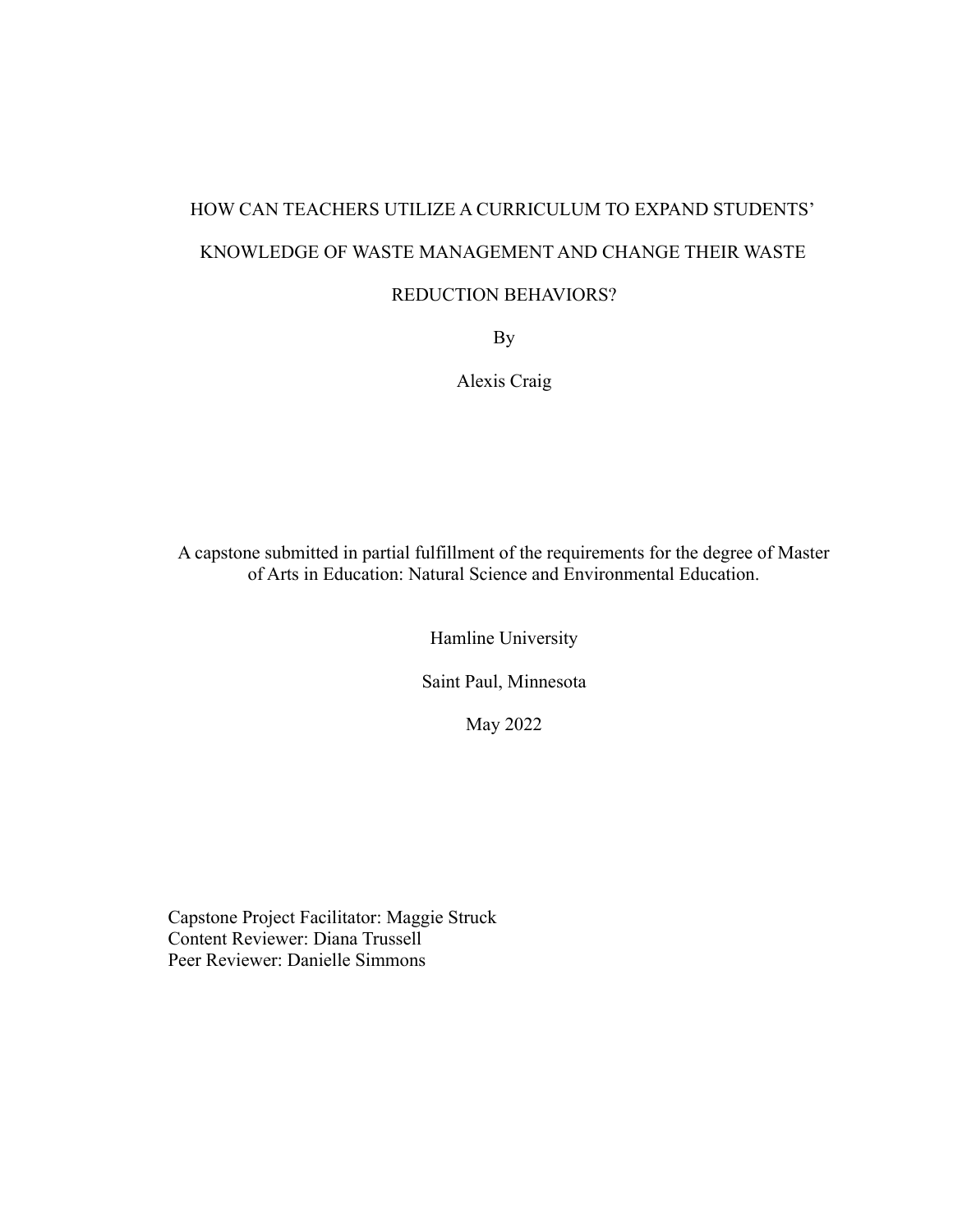# HOW CAN TEACHERS UTILIZE A CURRICULUM TO EXPAND STUDENTS' KNOWLEDGE OF WASTE MANAGEMENT AND CHANGE THEIR WASTE REDUCTION BEHAVIORS?

By

Alexis Craig

A capstone submitted in partial fulfillment of the requirements for the degree of Master of Arts in Education: Natural Science and Environmental Education.

Hamline University

Saint Paul, Minnesota

May 2022

Capstone Project Facilitator: Maggie Struck
Content Reviewer: Diana Trussell
Peer Reviewer: Danielle Simmons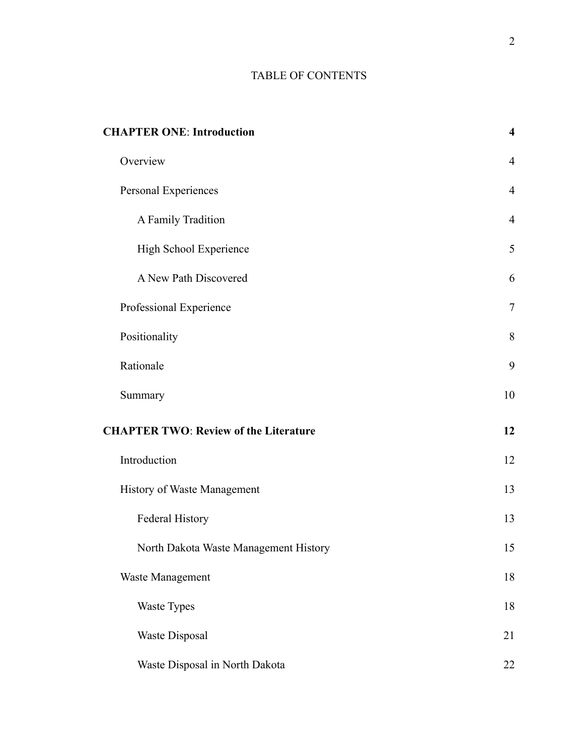# TABLE OF CONTENTS

| | |
|---|---|
| **CHAPTER ONE: Introduction** | **4** |
| Overview | 4 |
| Personal Experiences | 4 |
| A Family Tradition | 4 |
| High School Experience | 5 |
| A New Path Discovered | 6 |
| Professional Experience | 7 |
| Positionality | 8 |
| Rationale | 9 |
| Summary | 10 |
| **CHAPTER TWO: Review of the Literature** | **12** |
| Introduction | 12 |
| History of Waste Management | 13 |
| Federal History | 13 |
| North Dakota Waste Management History | 15 |
| Waste Management | 18 |
| Waste Types | 18 |
| Waste Disposal | 21 |
| Waste Disposal in North Dakota | 22 |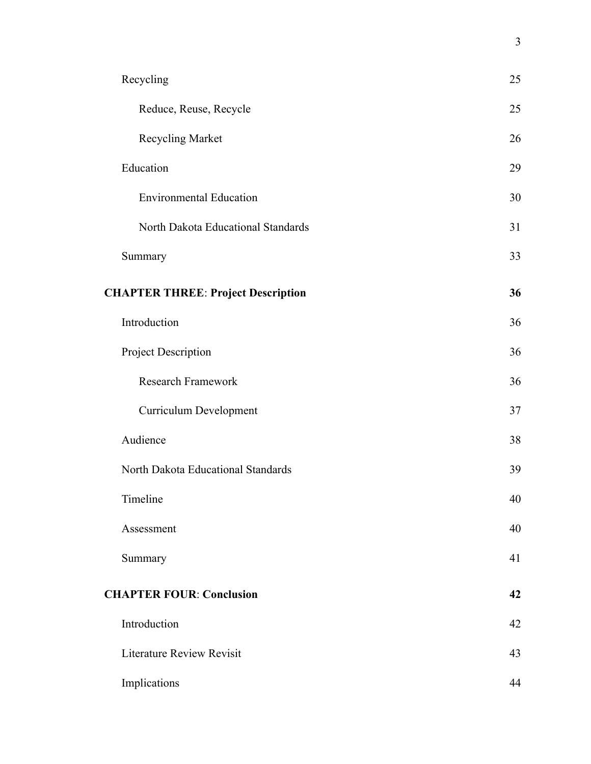| | |
|---|---|
| Recycling | 25 |
| &nbsp;&nbsp;&nbsp;&nbsp;Reduce, Reuse, Recycle | 25 |
| &nbsp;&nbsp;&nbsp;&nbsp;Recycling Market | 26 |
| Education | 29 |
| &nbsp;&nbsp;&nbsp;&nbsp;Environmental Education | 30 |
| &nbsp;&nbsp;&nbsp;&nbsp;North Dakota Educational Standards | 31 |
| Summary | 33 |
| **CHAPTER THREE**: **Project Description** | **36** |
| Introduction | 36 |
| Project Description | 36 |
| &nbsp;&nbsp;&nbsp;&nbsp;Research Framework | 36 |
| &nbsp;&nbsp;&nbsp;&nbsp;Curriculum Development | 37 |
| Audience | 38 |
| North Dakota Educational Standards | 39 |
| Timeline | 40 |
| Assessment | 40 |
| Summary | 41 |
| **CHAPTER FOUR**: **Conclusion** | **42** |
| Introduction | 42 |
| Literature Review Revisit | 43 |
| Implications | 44 |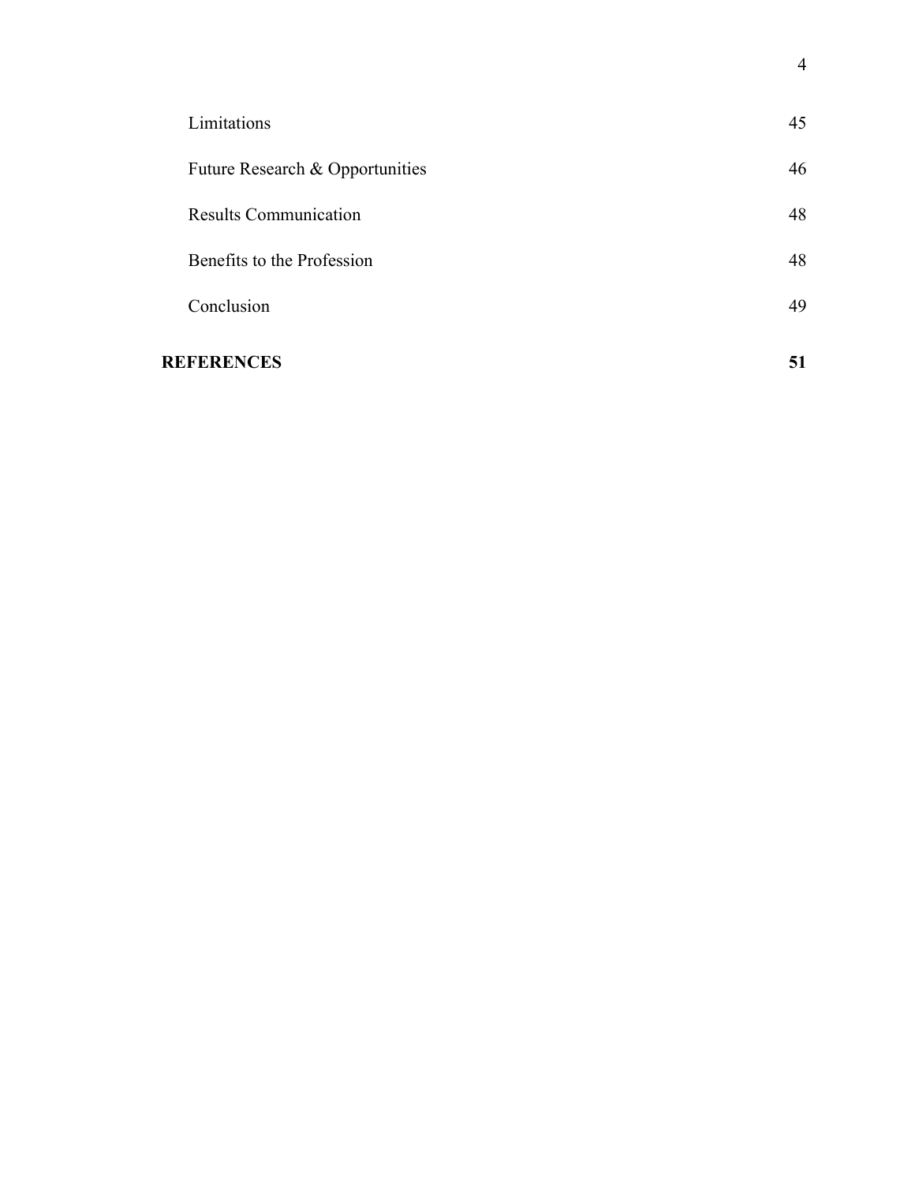| | |
|---|---|
| Limitations | 45 |
| Future Research & Opportunities | 46 |
| Results Communication | 48 |
| Benefits to the Profession | 48 |
| Conclusion | 49 |
| **REFERENCES** | **51** |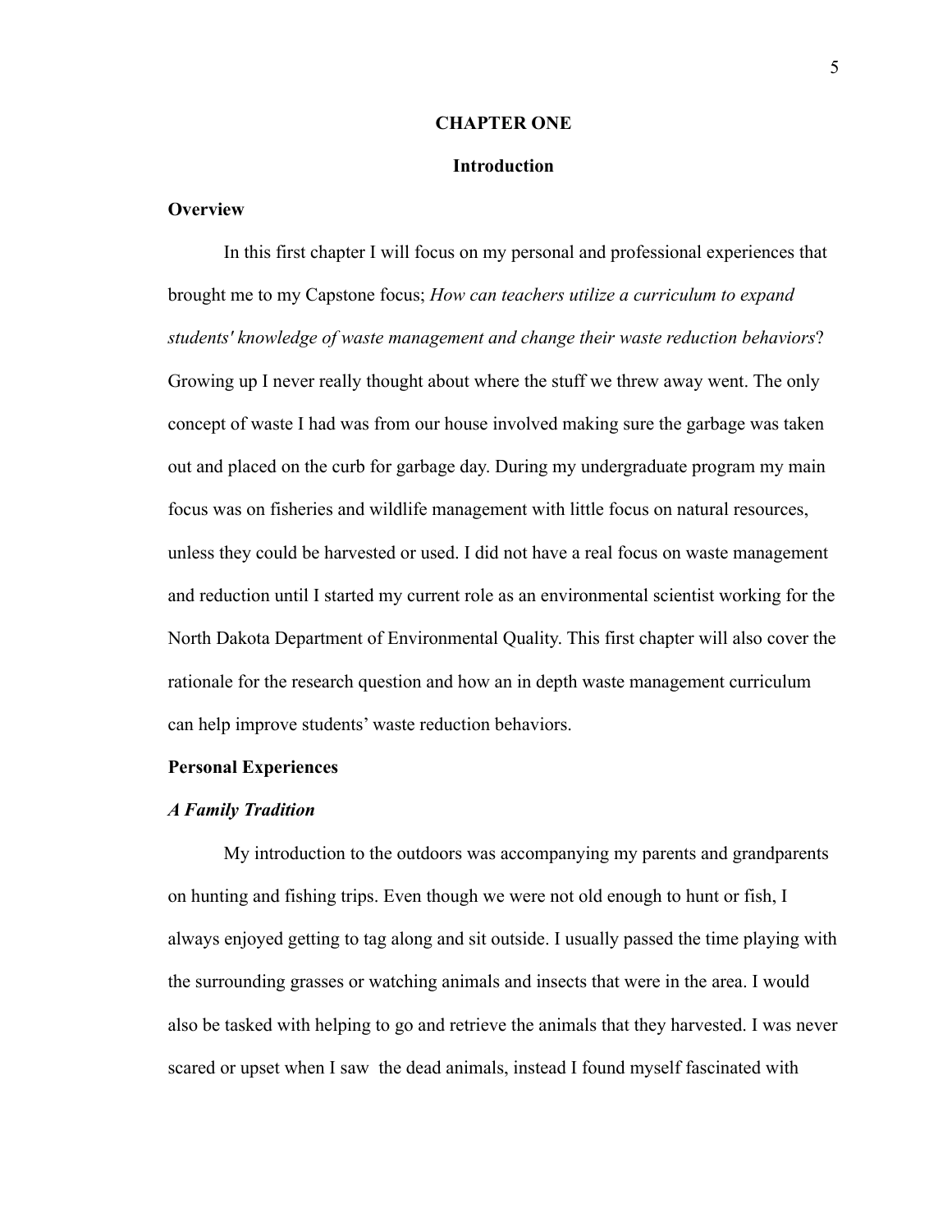# CHAPTER ONE

## Introduction

### Overview

In this first chapter I will focus on my personal and professional experiences that brought me to my Capstone focus; *How can teachers utilize a curriculum to expand students' knowledge of waste management and change their waste reduction behaviors*? Growing up I never really thought about where the stuff we threw away went. The only concept of waste I had was from our house involved making sure the garbage was taken out and placed on the curb for garbage day. During my undergraduate program my main focus was on fisheries and wildlife management with little focus on natural resources, unless they could be harvested or used. I did not have a real focus on waste management and reduction until I started my current role as an environmental scientist working for the North Dakota Department of Environmental Quality. This first chapter will also cover the rationale for the research question and how an in depth waste management curriculum can help improve students' waste reduction behaviors.

### Personal Experiences

#### *A Family Tradition*

My introduction to the outdoors was accompanying my parents and grandparents on hunting and fishing trips. Even though we were not old enough to hunt or fish, I always enjoyed getting to tag along and sit outside. I usually passed the time playing with the surrounding grasses or watching animals and insects that were in the area. I would also be tasked with helping to go and retrieve the animals that they harvested. I was never scared or upset when I saw the dead animals, instead I found myself fascinated with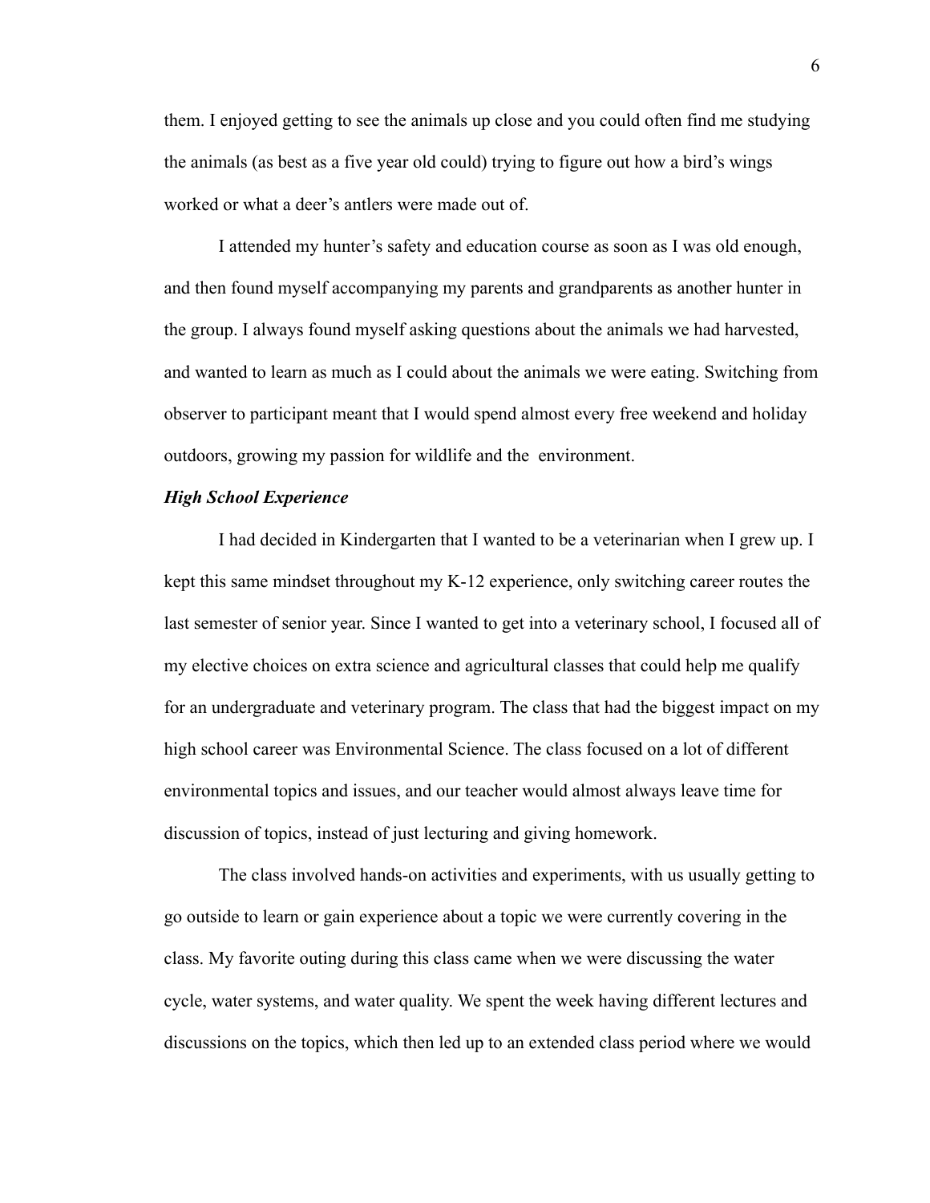them. I enjoyed getting to see the animals up close and you could often find me studying the animals (as best as a five year old could) trying to figure out how a bird's wings worked or what a deer's antlers were made out of.

I attended my hunter's safety and education course as soon as I was old enough, and then found myself accompanying my parents and grandparents as another hunter in the group. I always found myself asking questions about the animals we had harvested, and wanted to learn as much as I could about the animals we were eating. Switching from observer to participant meant that I would spend almost every free weekend and holiday outdoors, growing my passion for wildlife and the environment.

***High School Experience***

I had decided in Kindergarten that I wanted to be a veterinarian when I grew up. I kept this same mindset throughout my K-12 experience, only switching career routes the last semester of senior year. Since I wanted to get into a veterinary school, I focused all of my elective choices on extra science and agricultural classes that could help me qualify for an undergraduate and veterinary program. The class that had the biggest impact on my high school career was Environmental Science. The class focused on a lot of different environmental topics and issues, and our teacher would almost always leave time for discussion of topics, instead of just lecturing and giving homework.

The class involved hands-on activities and experiments, with us usually getting to go outside to learn or gain experience about a topic we were currently covering in the class. My favorite outing during this class came when we were discussing the water cycle, water systems, and water quality. We spent the week having different lectures and discussions on the topics, which then led up to an extended class period where we would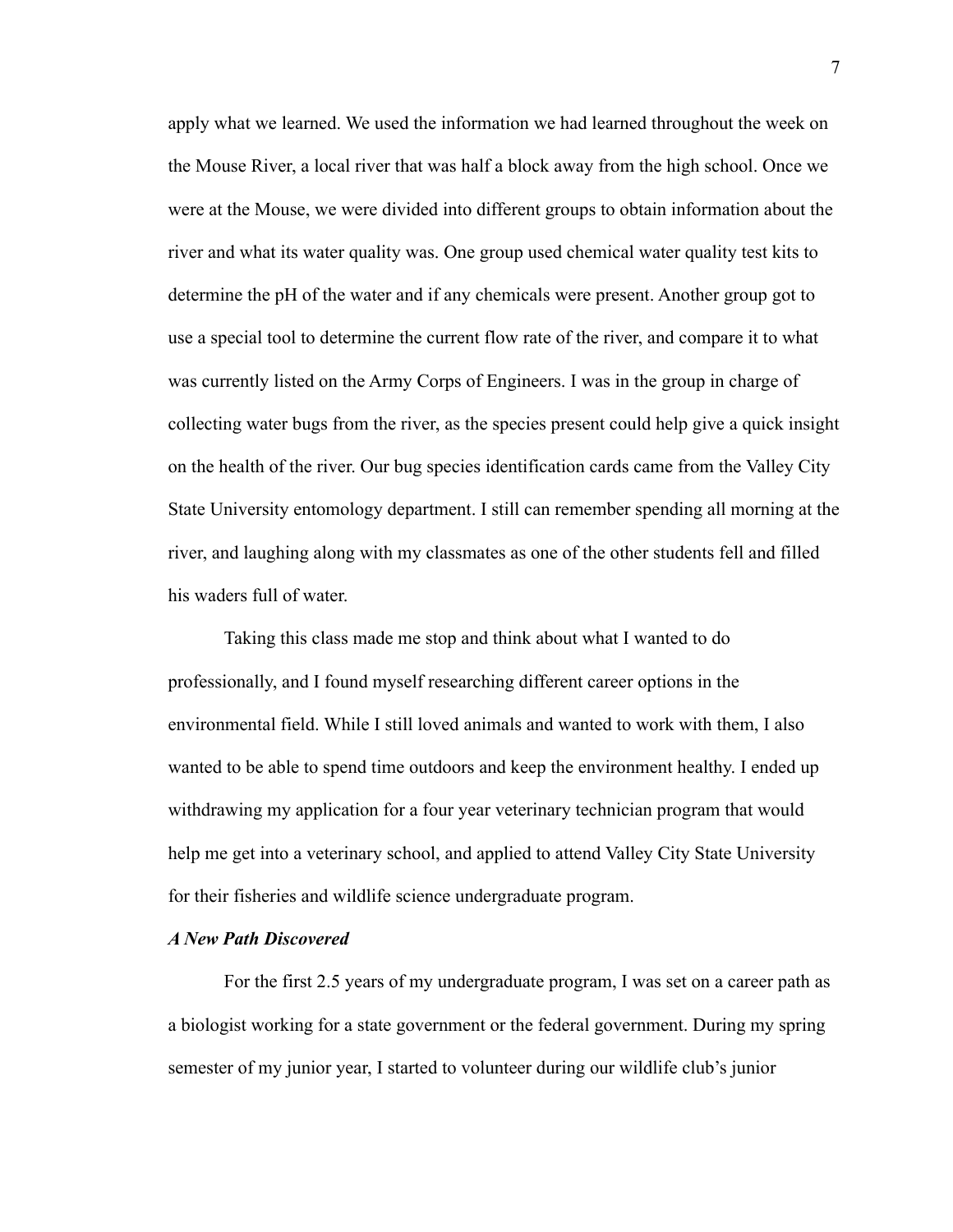apply what we learned. We used the information we had learned throughout the week on the Mouse River, a local river that was half a block away from the high school. Once we were at the Mouse, we were divided into different groups to obtain information about the river and what its water quality was. One group used chemical water quality test kits to determine the pH of the water and if any chemicals were present. Another group got to use a special tool to determine the current flow rate of the river, and compare it to what was currently listed on the Army Corps of Engineers. I was in the group in charge of collecting water bugs from the river, as the species present could help give a quick insight on the health of the river. Our bug species identification cards came from the Valley City State University entomology department. I still can remember spending all morning at the river, and laughing along with my classmates as one of the other students fell and filled his waders full of water.

Taking this class made me stop and think about what I wanted to do professionally, and I found myself researching different career options in the environmental field. While I still loved animals and wanted to work with them, I also wanted to be able to spend time outdoors and keep the environment healthy. I ended up withdrawing my application for a four year veterinary technician program that would help me get into a veterinary school, and applied to attend Valley City State University for their fisheries and wildlife science undergraduate program.

### ***A New Path Discovered***

For the first 2.5 years of my undergraduate program, I was set on a career path as a biologist working for a state government or the federal government. During my spring semester of my junior year, I started to volunteer during our wildlife club's junior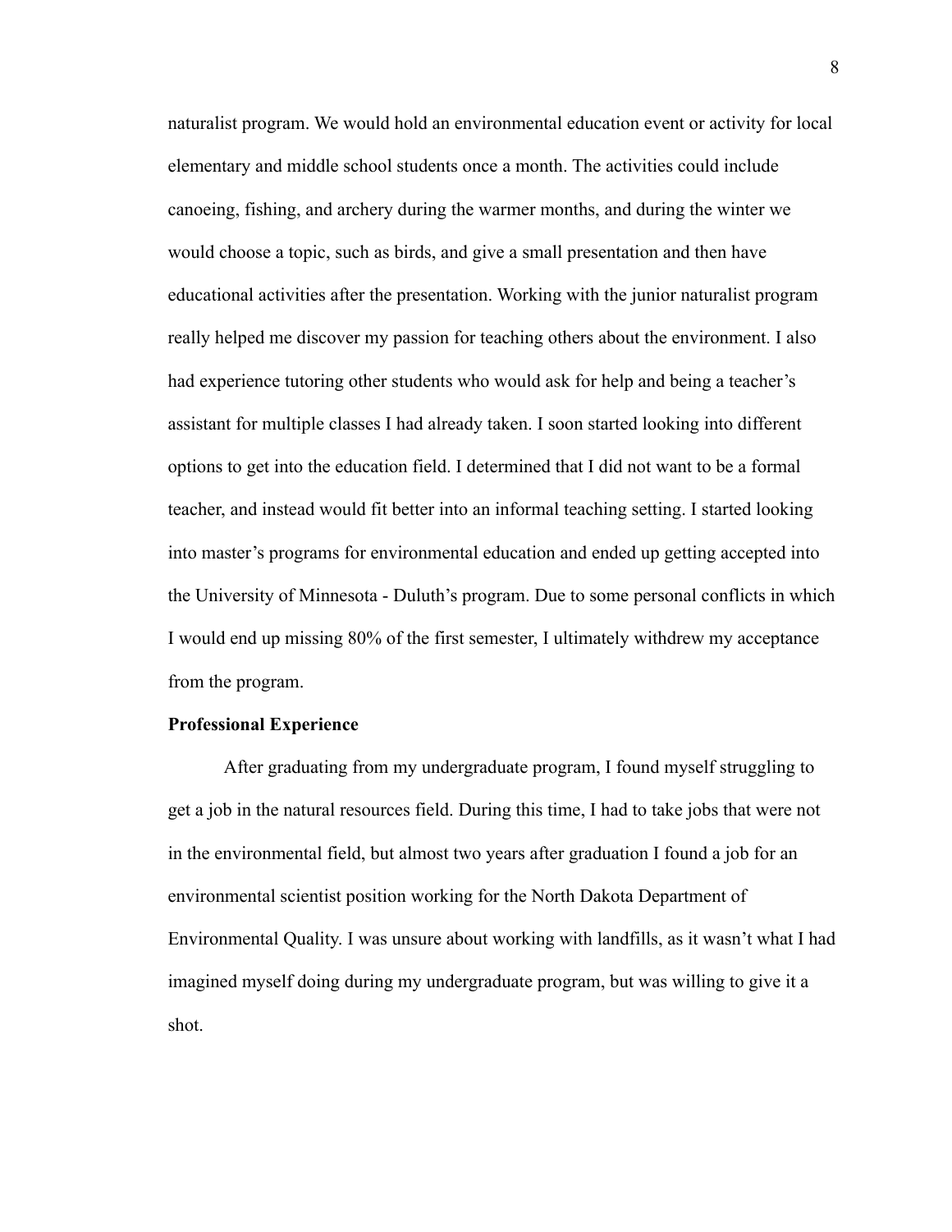naturalist program. We would hold an environmental education event or activity for local elementary and middle school students once a month. The activities could include canoeing, fishing, and archery during the warmer months, and during the winter we would choose a topic, such as birds, and give a small presentation and then have educational activities after the presentation. Working with the junior naturalist program really helped me discover my passion for teaching others about the environment. I also had experience tutoring other students who would ask for help and being a teacher's assistant for multiple classes I had already taken. I soon started looking into different options to get into the education field. I determined that I did not want to be a formal teacher, and instead would fit better into an informal teaching setting. I started looking into master's programs for environmental education and ended up getting accepted into the University of Minnesota - Duluth's program. Due to some personal conflicts in which I would end up missing 80% of the first semester, I ultimately withdrew my acceptance from the program.

**Professional Experience**

After graduating from my undergraduate program, I found myself struggling to get a job in the natural resources field. During this time, I had to take jobs that were not in the environmental field, but almost two years after graduation I found a job for an environmental scientist position working for the North Dakota Department of Environmental Quality. I was unsure about working with landfills, as it wasn't what I had imagined myself doing during my undergraduate program, but was willing to give it a shot.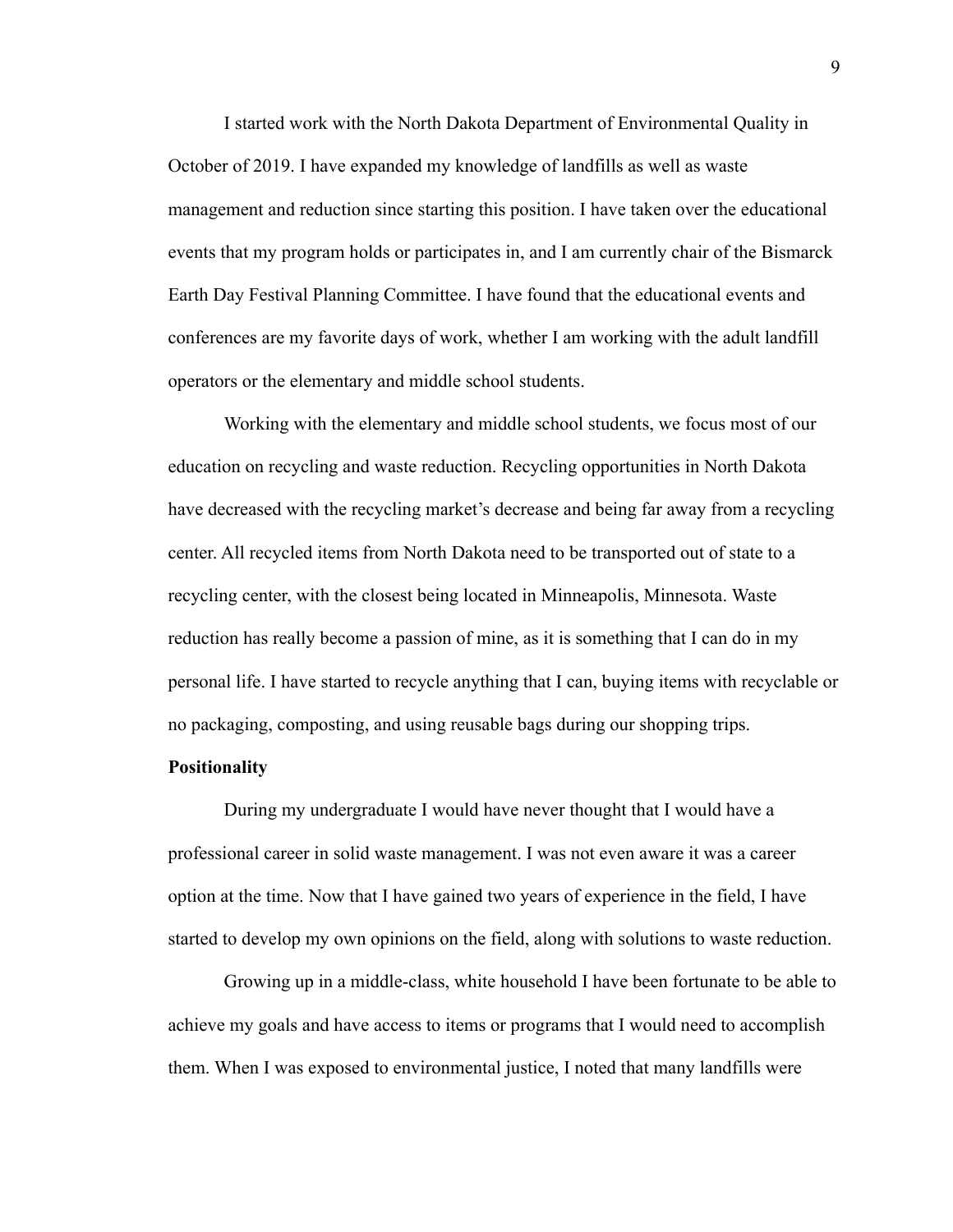I started work with the North Dakota Department of Environmental Quality in October of 2019. I have expanded my knowledge of landfills as well as waste management and reduction since starting this position. I have taken over the educational events that my program holds or participates in, and I am currently chair of the Bismarck Earth Day Festival Planning Committee. I have found that the educational events and conferences are my favorite days of work, whether I am working with the adult landfill operators or the elementary and middle school students.

Working with the elementary and middle school students, we focus most of our education on recycling and waste reduction. Recycling opportunities in North Dakota have decreased with the recycling market's decrease and being far away from a recycling center. All recycled items from North Dakota need to be transported out of state to a recycling center, with the closest being located in Minneapolis, Minnesota. Waste reduction has really become a passion of mine, as it is something that I can do in my personal life. I have started to recycle anything that I can, buying items with recyclable or no packaging, composting, and using reusable bags during our shopping trips.

**Positionality**

During my undergraduate I would have never thought that I would have a professional career in solid waste management. I was not even aware it was a career option at the time. Now that I have gained two years of experience in the field, I have started to develop my own opinions on the field, along with solutions to waste reduction.

Growing up in a middle-class, white household I have been fortunate to be able to achieve my goals and have access to items or programs that I would need to accomplish them. When I was exposed to environmental justice, I noted that many landfills were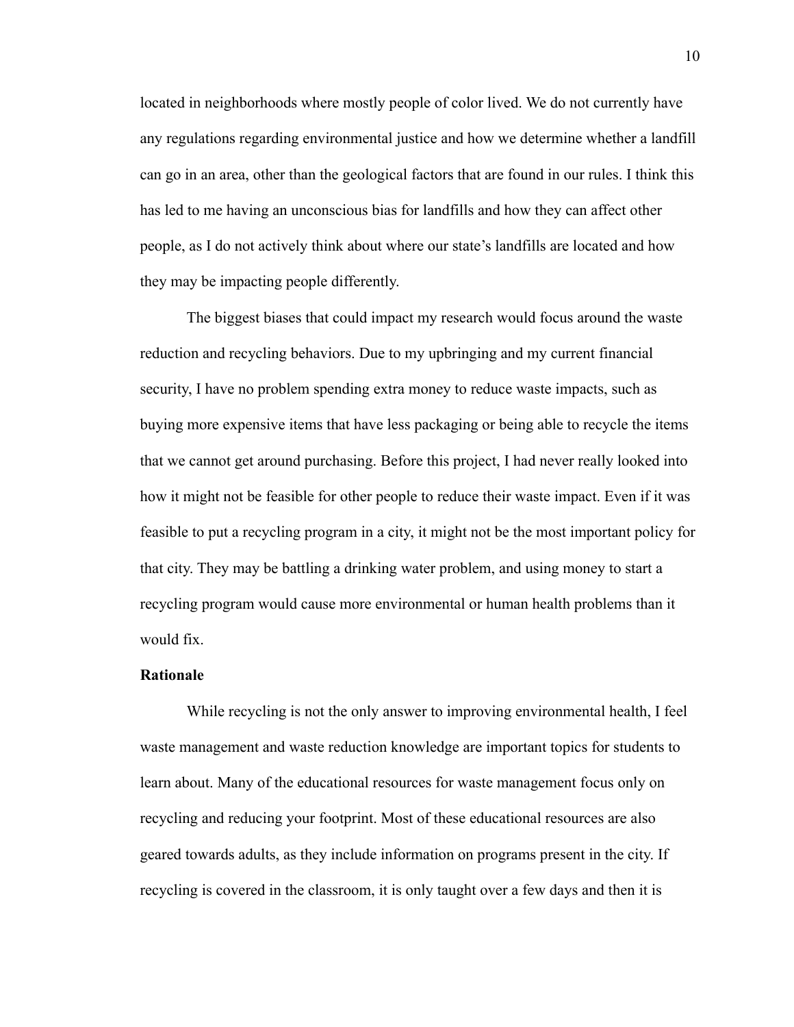located in neighborhoods where mostly people of color lived. We do not currently have any regulations regarding environmental justice and how we determine whether a landfill can go in an area, other than the geological factors that are found in our rules. I think this has led to me having an unconscious bias for landfills and how they can affect other people, as I do not actively think about where our state's landfills are located and how they may be impacting people differently.

The biggest biases that could impact my research would focus around the waste reduction and recycling behaviors. Due to my upbringing and my current financial security, I have no problem spending extra money to reduce waste impacts, such as buying more expensive items that have less packaging or being able to recycle the items that we cannot get around purchasing. Before this project, I had never really looked into how it might not be feasible for other people to reduce their waste impact. Even if it was feasible to put a recycling program in a city, it might not be the most important policy for that city. They may be battling a drinking water problem, and using money to start a recycling program would cause more environmental or human health problems than it would fix.

**Rationale**

While recycling is not the only answer to improving environmental health, I feel waste management and waste reduction knowledge are important topics for students to learn about. Many of the educational resources for waste management focus only on recycling and reducing your footprint. Most of these educational resources are also geared towards adults, as they include information on programs present in the city. If recycling is covered in the classroom, it is only taught over a few days and then it is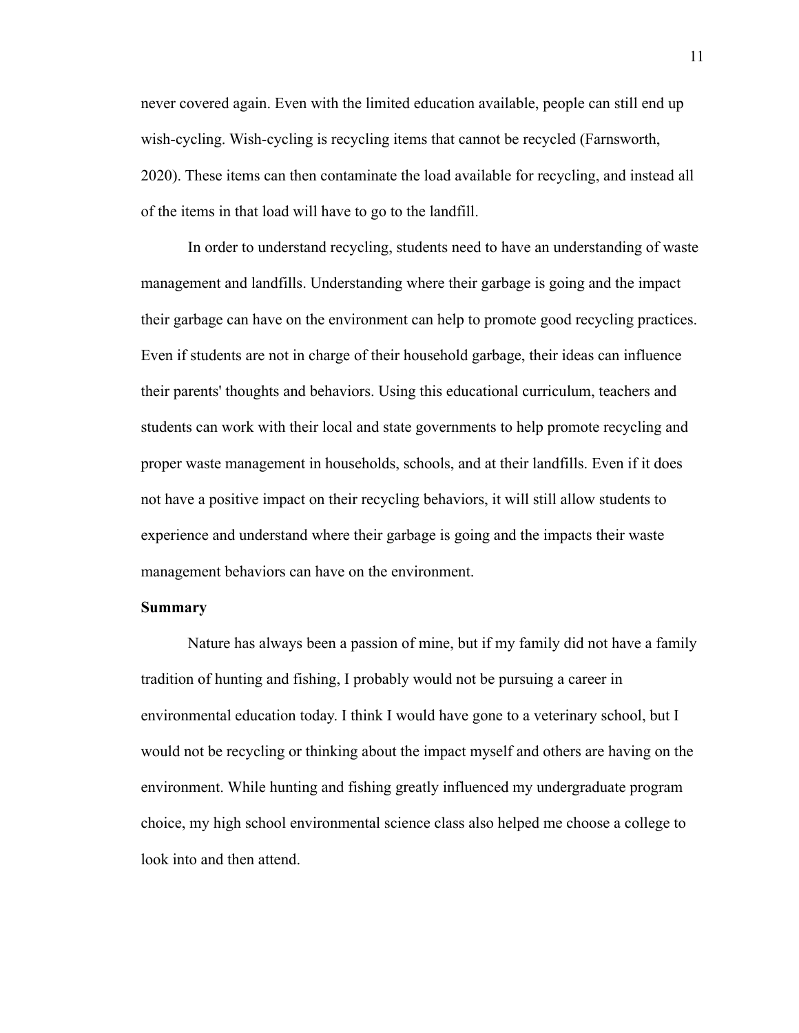never covered again. Even with the limited education available, people can still end up wish-cycling. Wish-cycling is recycling items that cannot be recycled (Farnsworth, 2020). These items can then contaminate the load available for recycling, and instead all of the items in that load will have to go to the landfill.

In order to understand recycling, students need to have an understanding of waste management and landfills. Understanding where their garbage is going and the impact their garbage can have on the environment can help to promote good recycling practices. Even if students are not in charge of their household garbage, their ideas can influence their parents' thoughts and behaviors. Using this educational curriculum, teachers and students can work with their local and state governments to help promote recycling and proper waste management in households, schools, and at their landfills. Even if it does not have a positive impact on their recycling behaviors, it will still allow students to experience and understand where their garbage is going and the impacts their waste management behaviors can have on the environment.

**Summary**

Nature has always been a passion of mine, but if my family did not have a family tradition of hunting and fishing, I probably would not be pursuing a career in environmental education today. I think I would have gone to a veterinary school, but I would not be recycling or thinking about the impact myself and others are having on the environment. While hunting and fishing greatly influenced my undergraduate program choice, my high school environmental science class also helped me choose a college to look into and then attend.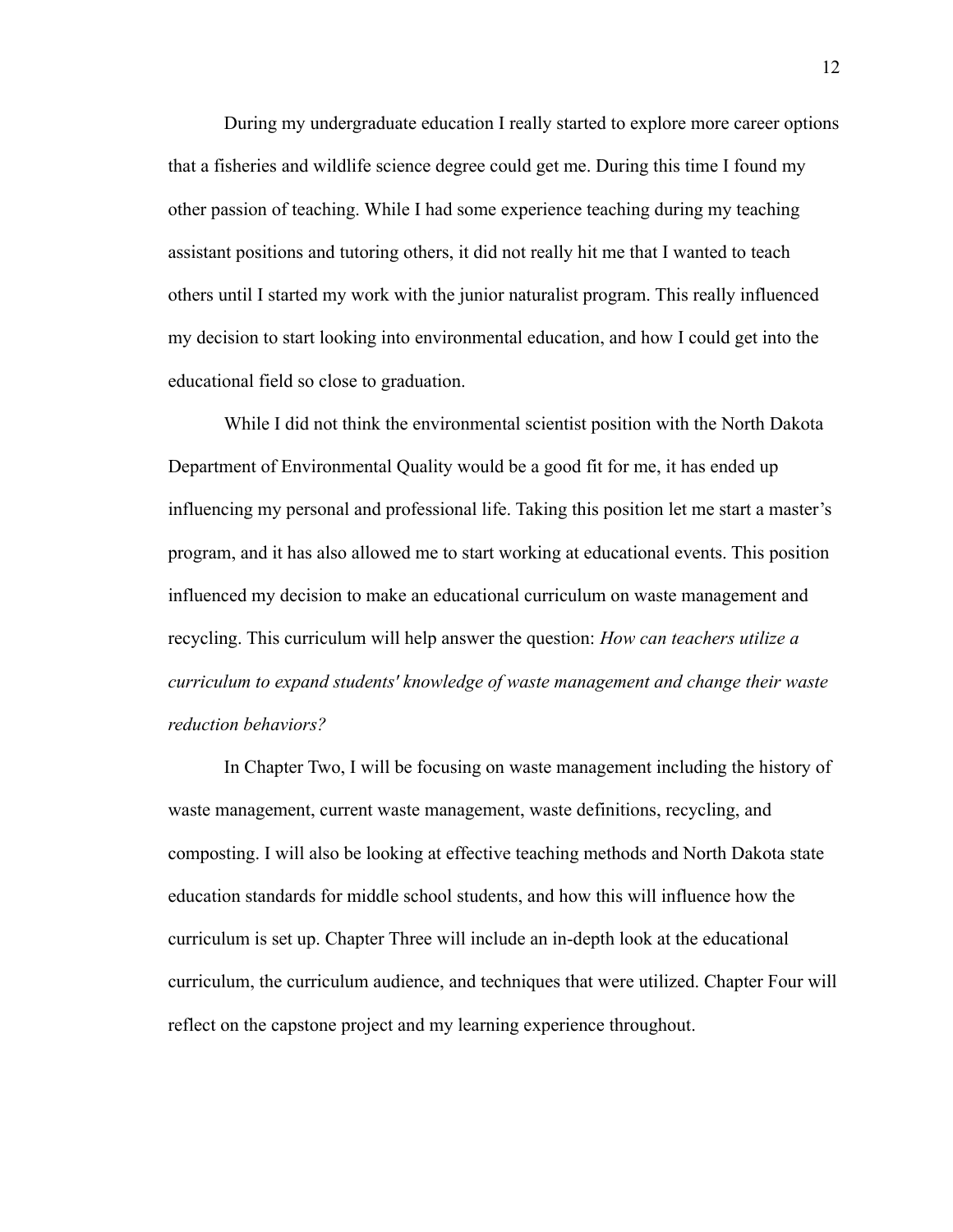During my undergraduate education I really started to explore more career options that a fisheries and wildlife science degree could get me. During this time I found my other passion of teaching. While I had some experience teaching during my teaching assistant positions and tutoring others, it did not really hit me that I wanted to teach others until I started my work with the junior naturalist program. This really influenced my decision to start looking into environmental education, and how I could get into the educational field so close to graduation.

While I did not think the environmental scientist position with the North Dakota Department of Environmental Quality would be a good fit for me, it has ended up influencing my personal and professional life. Taking this position let me start a master's program, and it has also allowed me to start working at educational events. This position influenced my decision to make an educational curriculum on waste management and recycling. This curriculum will help answer the question: *How can teachers utilize a curriculum to expand students' knowledge of waste management and change their waste reduction behaviors?*

In Chapter Two, I will be focusing on waste management including the history of waste management, current waste management, waste definitions, recycling, and composting. I will also be looking at effective teaching methods and North Dakota state education standards for middle school students, and how this will influence how the curriculum is set up. Chapter Three will include an in-depth look at the educational curriculum, the curriculum audience, and techniques that were utilized. Chapter Four will reflect on the capstone project and my learning experience throughout.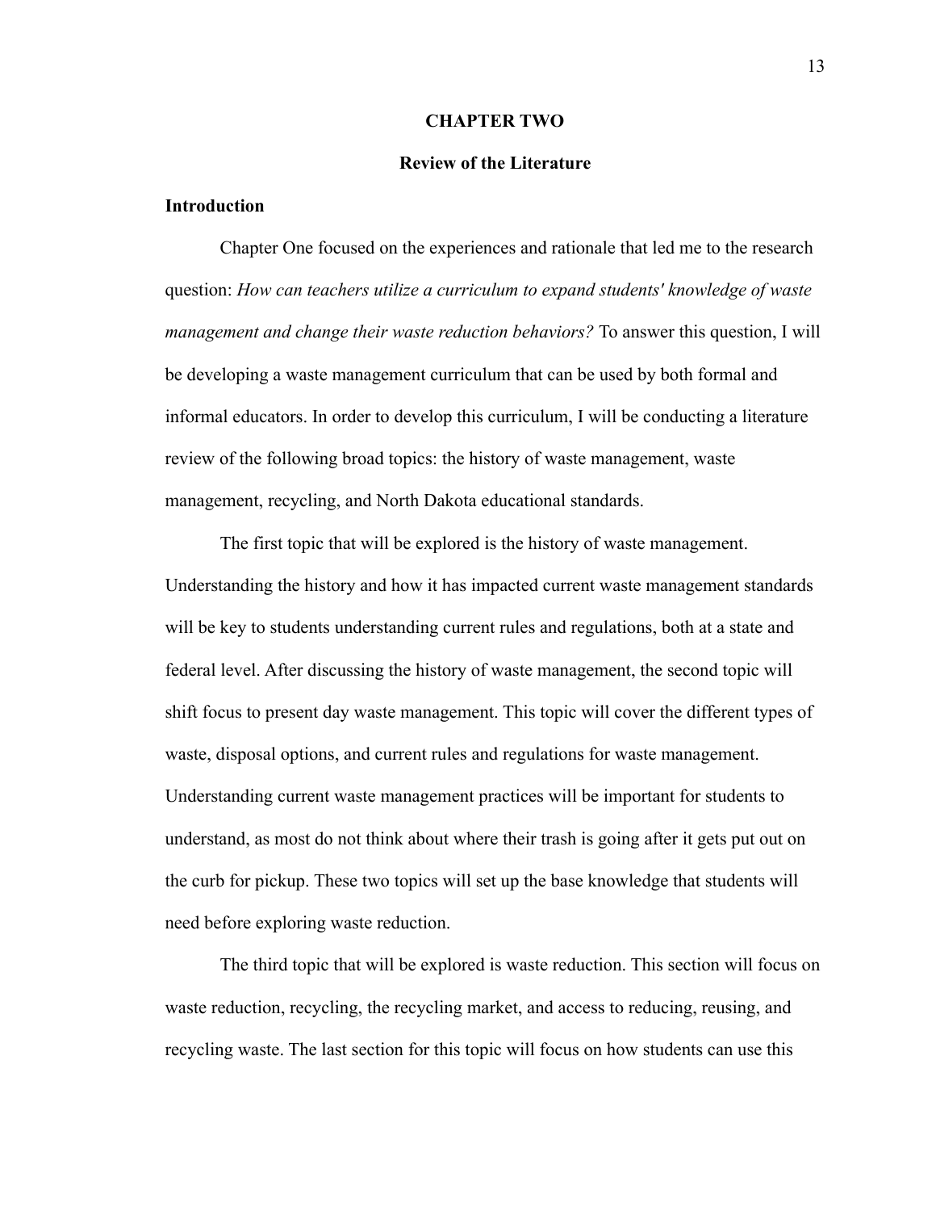# CHAPTER TWO

## Review of the Literature

### Introduction

Chapter One focused on the experiences and rationale that led me to the research question: *How can teachers utilize a curriculum to expand students' knowledge of waste management and change their waste reduction behaviors?* To answer this question, I will be developing a waste management curriculum that can be used by both formal and informal educators. In order to develop this curriculum, I will be conducting a literature review of the following broad topics: the history of waste management, waste management, recycling, and North Dakota educational standards.

The first topic that will be explored is the history of waste management. Understanding the history and how it has impacted current waste management standards will be key to students understanding current rules and regulations, both at a state and federal level. After discussing the history of waste management, the second topic will shift focus to present day waste management. This topic will cover the different types of waste, disposal options, and current rules and regulations for waste management. Understanding current waste management practices will be important for students to understand, as most do not think about where their trash is going after it gets put out on the curb for pickup. These two topics will set up the base knowledge that students will need before exploring waste reduction.

The third topic that will be explored is waste reduction. This section will focus on waste reduction, recycling, the recycling market, and access to reducing, reusing, and recycling waste. The last section for this topic will focus on how students can use this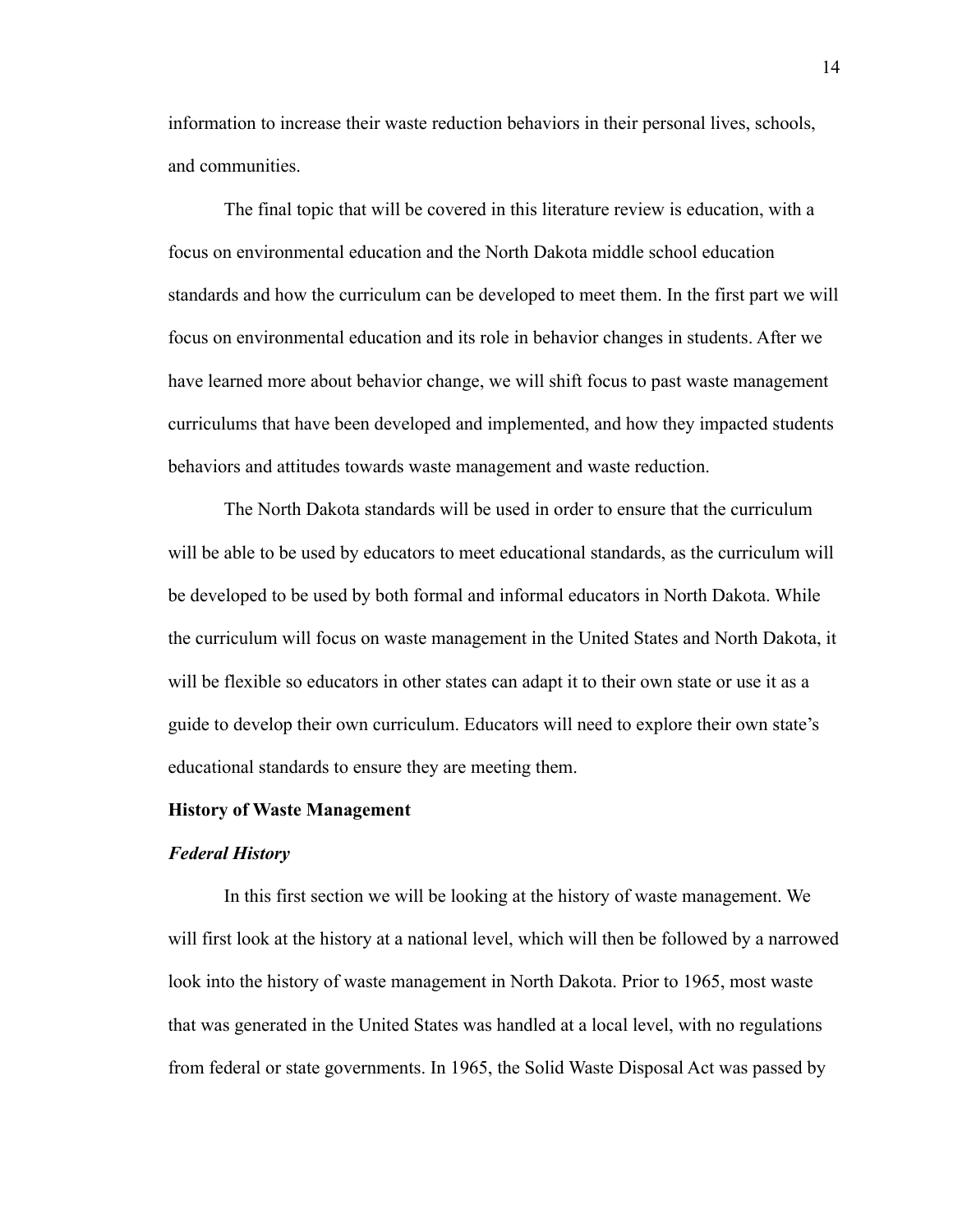information to increase their waste reduction behaviors in their personal lives, schools, and communities.

The final topic that will be covered in this literature review is education, with a focus on environmental education and the North Dakota middle school education standards and how the curriculum can be developed to meet them. In the first part we will focus on environmental education and its role in behavior changes in students. After we have learned more about behavior change, we will shift focus to past waste management curriculums that have been developed and implemented, and how they impacted students behaviors and attitudes towards waste management and waste reduction.

The North Dakota standards will be used in order to ensure that the curriculum will be able to be used by educators to meet educational standards, as the curriculum will be developed to be used by both formal and informal educators in North Dakota. While the curriculum will focus on waste management in the United States and North Dakota, it will be flexible so educators in other states can adapt it to their own state or use it as a guide to develop their own curriculum. Educators will need to explore their own state's educational standards to ensure they are meeting them.

## History of Waste Management

### *Federal History*

In this first section we will be looking at the history of waste management. We will first look at the history at a national level, which will then be followed by a narrowed look into the history of waste management in North Dakota. Prior to 1965, most waste that was generated in the United States was handled at a local level, with no regulations from federal or state governments. In 1965, the Solid Waste Disposal Act was passed by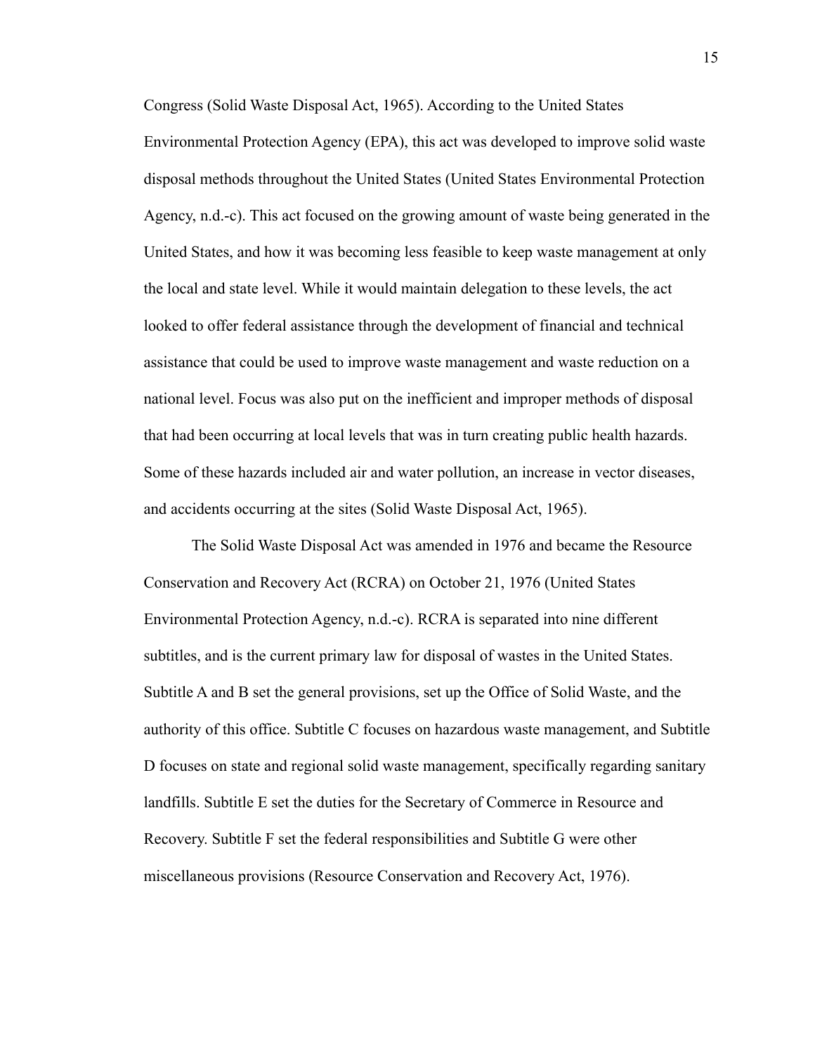Congress (Solid Waste Disposal Act, 1965). According to the United States Environmental Protection Agency (EPA), this act was developed to improve solid waste disposal methods throughout the United States (United States Environmental Protection Agency, n.d.-c). This act focused on the growing amount of waste being generated in the United States, and how it was becoming less feasible to keep waste management at only the local and state level. While it would maintain delegation to these levels, the act looked to offer federal assistance through the development of financial and technical assistance that could be used to improve waste management and waste reduction on a national level. Focus was also put on the inefficient and improper methods of disposal that had been occurring at local levels that was in turn creating public health hazards. Some of these hazards included air and water pollution, an increase in vector diseases, and accidents occurring at the sites (Solid Waste Disposal Act, 1965).

The Solid Waste Disposal Act was amended in 1976 and became the Resource Conservation and Recovery Act (RCRA) on October 21, 1976 (United States Environmental Protection Agency, n.d.-c). RCRA is separated into nine different subtitles, and is the current primary law for disposal of wastes in the United States. Subtitle A and B set the general provisions, set up the Office of Solid Waste, and the authority of this office. Subtitle C focuses on hazardous waste management, and Subtitle D focuses on state and regional solid waste management, specifically regarding sanitary landfills. Subtitle E set the duties for the Secretary of Commerce in Resource and Recovery. Subtitle F set the federal responsibilities and Subtitle G were other miscellaneous provisions (Resource Conservation and Recovery Act, 1976).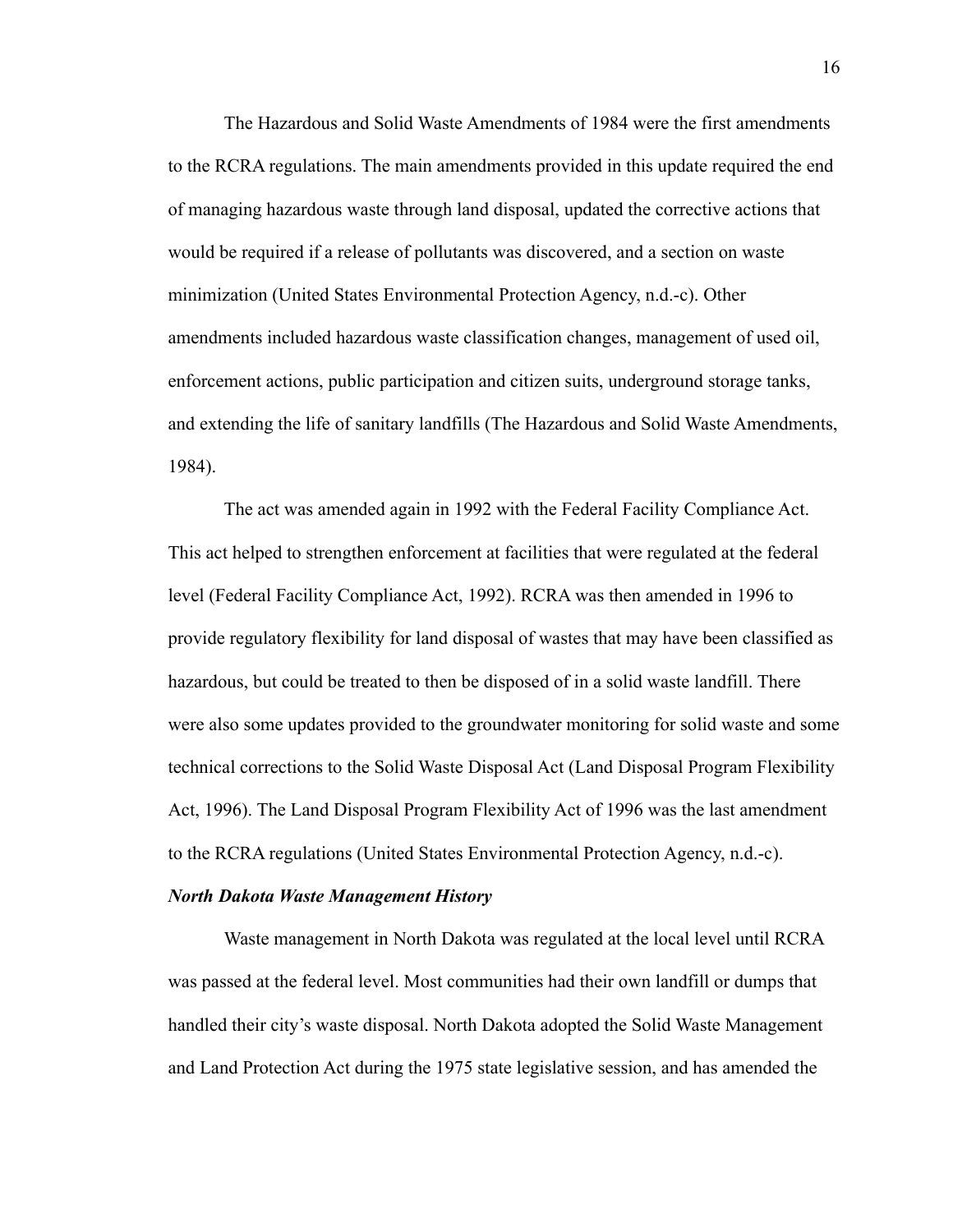The Hazardous and Solid Waste Amendments of 1984 were the first amendments to the RCRA regulations. The main amendments provided in this update required the end of managing hazardous waste through land disposal, updated the corrective actions that would be required if a release of pollutants was discovered, and a section on waste minimization (United States Environmental Protection Agency, n.d.-c). Other amendments included hazardous waste classification changes, management of used oil, enforcement actions, public participation and citizen suits, underground storage tanks, and extending the life of sanitary landfills (The Hazardous and Solid Waste Amendments, 1984).

The act was amended again in 1992 with the Federal Facility Compliance Act. This act helped to strengthen enforcement at facilities that were regulated at the federal level (Federal Facility Compliance Act, 1992). RCRA was then amended in 1996 to provide regulatory flexibility for land disposal of wastes that may have been classified as hazardous, but could be treated to then be disposed of in a solid waste landfill. There were also some updates provided to the groundwater monitoring for solid waste and some technical corrections to the Solid Waste Disposal Act (Land Disposal Program Flexibility Act, 1996). The Land Disposal Program Flexibility Act of 1996 was the last amendment to the RCRA regulations (United States Environmental Protection Agency, n.d.-c).

***North Dakota Waste Management History***

Waste management in North Dakota was regulated at the local level until RCRA was passed at the federal level. Most communities had their own landfill or dumps that handled their city's waste disposal. North Dakota adopted the Solid Waste Management and Land Protection Act during the 1975 state legislative session, and has amended the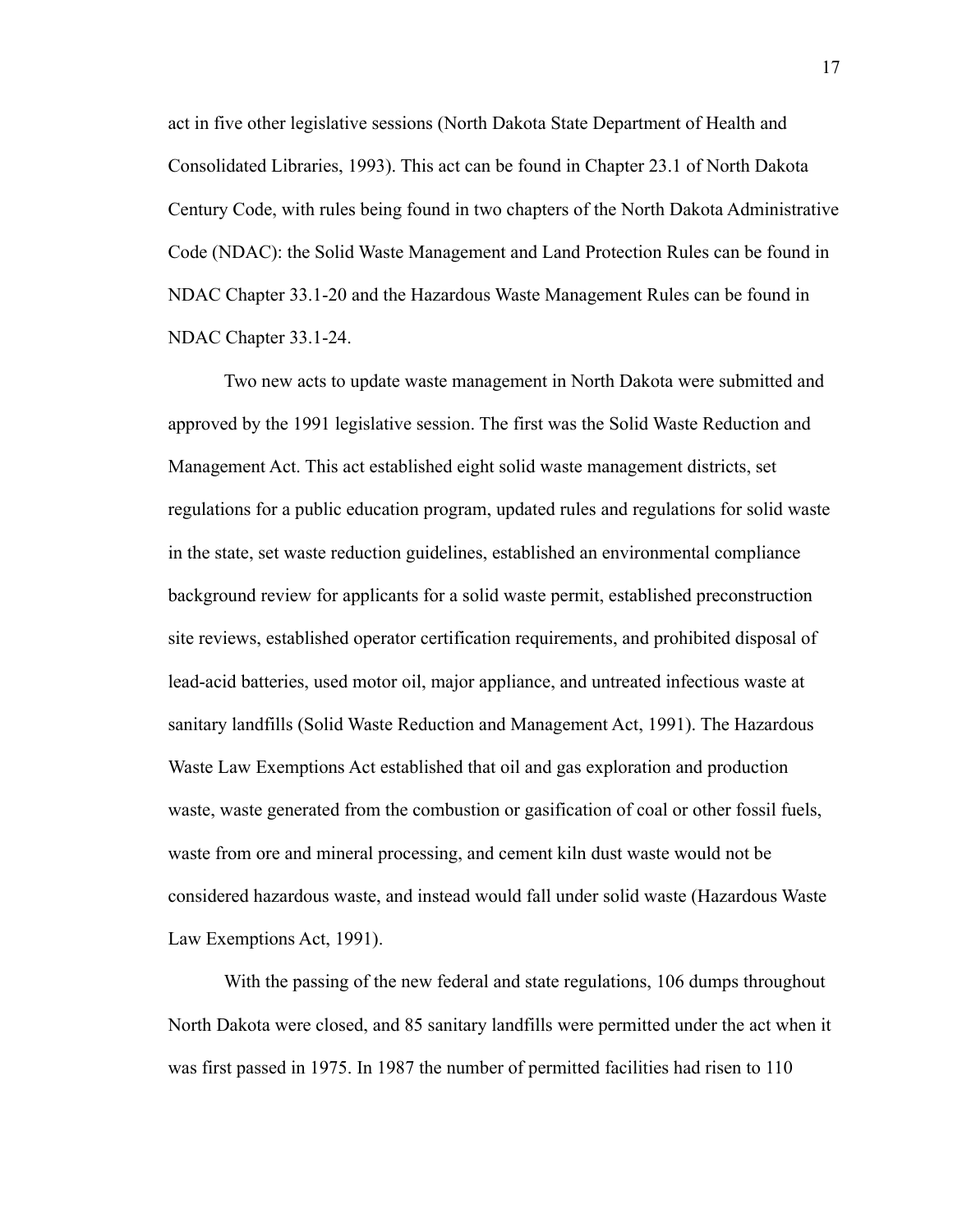act in five other legislative sessions (North Dakota State Department of Health and Consolidated Libraries, 1993). This act can be found in Chapter 23.1 of North Dakota Century Code, with rules being found in two chapters of the North Dakota Administrative Code (NDAC): the Solid Waste Management and Land Protection Rules can be found in NDAC Chapter 33.1-20 and the Hazardous Waste Management Rules can be found in NDAC Chapter 33.1-24.

Two new acts to update waste management in North Dakota were submitted and approved by the 1991 legislative session. The first was the Solid Waste Reduction and Management Act. This act established eight solid waste management districts, set regulations for a public education program, updated rules and regulations for solid waste in the state, set waste reduction guidelines, established an environmental compliance background review for applicants for a solid waste permit, established preconstruction site reviews, established operator certification requirements, and prohibited disposal of lead-acid batteries, used motor oil, major appliance, and untreated infectious waste at sanitary landfills (Solid Waste Reduction and Management Act, 1991). The Hazardous Waste Law Exemptions Act established that oil and gas exploration and production waste, waste generated from the combustion or gasification of coal or other fossil fuels, waste from ore and mineral processing, and cement kiln dust waste would not be considered hazardous waste, and instead would fall under solid waste (Hazardous Waste Law Exemptions Act, 1991).

With the passing of the new federal and state regulations, 106 dumps throughout North Dakota were closed, and 85 sanitary landfills were permitted under the act when it was first passed in 1975. In 1987 the number of permitted facilities had risen to 110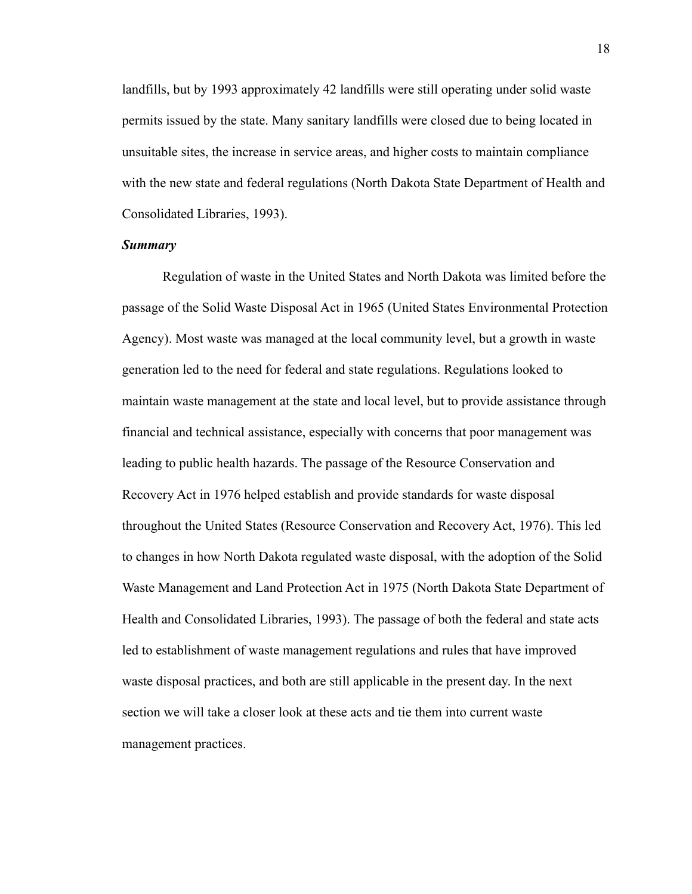landfills, but by 1993 approximately 42 landfills were still operating under solid waste permits issued by the state. Many sanitary landfills were closed due to being located in unsuitable sites, the increase in service areas, and higher costs to maintain compliance with the new state and federal regulations (North Dakota State Department of Health and Consolidated Libraries, 1993).

***Summary***

Regulation of waste in the United States and North Dakota was limited before the passage of the Solid Waste Disposal Act in 1965 (United States Environmental Protection Agency). Most waste was managed at the local community level, but a growth in waste generation led to the need for federal and state regulations. Regulations looked to maintain waste management at the state and local level, but to provide assistance through financial and technical assistance, especially with concerns that poor management was leading to public health hazards. The passage of the Resource Conservation and Recovery Act in 1976 helped establish and provide standards for waste disposal throughout the United States (Resource Conservation and Recovery Act, 1976). This led to changes in how North Dakota regulated waste disposal, with the adoption of the Solid Waste Management and Land Protection Act in 1975 (North Dakota State Department of Health and Consolidated Libraries, 1993). The passage of both the federal and state acts led to establishment of waste management regulations and rules that have improved waste disposal practices, and both are still applicable in the present day. In the next section we will take a closer look at these acts and tie them into current waste management practices.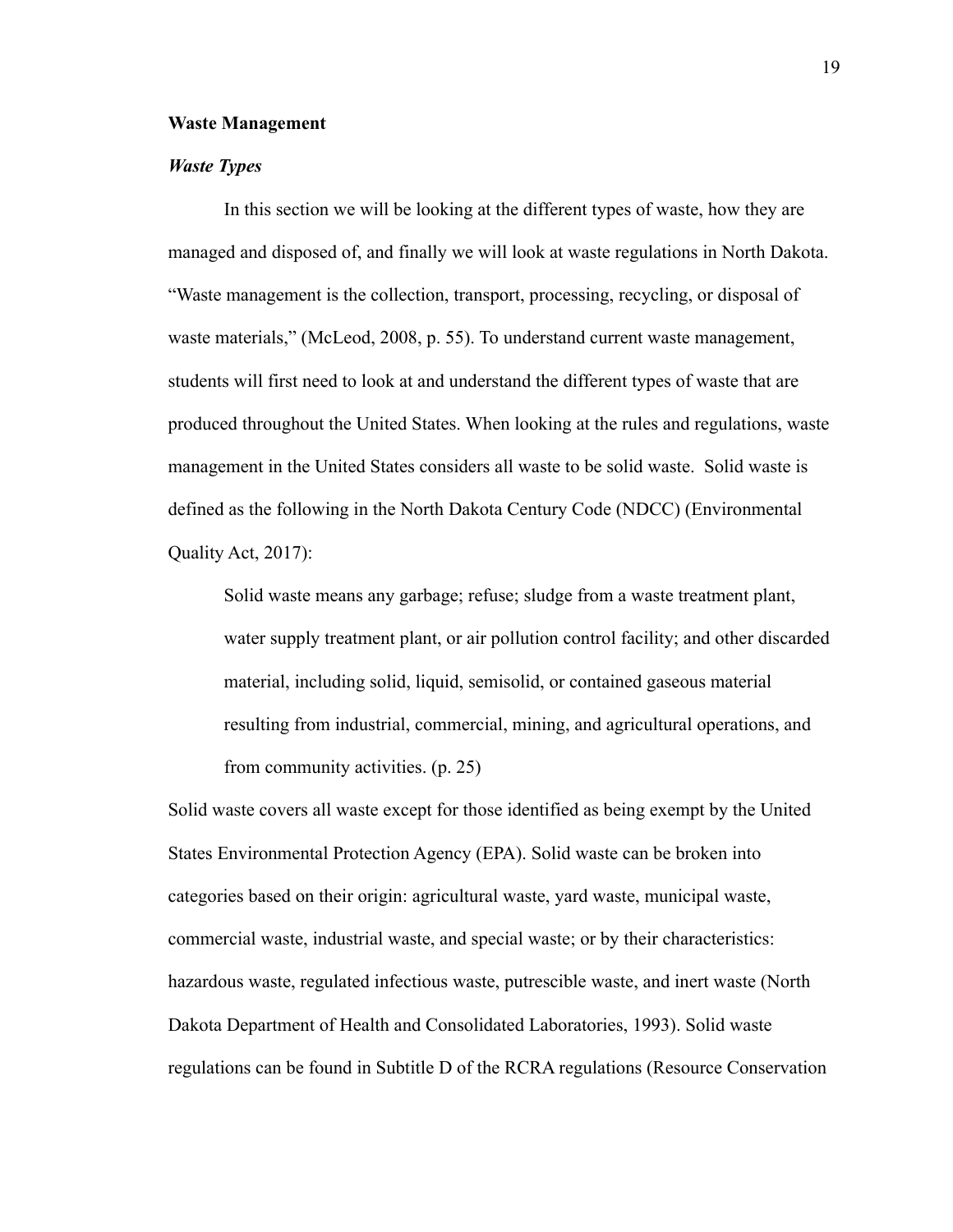## Waste Management

### *Waste Types*

In this section we will be looking at the different types of waste, how they are managed and disposed of, and finally we will look at waste regulations in North Dakota. "Waste management is the collection, transport, processing, recycling, or disposal of waste materials," (McLeod, 2008, p. 55). To understand current waste management, students will first need to look at and understand the different types of waste that are produced throughout the United States. When looking at the rules and regulations, waste management in the United States considers all waste to be solid waste. Solid waste is defined as the following in the North Dakota Century Code (NDCC) (Environmental Quality Act, 2017):

> Solid waste means any garbage; refuse; sludge from a waste treatment plant, water supply treatment plant, or air pollution control facility; and other discarded material, including solid, liquid, semisolid, or contained gaseous material resulting from industrial, commercial, mining, and agricultural operations, and from community activities. (p. 25)

Solid waste covers all waste except for those identified as being exempt by the United States Environmental Protection Agency (EPA). Solid waste can be broken into categories based on their origin: agricultural waste, yard waste, municipal waste, commercial waste, industrial waste, and special waste; or by their characteristics: hazardous waste, regulated infectious waste, putrescible waste, and inert waste (North Dakota Department of Health and Consolidated Laboratories, 1993). Solid waste regulations can be found in Subtitle D of the RCRA regulations (Resource Conservation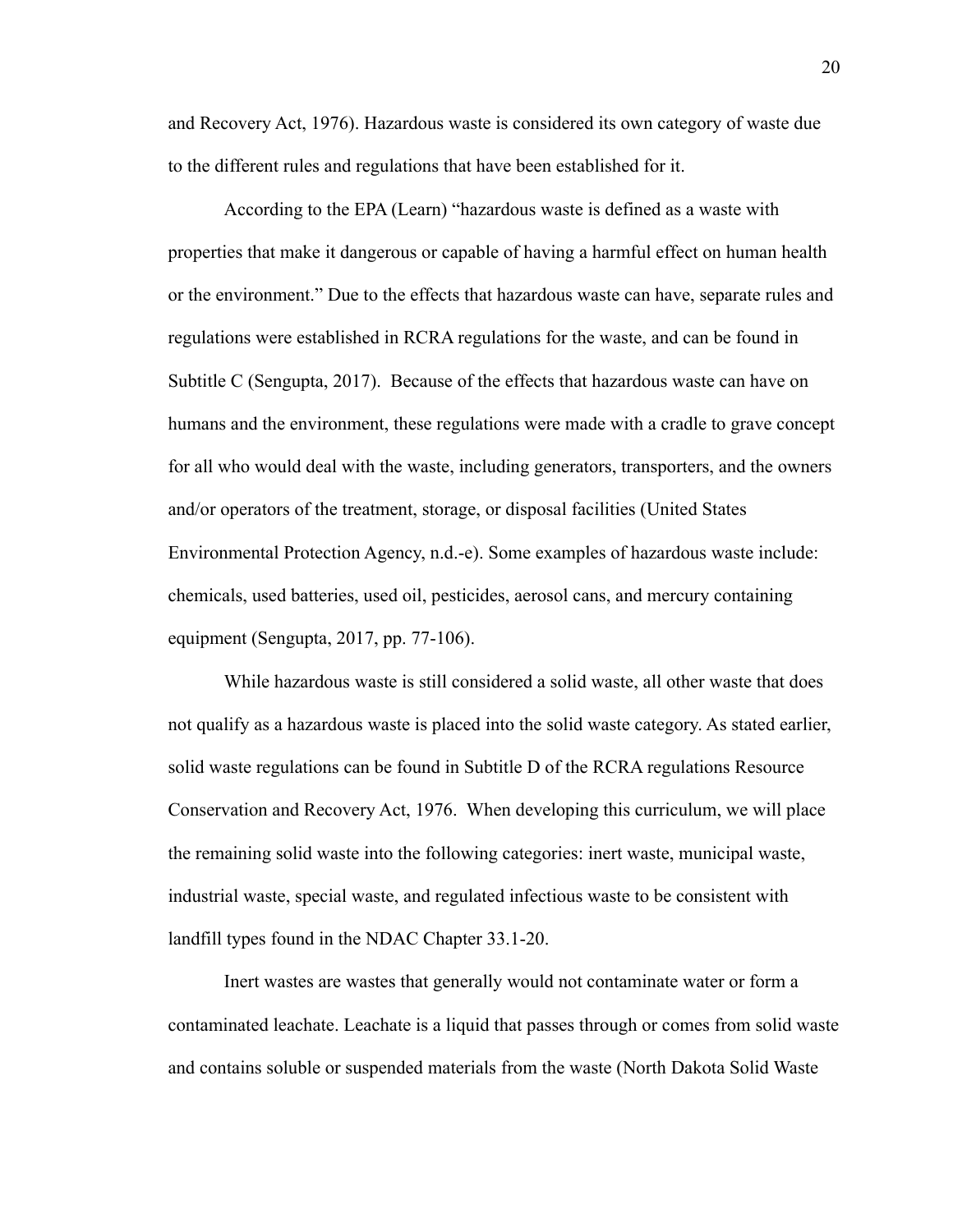and Recovery Act, 1976). Hazardous waste is considered its own category of waste due to the different rules and regulations that have been established for it.

According to the EPA (Learn) "hazardous waste is defined as a waste with properties that make it dangerous or capable of having a harmful effect on human health or the environment." Due to the effects that hazardous waste can have, separate rules and regulations were established in RCRA regulations for the waste, and can be found in Subtitle C (Sengupta, 2017). Because of the effects that hazardous waste can have on humans and the environment, these regulations were made with a cradle to grave concept for all who would deal with the waste, including generators, transporters, and the owners and/or operators of the treatment, storage, or disposal facilities (United States Environmental Protection Agency, n.d.-e). Some examples of hazardous waste include: chemicals, used batteries, used oil, pesticides, aerosol cans, and mercury containing equipment (Sengupta, 2017, pp. 77-106).

While hazardous waste is still considered a solid waste, all other waste that does not qualify as a hazardous waste is placed into the solid waste category. As stated earlier, solid waste regulations can be found in Subtitle D of the RCRA regulations Resource Conservation and Recovery Act, 1976. When developing this curriculum, we will place the remaining solid waste into the following categories: inert waste, municipal waste, industrial waste, special waste, and regulated infectious waste to be consistent with landfill types found in the NDAC Chapter 33.1-20.

Inert wastes are wastes that generally would not contaminate water or form a contaminated leachate. Leachate is a liquid that passes through or comes from solid waste and contains soluble or suspended materials from the waste (North Dakota Solid Waste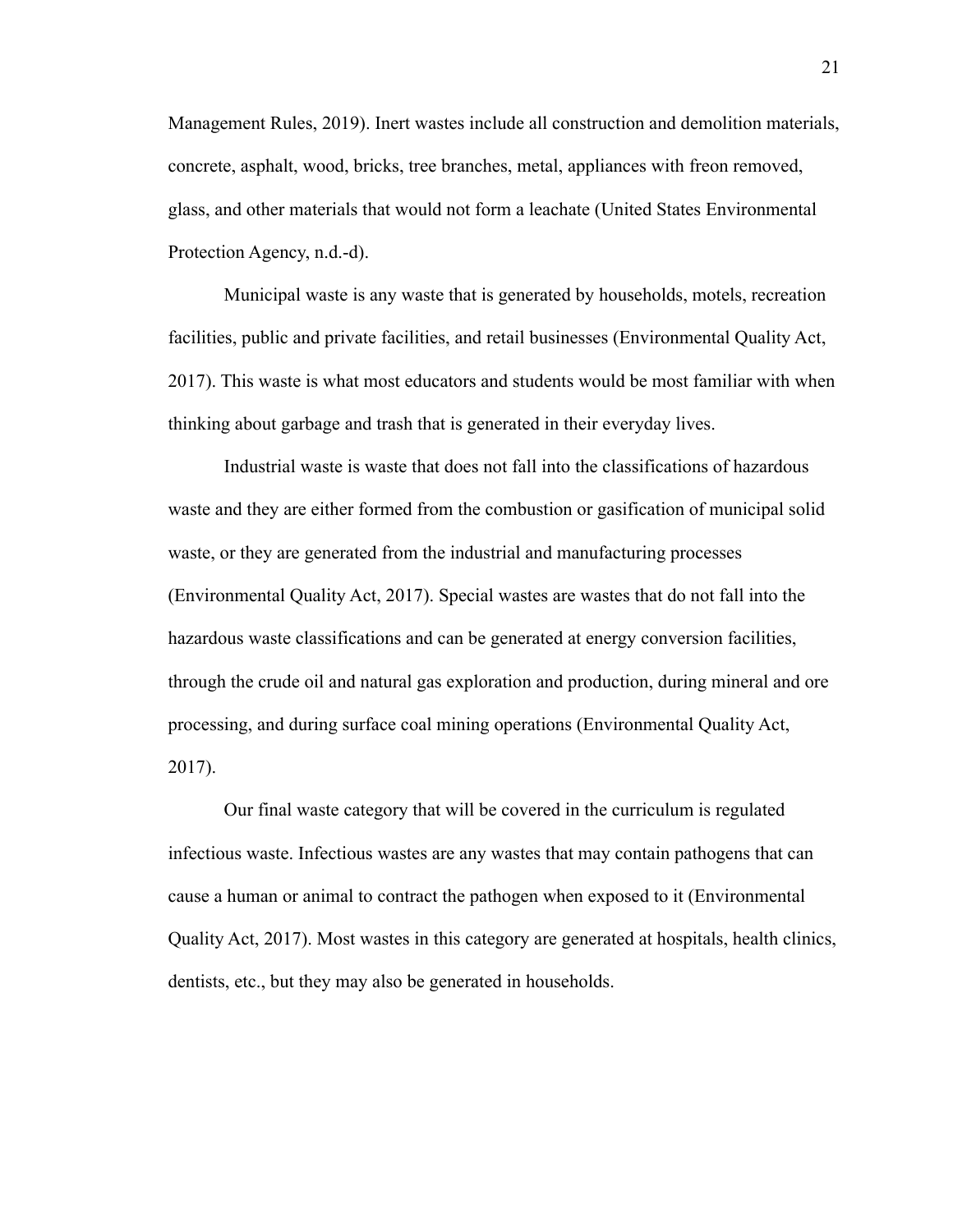Management Rules, 2019). Inert wastes include all construction and demolition materials, concrete, asphalt, wood, bricks, tree branches, metal, appliances with freon removed, glass, and other materials that would not form a leachate (United States Environmental Protection Agency, n.d.-d).

Municipal waste is any waste that is generated by households, motels, recreation facilities, public and private facilities, and retail businesses (Environmental Quality Act, 2017). This waste is what most educators and students would be most familiar with when thinking about garbage and trash that is generated in their everyday lives.

Industrial waste is waste that does not fall into the classifications of hazardous waste and they are either formed from the combustion or gasification of municipal solid waste, or they are generated from the industrial and manufacturing processes (Environmental Quality Act, 2017). Special wastes are wastes that do not fall into the hazardous waste classifications and can be generated at energy conversion facilities, through the crude oil and natural gas exploration and production, during mineral and ore processing, and during surface coal mining operations (Environmental Quality Act, 2017).

Our final waste category that will be covered in the curriculum is regulated infectious waste. Infectious wastes are any wastes that may contain pathogens that can cause a human or animal to contract the pathogen when exposed to it (Environmental Quality Act, 2017). Most wastes in this category are generated at hospitals, health clinics, dentists, etc., but they may also be generated in households.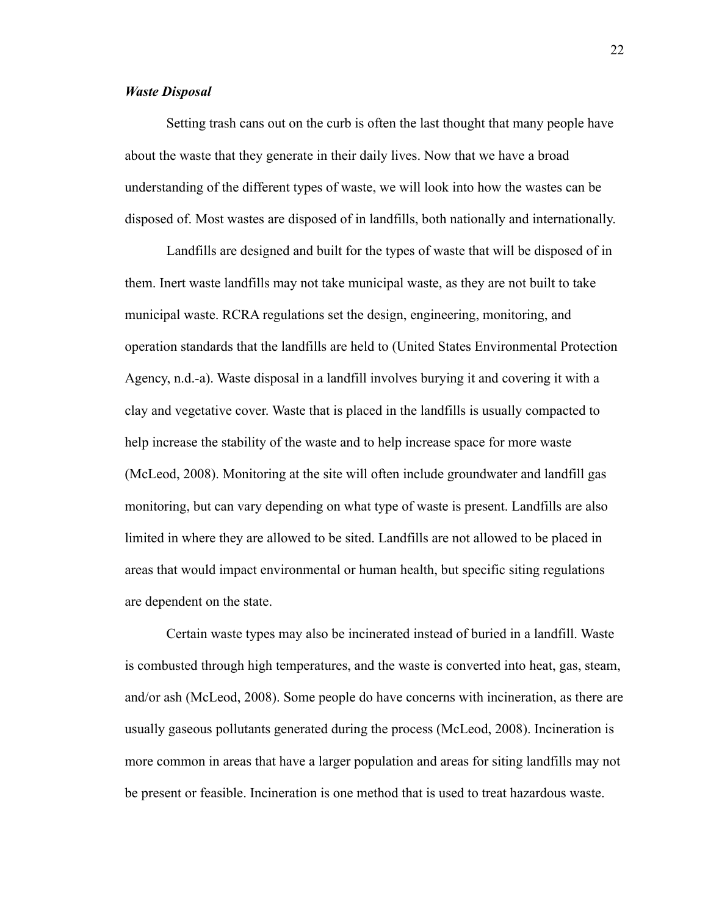### *Waste Disposal*

Setting trash cans out on the curb is often the last thought that many people have about the waste that they generate in their daily lives. Now that we have a broad understanding of the different types of waste, we will look into how the wastes can be disposed of. Most wastes are disposed of in landfills, both nationally and internationally.

Landfills are designed and built for the types of waste that will be disposed of in them. Inert waste landfills may not take municipal waste, as they are not built to take municipal waste. RCRA regulations set the design, engineering, monitoring, and operation standards that the landfills are held to (United States Environmental Protection Agency, n.d.-a). Waste disposal in a landfill involves burying it and covering it with a clay and vegetative cover. Waste that is placed in the landfills is usually compacted to help increase the stability of the waste and to help increase space for more waste (McLeod, 2008). Monitoring at the site will often include groundwater and landfill gas monitoring, but can vary depending on what type of waste is present. Landfills are also limited in where they are allowed to be sited. Landfills are not allowed to be placed in areas that would impact environmental or human health, but specific siting regulations are dependent on the state.

Certain waste types may also be incinerated instead of buried in a landfill. Waste is combusted through high temperatures, and the waste is converted into heat, gas, steam, and/or ash (McLeod, 2008). Some people do have concerns with incineration, as there are usually gaseous pollutants generated during the process (McLeod, 2008). Incineration is more common in areas that have a larger population and areas for siting landfills may not be present or feasible. Incineration is one method that is used to treat hazardous waste.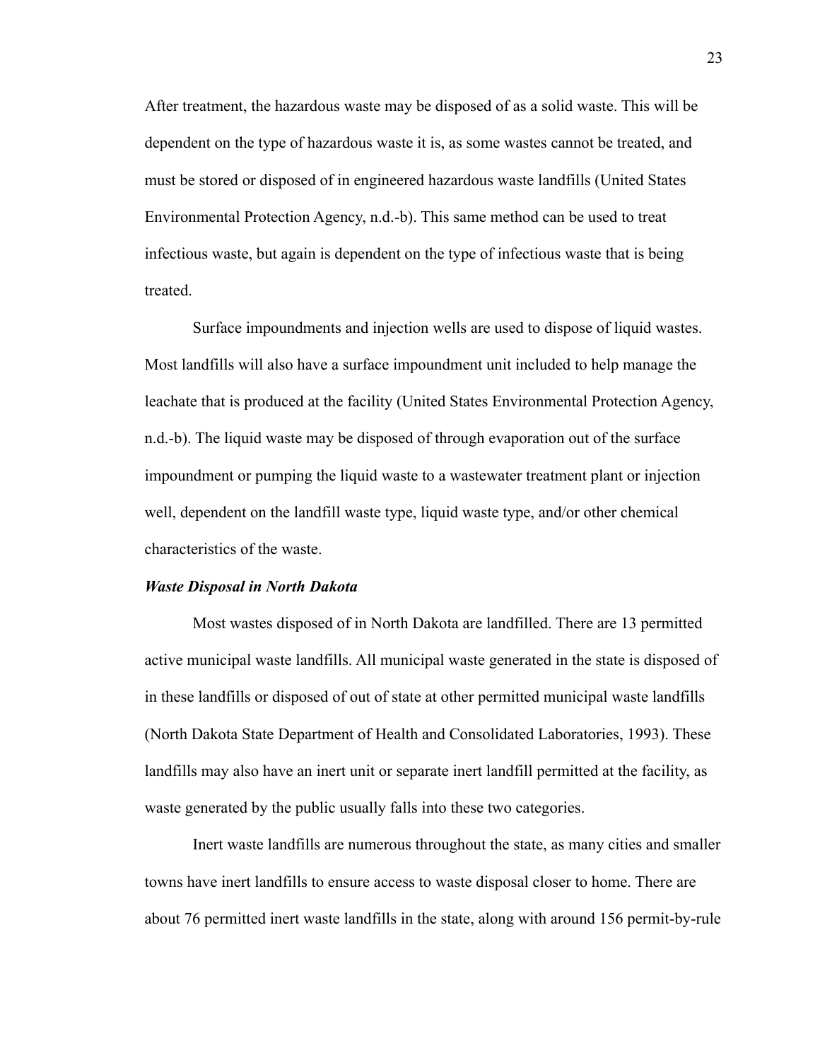After treatment, the hazardous waste may be disposed of as a solid waste. This will be dependent on the type of hazardous waste it is, as some wastes cannot be treated, and must be stored or disposed of in engineered hazardous waste landfills (United States Environmental Protection Agency, n.d.-b). This same method can be used to treat infectious waste, but again is dependent on the type of infectious waste that is being treated.

Surface impoundments and injection wells are used to dispose of liquid wastes. Most landfills will also have a surface impoundment unit included to help manage the leachate that is produced at the facility (United States Environmental Protection Agency, n.d.-b). The liquid waste may be disposed of through evaporation out of the surface impoundment or pumping the liquid waste to a wastewater treatment plant or injection well, dependent on the landfill waste type, liquid waste type, and/or other chemical characteristics of the waste.

***Waste Disposal in North Dakota***

Most wastes disposed of in North Dakota are landfilled. There are 13 permitted active municipal waste landfills. All municipal waste generated in the state is disposed of in these landfills or disposed of out of state at other permitted municipal waste landfills (North Dakota State Department of Health and Consolidated Laboratories, 1993). These landfills may also have an inert unit or separate inert landfill permitted at the facility, as waste generated by the public usually falls into these two categories.

Inert waste landfills are numerous throughout the state, as many cities and smaller towns have inert landfills to ensure access to waste disposal closer to home. There are about 76 permitted inert waste landfills in the state, along with around 156 permit-by-rule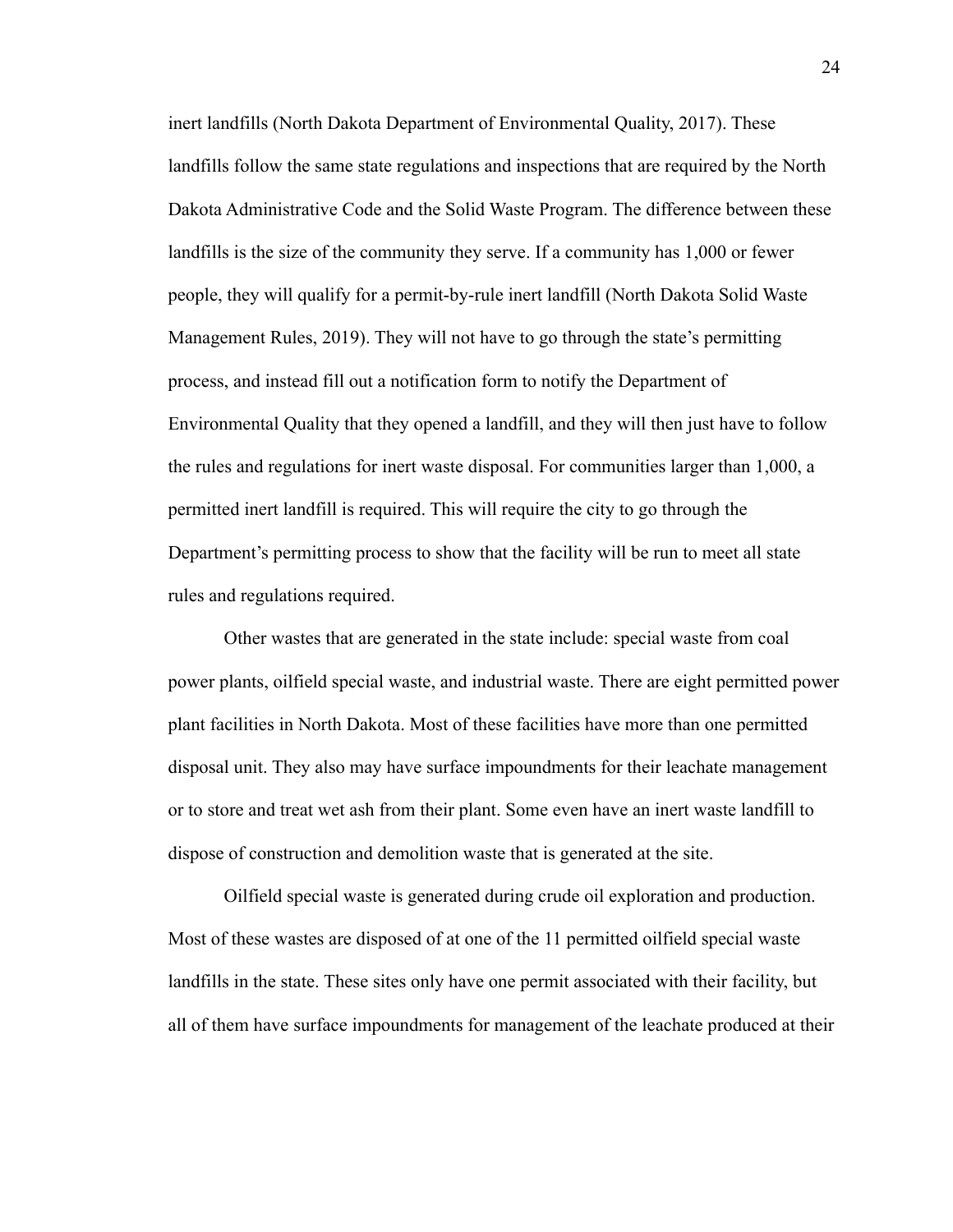inert landfills (North Dakota Department of Environmental Quality, 2017). These landfills follow the same state regulations and inspections that are required by the North Dakota Administrative Code and the Solid Waste Program. The difference between these landfills is the size of the community they serve. If a community has 1,000 or fewer people, they will qualify for a permit-by-rule inert landfill (North Dakota Solid Waste Management Rules, 2019). They will not have to go through the state's permitting process, and instead fill out a notification form to notify the Department of Environmental Quality that they opened a landfill, and they will then just have to follow the rules and regulations for inert waste disposal. For communities larger than 1,000, a permitted inert landfill is required. This will require the city to go through the Department's permitting process to show that the facility will be run to meet all state rules and regulations required.

Other wastes that are generated in the state include: special waste from coal power plants, oilfield special waste, and industrial waste. There are eight permitted power plant facilities in North Dakota. Most of these facilities have more than one permitted disposal unit. They also may have surface impoundments for their leachate management or to store and treat wet ash from their plant. Some even have an inert waste landfill to dispose of construction and demolition waste that is generated at the site.

Oilfield special waste is generated during crude oil exploration and production. Most of these wastes are disposed of at one of the 11 permitted oilfield special waste landfills in the state. These sites only have one permit associated with their facility, but all of them have surface impoundments for management of the leachate produced at their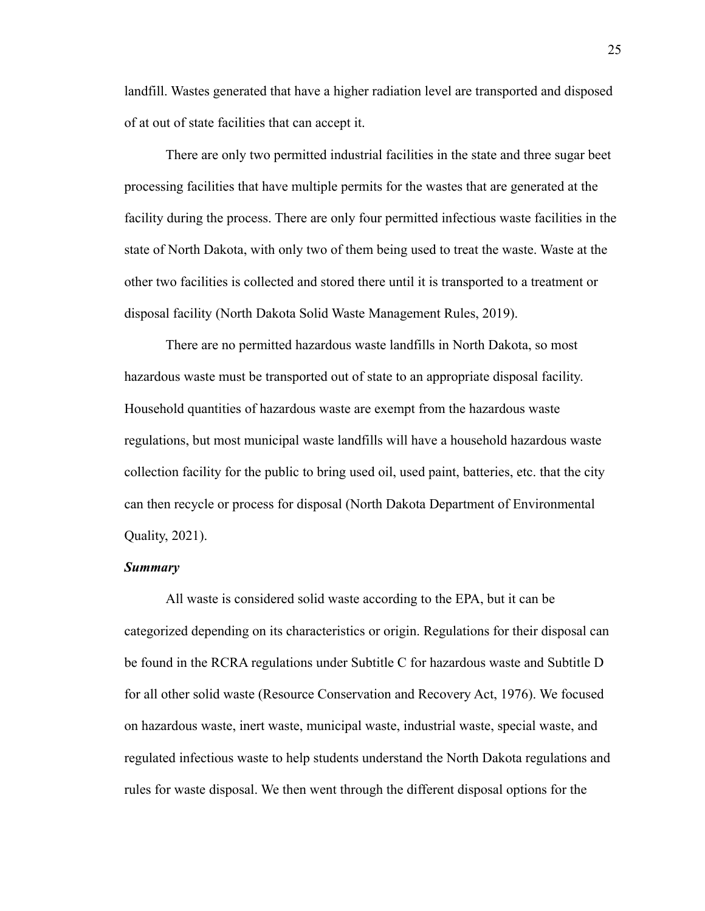landfill. Wastes generated that have a higher radiation level are transported and disposed of at out of state facilities that can accept it.

There are only two permitted industrial facilities in the state and three sugar beet processing facilities that have multiple permits for the wastes that are generated at the facility during the process. There are only four permitted infectious waste facilities in the state of North Dakota, with only two of them being used to treat the waste. Waste at the other two facilities is collected and stored there until it is transported to a treatment or disposal facility (North Dakota Solid Waste Management Rules, 2019).

There are no permitted hazardous waste landfills in North Dakota, so most hazardous waste must be transported out of state to an appropriate disposal facility. Household quantities of hazardous waste are exempt from the hazardous waste regulations, but most municipal waste landfills will have a household hazardous waste collection facility for the public to bring used oil, used paint, batteries, etc. that the city can then recycle or process for disposal (North Dakota Department of Environmental Quality, 2021).

### ***Summary***

All waste is considered solid waste according to the EPA, but it can be categorized depending on its characteristics or origin. Regulations for their disposal can be found in the RCRA regulations under Subtitle C for hazardous waste and Subtitle D for all other solid waste (Resource Conservation and Recovery Act, 1976). We focused on hazardous waste, inert waste, municipal waste, industrial waste, special waste, and regulated infectious waste to help students understand the North Dakota regulations and rules for waste disposal. We then went through the different disposal options for the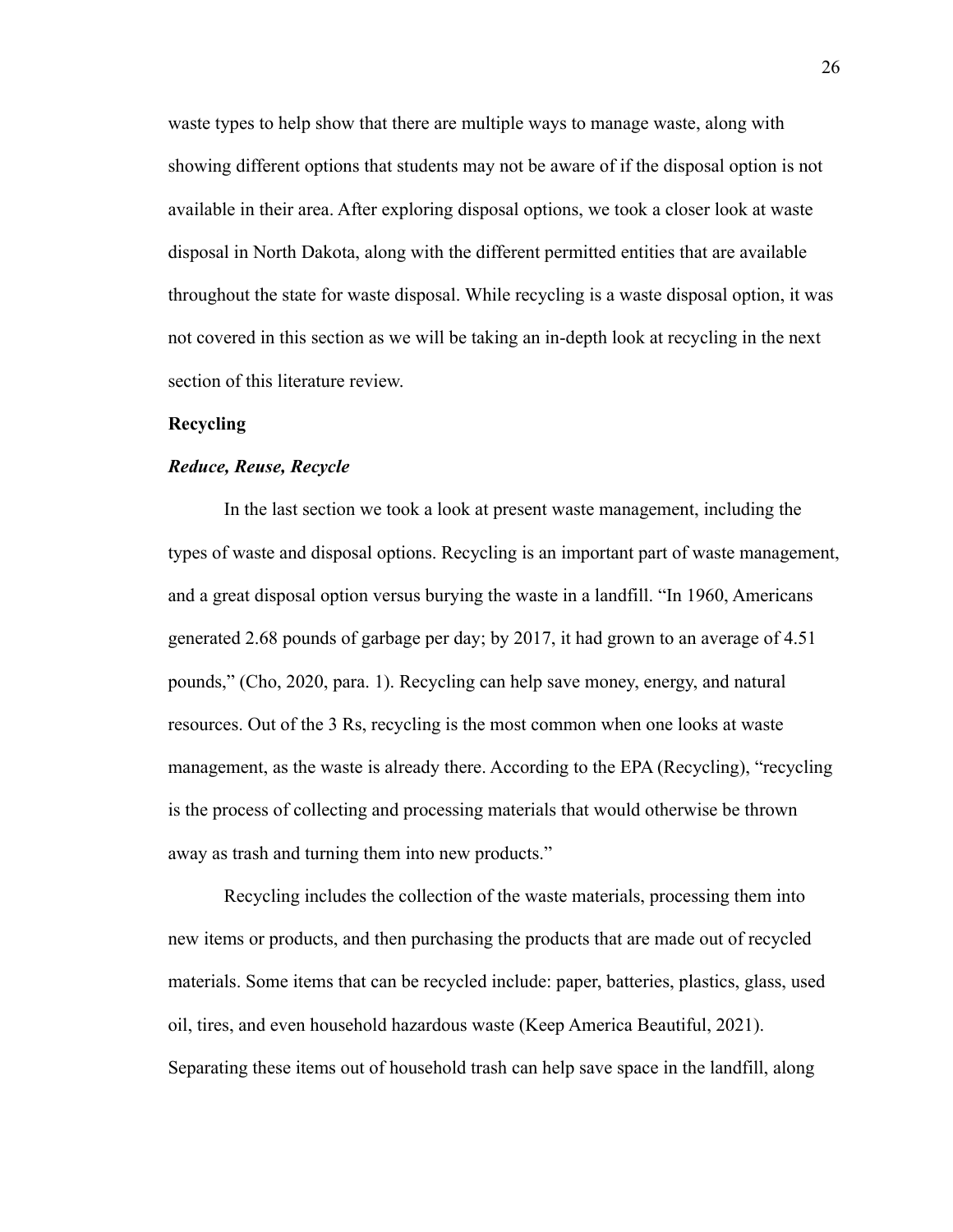waste types to help show that there are multiple ways to manage waste, along with showing different options that students may not be aware of if the disposal option is not available in their area. After exploring disposal options, we took a closer look at waste disposal in North Dakota, along with the different permitted entities that are available throughout the state for waste disposal. While recycling is a waste disposal option, it was not covered in this section as we will be taking an in-depth look at recycling in the next section of this literature review.

## Recycling

### *Reduce, Reuse, Recycle*

In the last section we took a look at present waste management, including the types of waste and disposal options. Recycling is an important part of waste management, and a great disposal option versus burying the waste in a landfill. "In 1960, Americans generated 2.68 pounds of garbage per day; by 2017, it had grown to an average of 4.51 pounds," (Cho, 2020, para. 1). Recycling can help save money, energy, and natural resources. Out of the 3 Rs, recycling is the most common when one looks at waste management, as the waste is already there. According to the EPA (Recycling), "recycling is the process of collecting and processing materials that would otherwise be thrown away as trash and turning them into new products."

Recycling includes the collection of the waste materials, processing them into new items or products, and then purchasing the products that are made out of recycled materials. Some items that can be recycled include: paper, batteries, plastics, glass, used oil, tires, and even household hazardous waste (Keep America Beautiful, 2021). Separating these items out of household trash can help save space in the landfill, along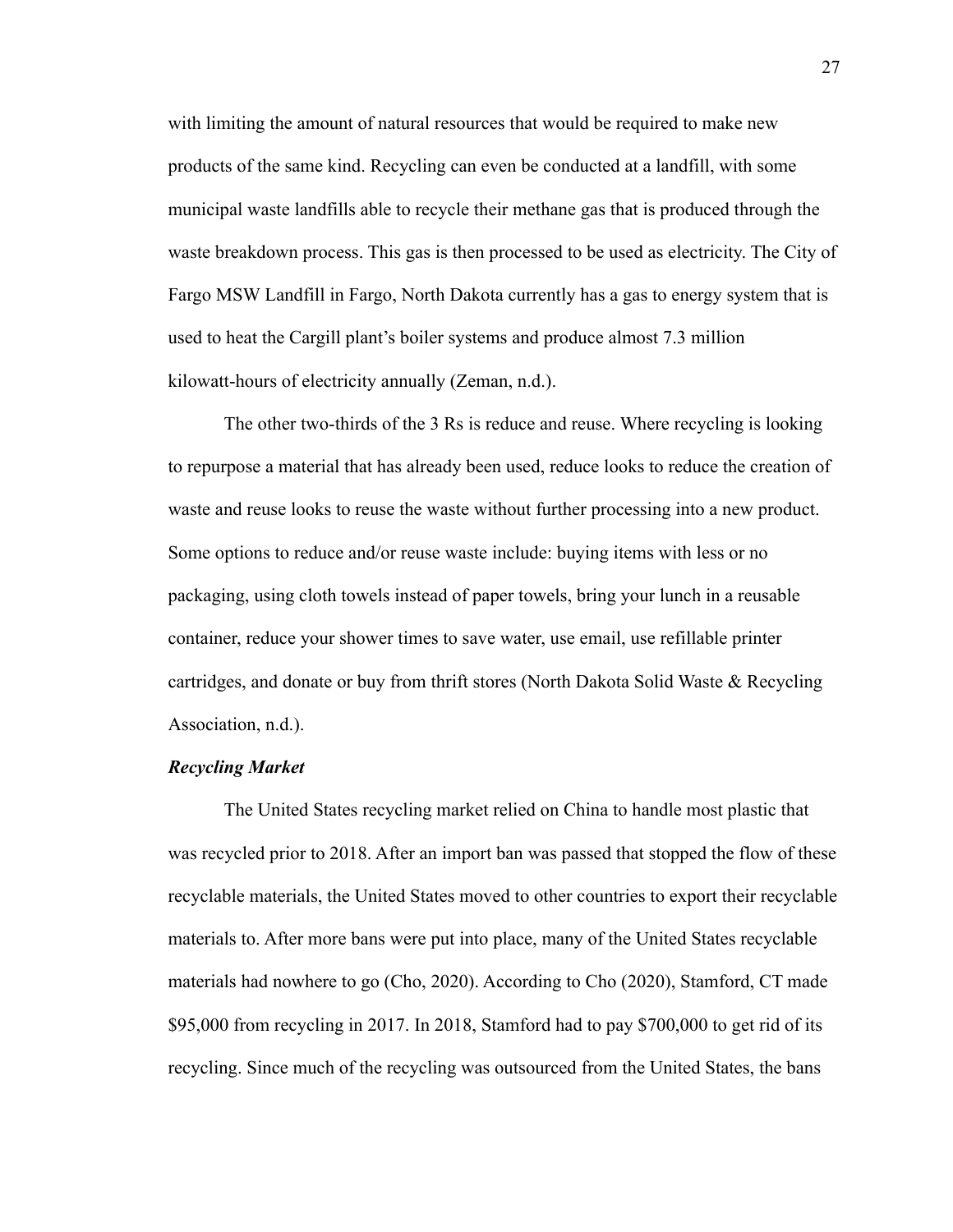with limiting the amount of natural resources that would be required to make new products of the same kind. Recycling can even be conducted at a landfill, with some municipal waste landfills able to recycle their methane gas that is produced through the waste breakdown process. This gas is then processed to be used as electricity. The City of Fargo MSW Landfill in Fargo, North Dakota currently has a gas to energy system that is used to heat the Cargill plant's boiler systems and produce almost 7.3 million kilowatt-hours of electricity annually (Zeman, n.d.).

The other two-thirds of the 3 Rs is reduce and reuse. Where recycling is looking to repurpose a material that has already been used, reduce looks to reduce the creation of waste and reuse looks to reuse the waste without further processing into a new product. Some options to reduce and/or reuse waste include: buying items with less or no packaging, using cloth towels instead of paper towels, bring your lunch in a reusable container, reduce your shower times to save water, use email, use refillable printer cartridges, and donate or buy from thrift stores (North Dakota Solid Waste & Recycling Association, n.d.).

***Recycling Market***

The United States recycling market relied on China to handle most plastic that was recycled prior to 2018. After an import ban was passed that stopped the flow of these recyclable materials, the United States moved to other countries to export their recyclable materials to. After more bans were put into place, many of the United States recyclable materials had nowhere to go (Cho, 2020). According to Cho (2020), Stamford, CT made $95,000 from recycling in 2017. In 2018, Stamford had to pay $700,000 to get rid of its recycling. Since much of the recycling was outsourced from the United States, the bans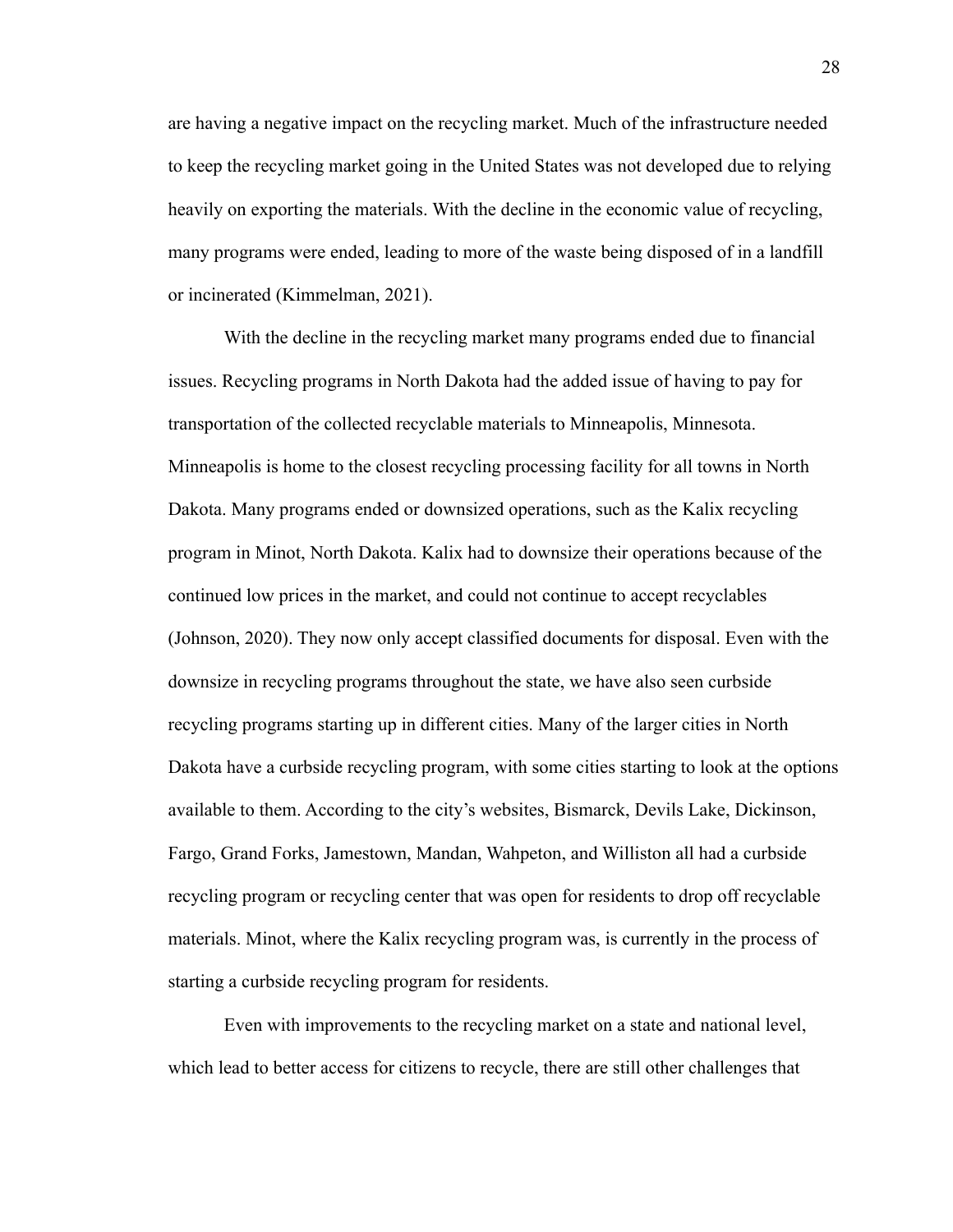are having a negative impact on the recycling market. Much of the infrastructure needed to keep the recycling market going in the United States was not developed due to relying heavily on exporting the materials. With the decline in the economic value of recycling, many programs were ended, leading to more of the waste being disposed of in a landfill or incinerated (Kimmelman, 2021).

With the decline in the recycling market many programs ended due to financial issues. Recycling programs in North Dakota had the added issue of having to pay for transportation of the collected recyclable materials to Minneapolis, Minnesota. Minneapolis is home to the closest recycling processing facility for all towns in North Dakota. Many programs ended or downsized operations, such as the Kalix recycling program in Minot, North Dakota. Kalix had to downsize their operations because of the continued low prices in the market, and could not continue to accept recyclables (Johnson, 2020). They now only accept classified documents for disposal. Even with the downsize in recycling programs throughout the state, we have also seen curbside recycling programs starting up in different cities. Many of the larger cities in North Dakota have a curbside recycling program, with some cities starting to look at the options available to them. According to the city's websites, Bismarck, Devils Lake, Dickinson, Fargo, Grand Forks, Jamestown, Mandan, Wahpeton, and Williston all had a curbside recycling program or recycling center that was open for residents to drop off recyclable materials. Minot, where the Kalix recycling program was, is currently in the process of starting a curbside recycling program for residents.

Even with improvements to the recycling market on a state and national level, which lead to better access for citizens to recycle, there are still other challenges that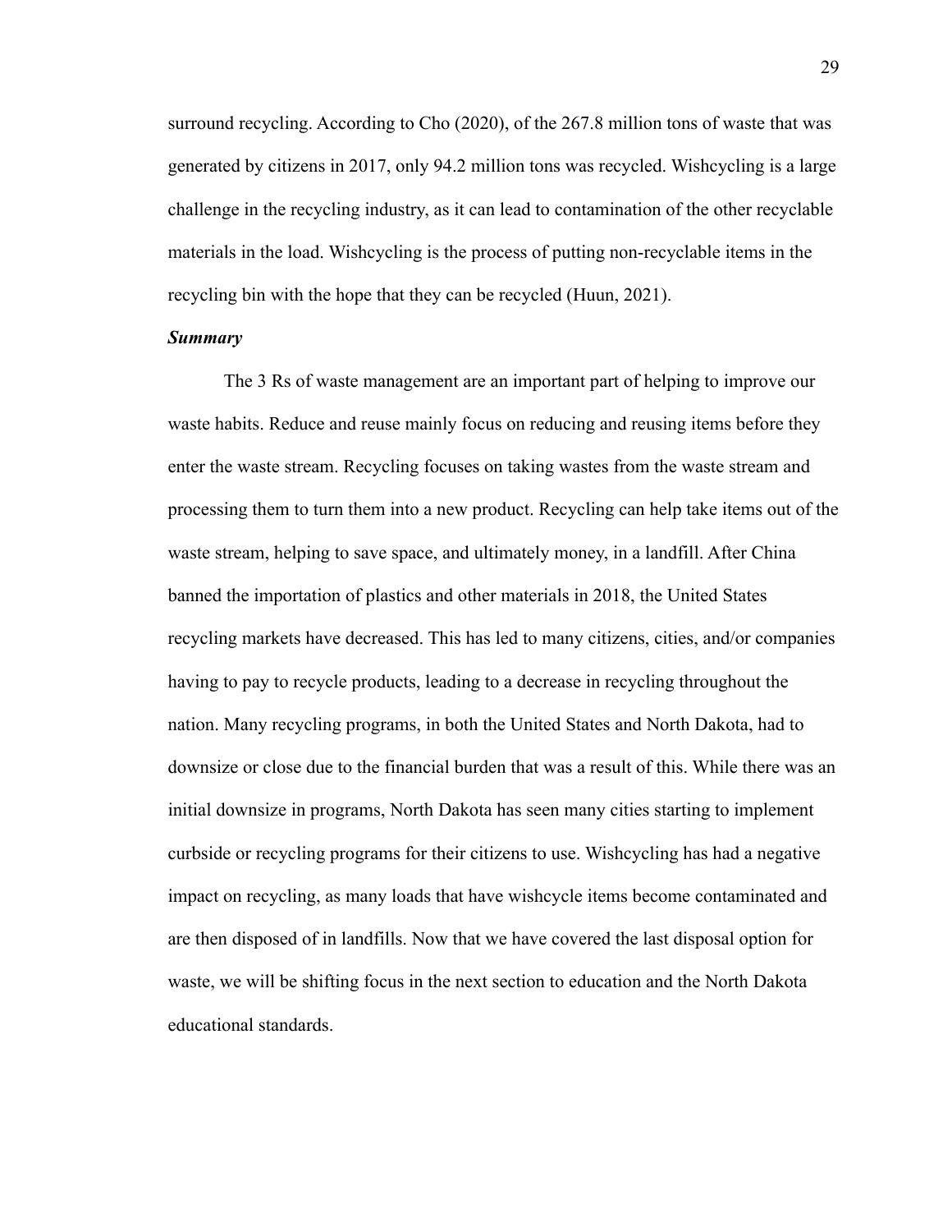surround recycling. According to Cho (2020), of the 267.8 million tons of waste that was generated by citizens in 2017, only 94.2 million tons was recycled. Wishcycling is a large challenge in the recycling industry, as it can lead to contamination of the other recyclable materials in the load. Wishcycling is the process of putting non-recyclable items in the recycling bin with the hope that they can be recycled (Huun, 2021).

### ***Summary***

The 3 Rs of waste management are an important part of helping to improve our waste habits. Reduce and reuse mainly focus on reducing and reusing items before they enter the waste stream. Recycling focuses on taking wastes from the waste stream and processing them to turn them into a new product. Recycling can help take items out of the waste stream, helping to save space, and ultimately money, in a landfill. After China banned the importation of plastics and other materials in 2018, the United States recycling markets have decreased. This has led to many citizens, cities, and/or companies having to pay to recycle products, leading to a decrease in recycling throughout the nation. Many recycling programs, in both the United States and North Dakota, had to downsize or close due to the financial burden that was a result of this. While there was an initial downsize in programs, North Dakota has seen many cities starting to implement curbside or recycling programs for their citizens to use. Wishcycling has had a negative impact on recycling, as many loads that have wishcycle items become contaminated and are then disposed of in landfills. Now that we have covered the last disposal option for waste, we will be shifting focus in the next section to education and the North Dakota educational standards.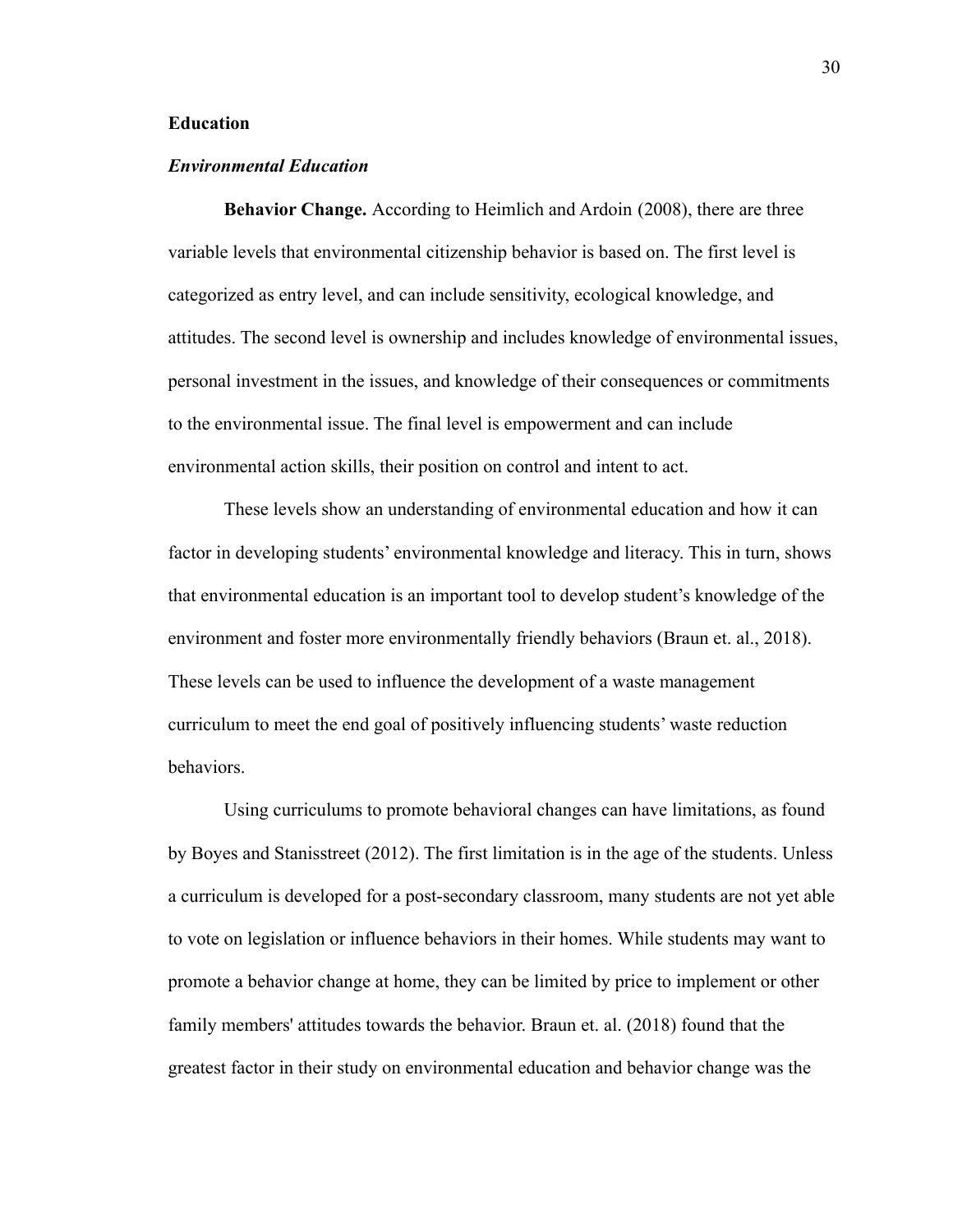## Education

### *Environmental Education*

**Behavior Change.** According to Heimlich and Ardoin (2008), there are three variable levels that environmental citizenship behavior is based on. The first level is categorized as entry level, and can include sensitivity, ecological knowledge, and attitudes. The second level is ownership and includes knowledge of environmental issues, personal investment in the issues, and knowledge of their consequences or commitments to the environmental issue. The final level is empowerment and can include environmental action skills, their position on control and intent to act.

These levels show an understanding of environmental education and how it can factor in developing students' environmental knowledge and literacy. This in turn, shows that environmental education is an important tool to develop student's knowledge of the environment and foster more environmentally friendly behaviors (Braun et. al., 2018). These levels can be used to influence the development of a waste management curriculum to meet the end goal of positively influencing students' waste reduction behaviors.

Using curriculums to promote behavioral changes can have limitations, as found by Boyes and Stanisstreet (2012). The first limitation is in the age of the students. Unless a curriculum is developed for a post-secondary classroom, many students are not yet able to vote on legislation or influence behaviors in their homes. While students may want to promote a behavior change at home, they can be limited by price to implement or other family members' attitudes towards the behavior. Braun et. al. (2018) found that the greatest factor in their study on environmental education and behavior change was the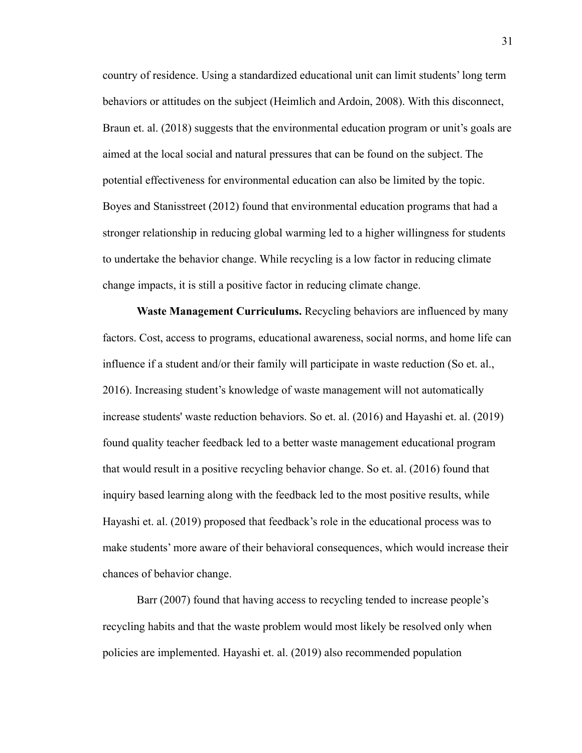country of residence. Using a standardized educational unit can limit students' long term behaviors or attitudes on the subject (Heimlich and Ardoin, 2008). With this disconnect, Braun et. al. (2018) suggests that the environmental education program or unit's goals are aimed at the local social and natural pressures that can be found on the subject. The potential effectiveness for environmental education can also be limited by the topic. Boyes and Stanisstreet (2012) found that environmental education programs that had a stronger relationship in reducing global warming led to a higher willingness for students to undertake the behavior change. While recycling is a low factor in reducing climate change impacts, it is still a positive factor in reducing climate change.

**Waste Management Curriculums.** Recycling behaviors are influenced by many factors. Cost, access to programs, educational awareness, social norms, and home life can influence if a student and/or their family will participate in waste reduction (So et. al., 2016). Increasing student's knowledge of waste management will not automatically increase students' waste reduction behaviors. So et. al. (2016) and Hayashi et. al. (2019) found quality teacher feedback led to a better waste management educational program that would result in a positive recycling behavior change. So et. al. (2016) found that inquiry based learning along with the feedback led to the most positive results, while Hayashi et. al. (2019) proposed that feedback's role in the educational process was to make students' more aware of their behavioral consequences, which would increase their chances of behavior change.

Barr (2007) found that having access to recycling tended to increase people's recycling habits and that the waste problem would most likely be resolved only when policies are implemented. Hayashi et. al. (2019) also recommended population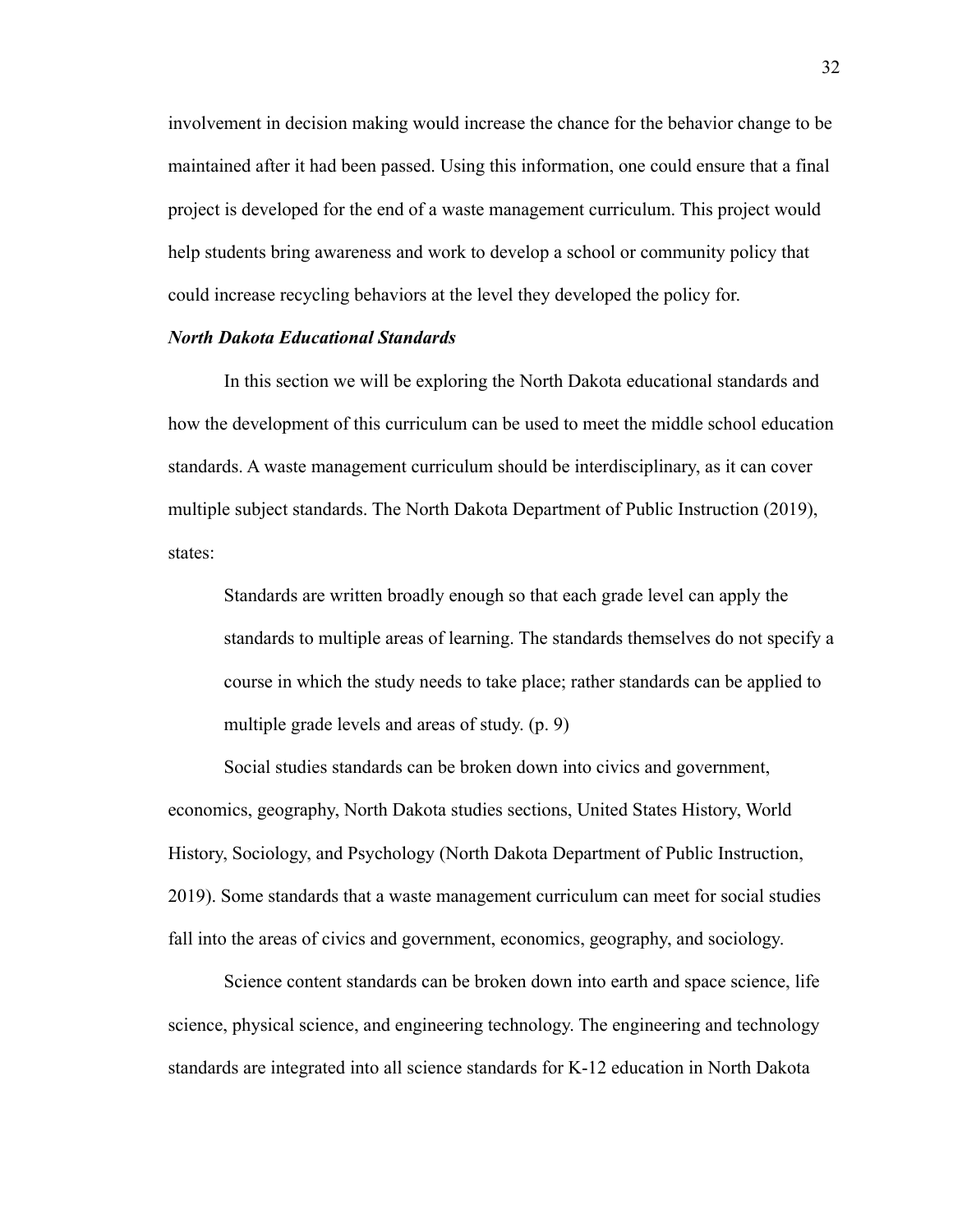involvement in decision making would increase the chance for the behavior change to be maintained after it had been passed. Using this information, one could ensure that a final project is developed for the end of a waste management curriculum. This project would help students bring awareness and work to develop a school or community policy that could increase recycling behaviors at the level they developed the policy for.

### *North Dakota Educational Standards*

In this section we will be exploring the North Dakota educational standards and how the development of this curriculum can be used to meet the middle school education standards. A waste management curriculum should be interdisciplinary, as it can cover multiple subject standards. The North Dakota Department of Public Instruction (2019), states:

> Standards are written broadly enough so that each grade level can apply the standards to multiple areas of learning. The standards themselves do not specify a course in which the study needs to take place; rather standards can be applied to multiple grade levels and areas of study. (p. 9)

Social studies standards can be broken down into civics and government, economics, geography, North Dakota studies sections, United States History, World History, Sociology, and Psychology (North Dakota Department of Public Instruction, 2019). Some standards that a waste management curriculum can meet for social studies fall into the areas of civics and government, economics, geography, and sociology.

Science content standards can be broken down into earth and space science, life science, physical science, and engineering technology. The engineering and technology standards are integrated into all science standards for K-12 education in North Dakota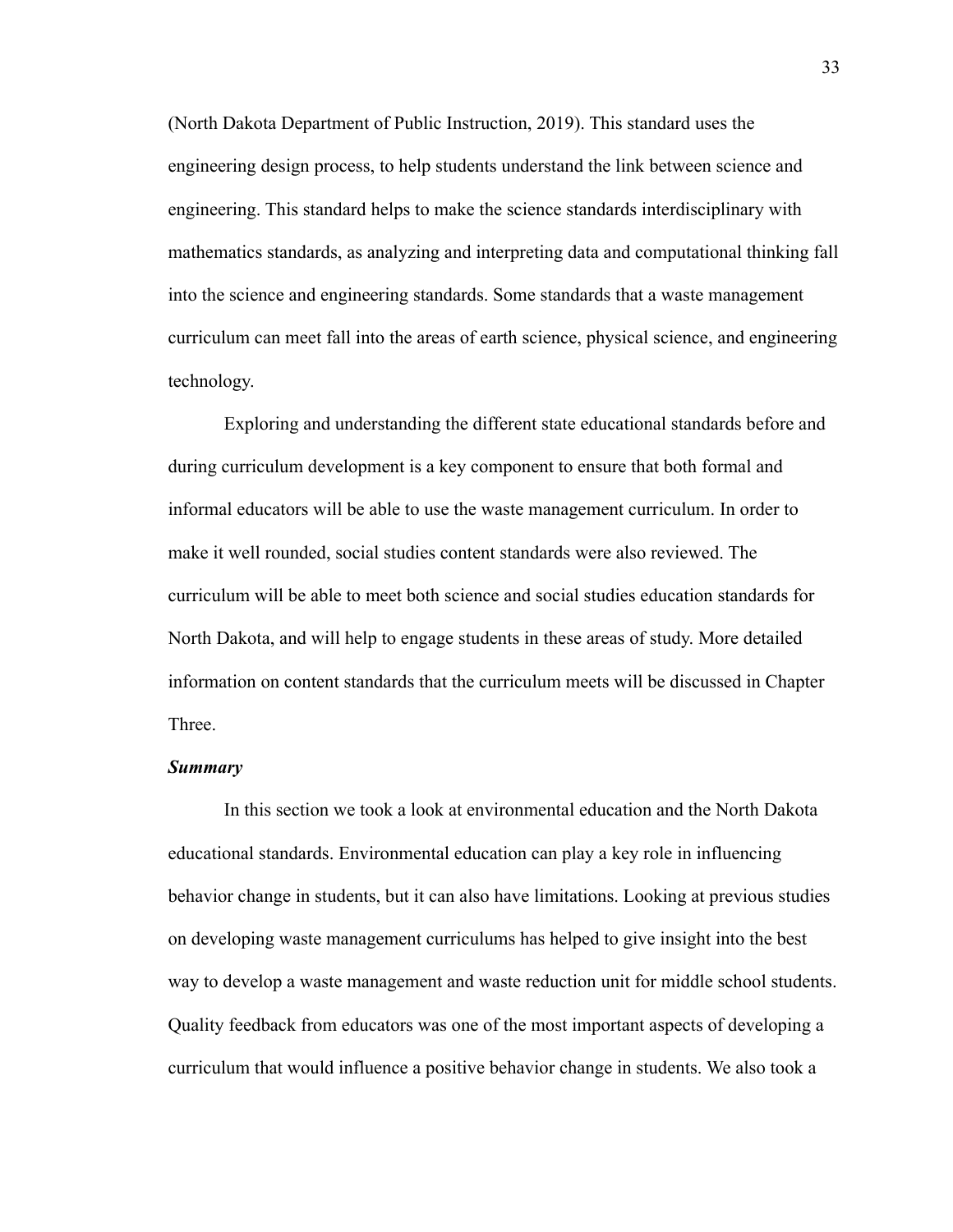(North Dakota Department of Public Instruction, 2019). This standard uses the engineering design process, to help students understand the link between science and engineering. This standard helps to make the science standards interdisciplinary with mathematics standards, as analyzing and interpreting data and computational thinking fall into the science and engineering standards. Some standards that a waste management curriculum can meet fall into the areas of earth science, physical science, and engineering technology.

Exploring and understanding the different state educational standards before and during curriculum development is a key component to ensure that both formal and informal educators will be able to use the waste management curriculum. In order to make it well rounded, social studies content standards were also reviewed. The curriculum will be able to meet both science and social studies education standards for North Dakota, and will help to engage students in these areas of study. More detailed information on content standards that the curriculum meets will be discussed in Chapter Three.

***Summary***

In this section we took a look at environmental education and the North Dakota educational standards. Environmental education can play a key role in influencing behavior change in students, but it can also have limitations. Looking at previous studies on developing waste management curriculums has helped to give insight into the best way to develop a waste management and waste reduction unit for middle school students. Quality feedback from educators was one of the most important aspects of developing a curriculum that would influence a positive behavior change in students. We also took a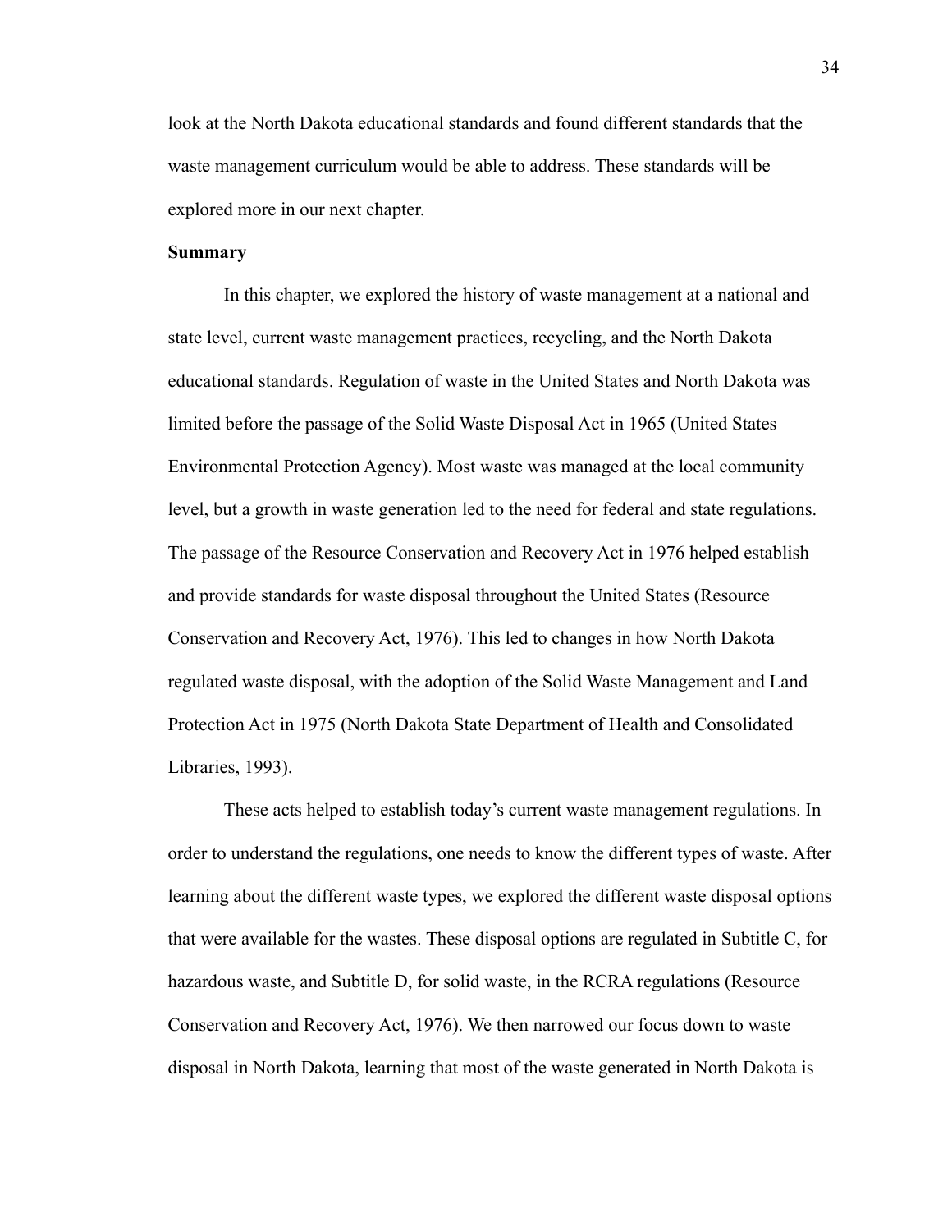look at the North Dakota educational standards and found different standards that the waste management curriculum would be able to address. These standards will be explored more in our next chapter.

**Summary**

In this chapter, we explored the history of waste management at a national and state level, current waste management practices, recycling, and the North Dakota educational standards. Regulation of waste in the United States and North Dakota was limited before the passage of the Solid Waste Disposal Act in 1965 (United States Environmental Protection Agency). Most waste was managed at the local community level, but a growth in waste generation led to the need for federal and state regulations. The passage of the Resource Conservation and Recovery Act in 1976 helped establish and provide standards for waste disposal throughout the United States (Resource Conservation and Recovery Act, 1976). This led to changes in how North Dakota regulated waste disposal, with the adoption of the Solid Waste Management and Land Protection Act in 1975 (North Dakota State Department of Health and Consolidated Libraries, 1993).

These acts helped to establish today's current waste management regulations. In order to understand the regulations, one needs to know the different types of waste. After learning about the different waste types, we explored the different waste disposal options that were available for the wastes. These disposal options are regulated in Subtitle C, for hazardous waste, and Subtitle D, for solid waste, in the RCRA regulations (Resource Conservation and Recovery Act, 1976). We then narrowed our focus down to waste disposal in North Dakota, learning that most of the waste generated in North Dakota is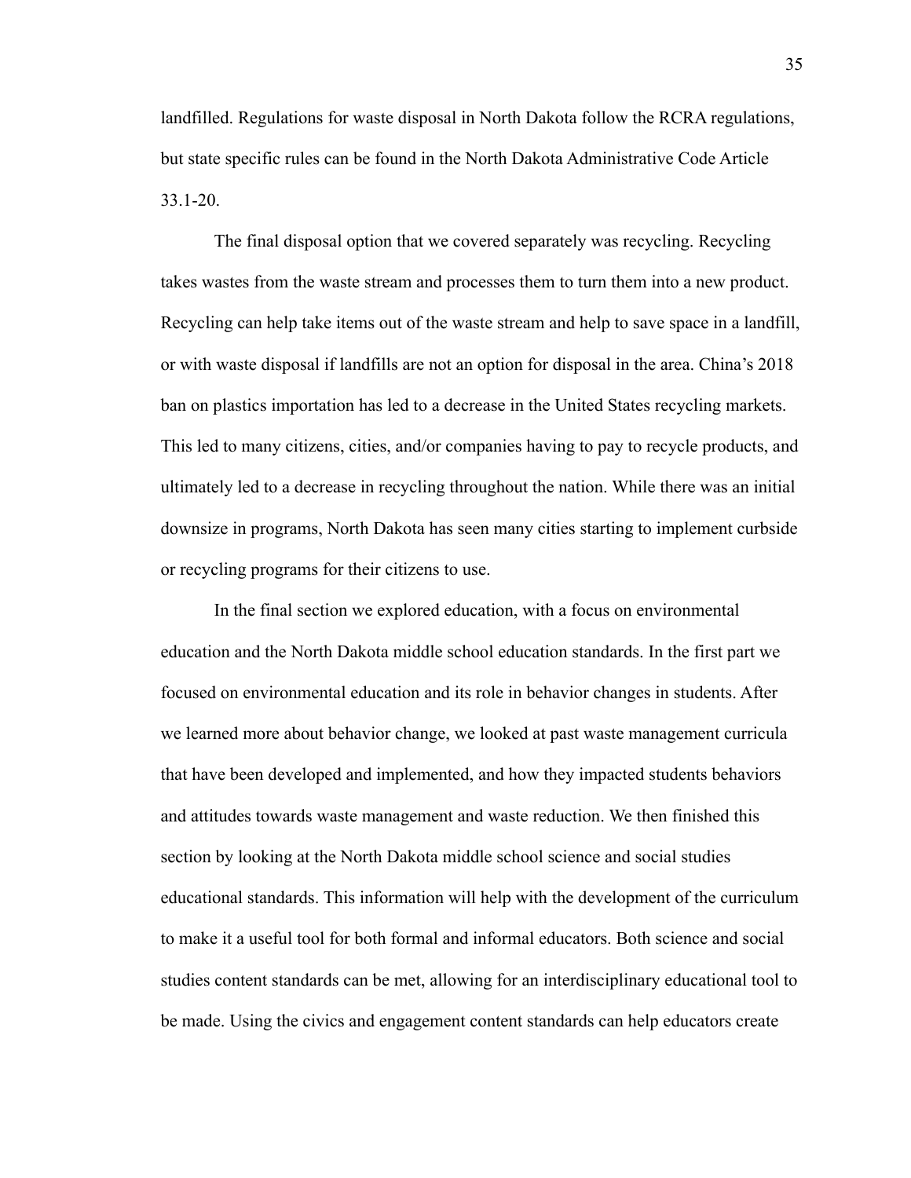landfilled. Regulations for waste disposal in North Dakota follow the RCRA regulations, but state specific rules can be found in the North Dakota Administrative Code Article 33.1-20.

The final disposal option that we covered separately was recycling. Recycling takes wastes from the waste stream and processes them to turn them into a new product. Recycling can help take items out of the waste stream and help to save space in a landfill, or with waste disposal if landfills are not an option for disposal in the area. China's 2018 ban on plastics importation has led to a decrease in the United States recycling markets. This led to many citizens, cities, and/or companies having to pay to recycle products, and ultimately led to a decrease in recycling throughout the nation. While there was an initial downsize in programs, North Dakota has seen many cities starting to implement curbside or recycling programs for their citizens to use.

In the final section we explored education, with a focus on environmental education and the North Dakota middle school education standards. In the first part we focused on environmental education and its role in behavior changes in students. After we learned more about behavior change, we looked at past waste management curricula that have been developed and implemented, and how they impacted students behaviors and attitudes towards waste management and waste reduction. We then finished this section by looking at the North Dakota middle school science and social studies educational standards. This information will help with the development of the curriculum to make it a useful tool for both formal and informal educators. Both science and social studies content standards can be met, allowing for an interdisciplinary educational tool to be made. Using the civics and engagement content standards can help educators create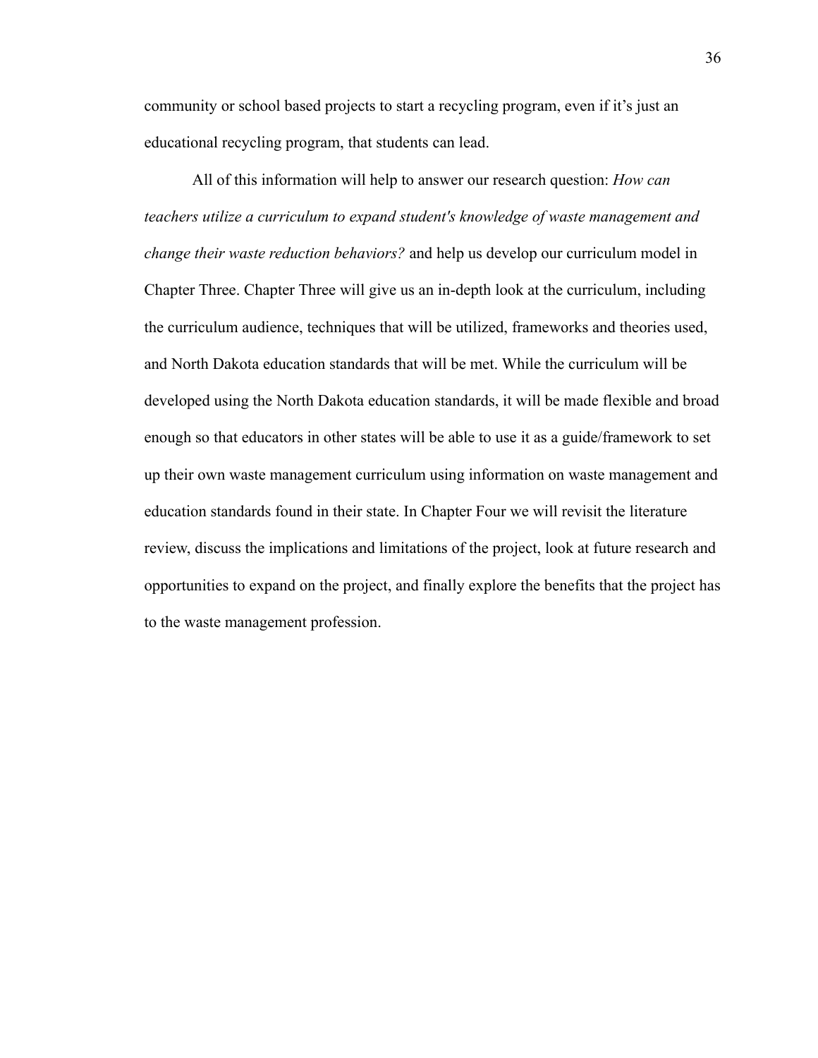community or school based projects to start a recycling program, even if it's just an educational recycling program, that students can lead.

All of this information will help to answer our research question: *How can teachers utilize a curriculum to expand student's knowledge of waste management and change their waste reduction behaviors?* and help us develop our curriculum model in Chapter Three. Chapter Three will give us an in-depth look at the curriculum, including the curriculum audience, techniques that will be utilized, frameworks and theories used, and North Dakota education standards that will be met. While the curriculum will be developed using the North Dakota education standards, it will be made flexible and broad enough so that educators in other states will be able to use it as a guide/framework to set up their own waste management curriculum using information on waste management and education standards found in their state. In Chapter Four we will revisit the literature review, discuss the implications and limitations of the project, look at future research and opportunities to expand on the project, and finally explore the benefits that the project has to the waste management profession.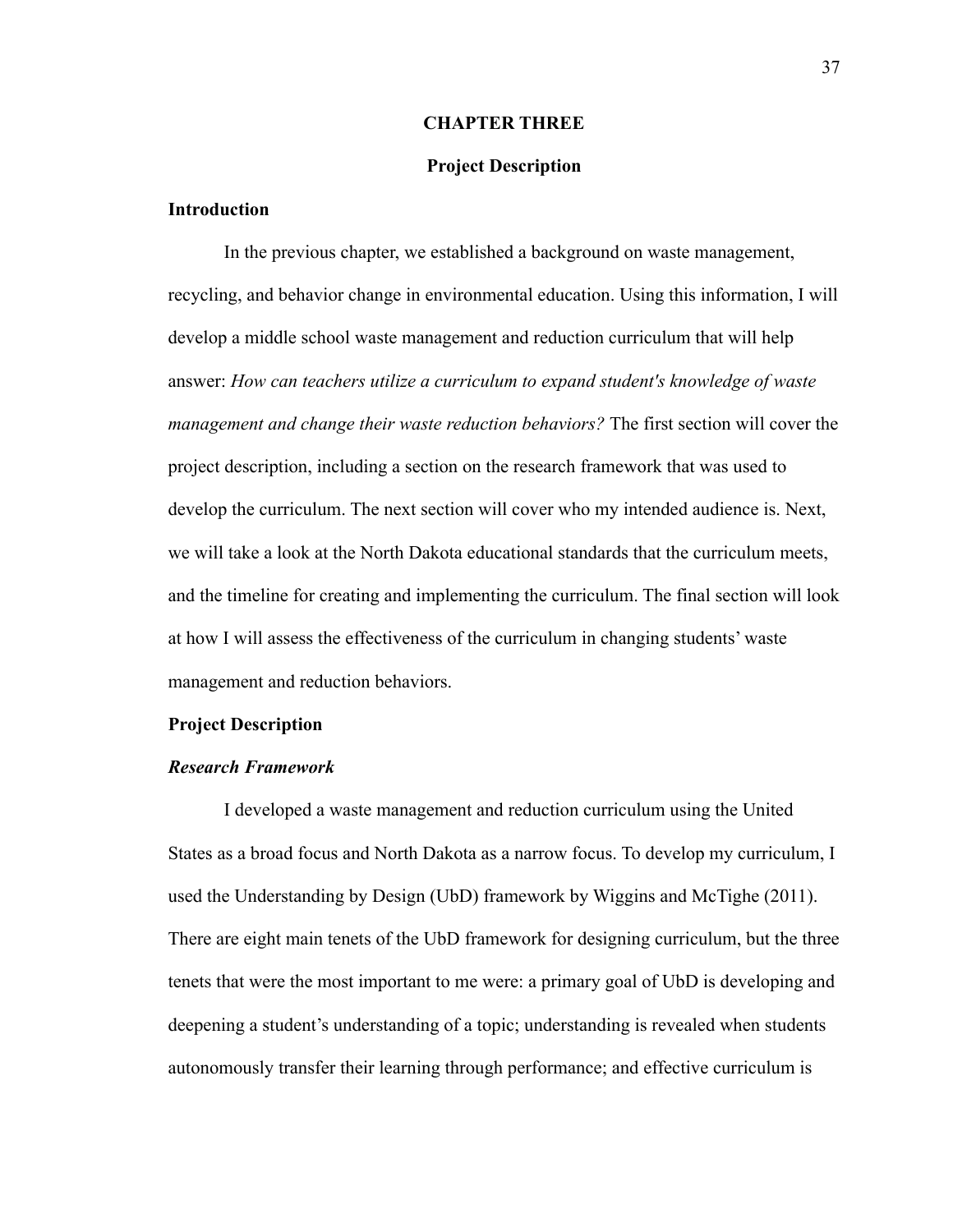# CHAPTER THREE

## Project Description

### Introduction

In the previous chapter, we established a background on waste management, recycling, and behavior change in environmental education. Using this information, I will develop a middle school waste management and reduction curriculum that will help answer: *How can teachers utilize a curriculum to expand student's knowledge of waste management and change their waste reduction behaviors?* The first section will cover the project description, including a section on the research framework that was used to develop the curriculum. The next section will cover who my intended audience is. Next, we will take a look at the North Dakota educational standards that the curriculum meets, and the timeline for creating and implementing the curriculum. The final section will look at how I will assess the effectiveness of the curriculum in changing students' waste management and reduction behaviors.

### Project Description

#### *Research Framework*

I developed a waste management and reduction curriculum using the United States as a broad focus and North Dakota as a narrow focus. To develop my curriculum, I used the Understanding by Design (UbD) framework by Wiggins and McTighe (2011). There are eight main tenets of the UbD framework for designing curriculum, but the three tenets that were the most important to me were: a primary goal of UbD is developing and deepening a student's understanding of a topic; understanding is revealed when students autonomously transfer their learning through performance; and effective curriculum is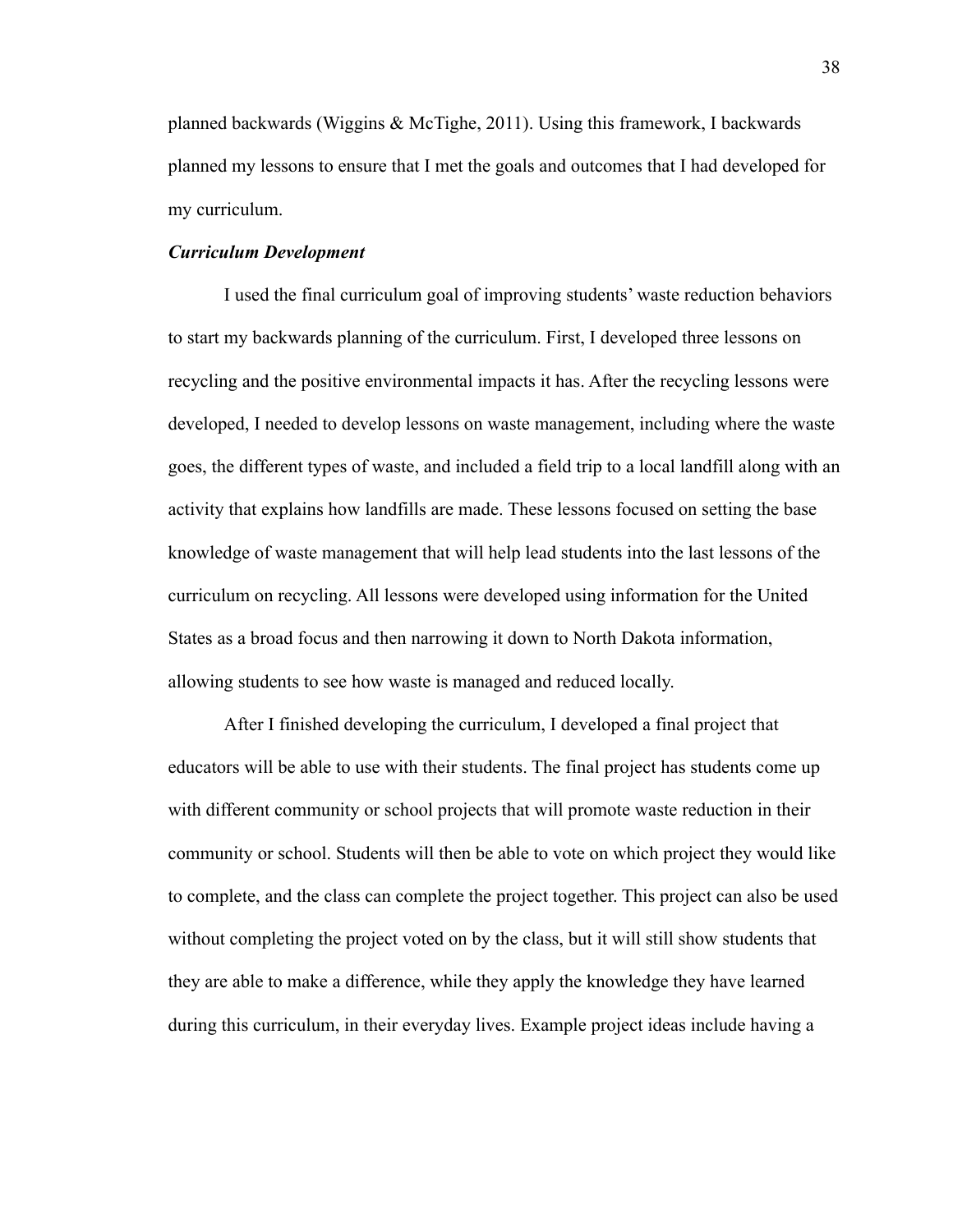planned backwards (Wiggins & McTighe, 2011). Using this framework, I backwards planned my lessons to ensure that I met the goals and outcomes that I had developed for my curriculum.

### *Curriculum Development*

I used the final curriculum goal of improving students' waste reduction behaviors to start my backwards planning of the curriculum. First, I developed three lessons on recycling and the positive environmental impacts it has. After the recycling lessons were developed, I needed to develop lessons on waste management, including where the waste goes, the different types of waste, and included a field trip to a local landfill along with an activity that explains how landfills are made. These lessons focused on setting the base knowledge of waste management that will help lead students into the last lessons of the curriculum on recycling. All lessons were developed using information for the United States as a broad focus and then narrowing it down to North Dakota information, allowing students to see how waste is managed and reduced locally.

After I finished developing the curriculum, I developed a final project that educators will be able to use with their students. The final project has students come up with different community or school projects that will promote waste reduction in their community or school. Students will then be able to vote on which project they would like to complete, and the class can complete the project together. This project can also be used without completing the project voted on by the class, but it will still show students that they are able to make a difference, while they apply the knowledge they have learned during this curriculum, in their everyday lives. Example project ideas include having a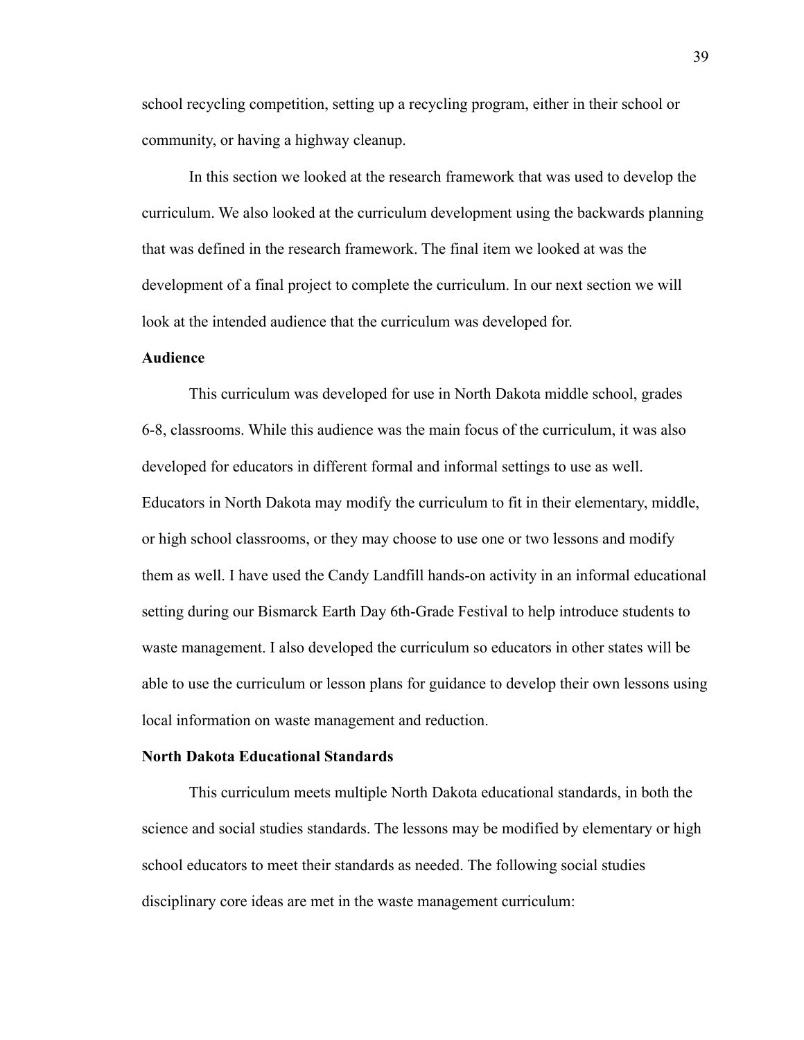school recycling competition, setting up a recycling program, either in their school or community, or having a highway cleanup.

In this section we looked at the research framework that was used to develop the curriculum. We also looked at the curriculum development using the backwards planning that was defined in the research framework. The final item we looked at was the development of a final project to complete the curriculum. In our next section we will look at the intended audience that the curriculum was developed for.

**Audience**

This curriculum was developed for use in North Dakota middle school, grades 6-8, classrooms. While this audience was the main focus of the curriculum, it was also developed for educators in different formal and informal settings to use as well. Educators in North Dakota may modify the curriculum to fit in their elementary, middle, or high school classrooms, or they may choose to use one or two lessons and modify them as well. I have used the Candy Landfill hands-on activity in an informal educational setting during our Bismarck Earth Day 6th-Grade Festival to help introduce students to waste management. I also developed the curriculum so educators in other states will be able to use the curriculum or lesson plans for guidance to develop their own lessons using local information on waste management and reduction.

**North Dakota Educational Standards**

This curriculum meets multiple North Dakota educational standards, in both the science and social studies standards. The lessons may be modified by elementary or high school educators to meet their standards as needed. The following social studies disciplinary core ideas are met in the waste management curriculum: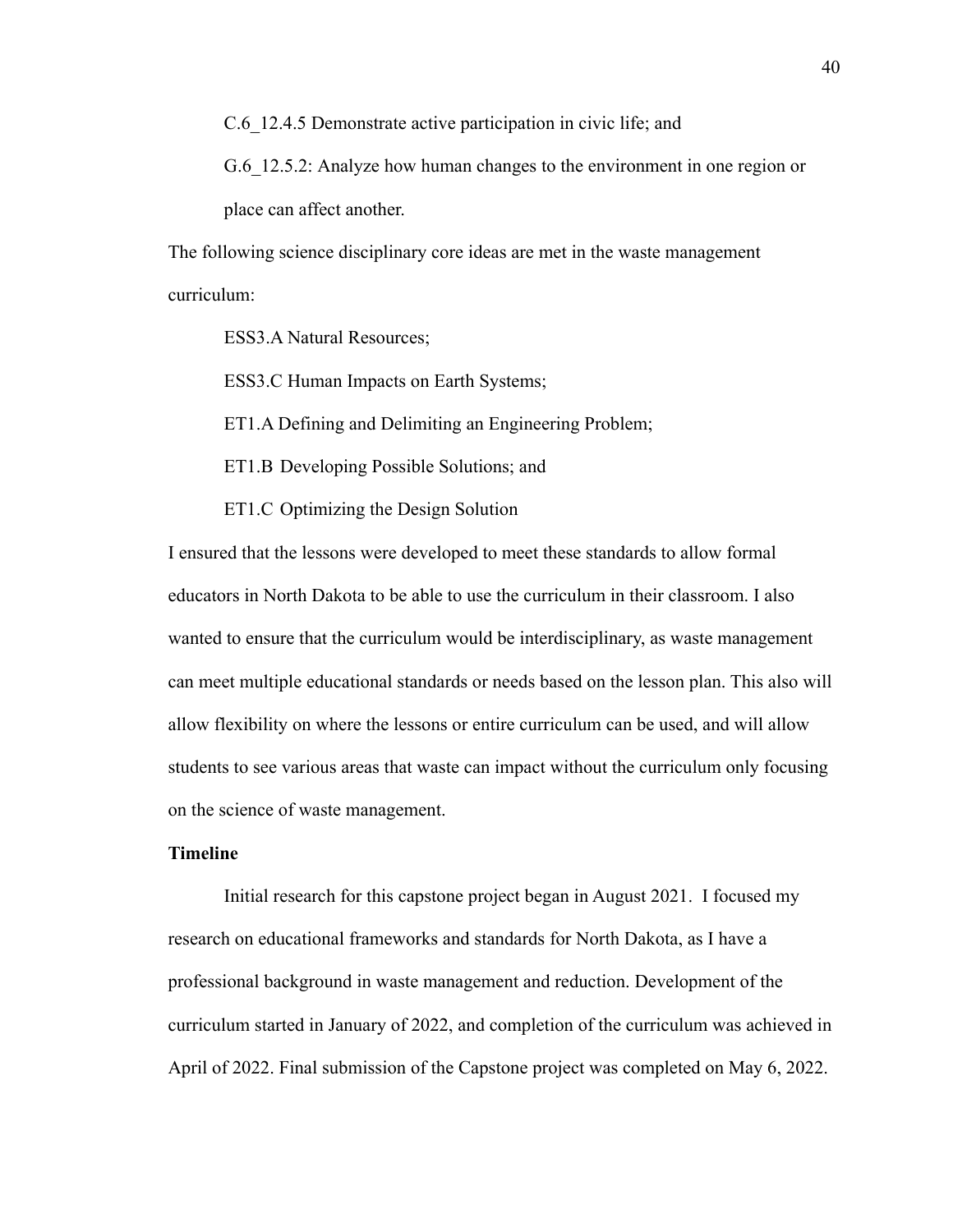C.6_12.4.5 Demonstrate active participation in civic life; and

G.6_12.5.2: Analyze how human changes to the environment in one region or place can affect another.

The following science disciplinary core ideas are met in the waste management curriculum:

ESS3.A Natural Resources;

ESS3.C Human Impacts on Earth Systems;

ET1.A Defining and Delimiting an Engineering Problem;

ET1.B Developing Possible Solutions; and

ET1.C Optimizing the Design Solution

I ensured that the lessons were developed to meet these standards to allow formal educators in North Dakota to be able to use the curriculum in their classroom. I also wanted to ensure that the curriculum would be interdisciplinary, as waste management can meet multiple educational standards or needs based on the lesson plan. This also will allow flexibility on where the lessons or entire curriculum can be used, and will allow students to see various areas that waste can impact without the curriculum only focusing on the science of waste management.

**Timeline**

Initial research for this capstone project began in August 2021. I focused my research on educational frameworks and standards for North Dakota, as I have a professional background in waste management and reduction. Development of the curriculum started in January of 2022, and completion of the curriculum was achieved in April of 2022. Final submission of the Capstone project was completed on May 6, 2022.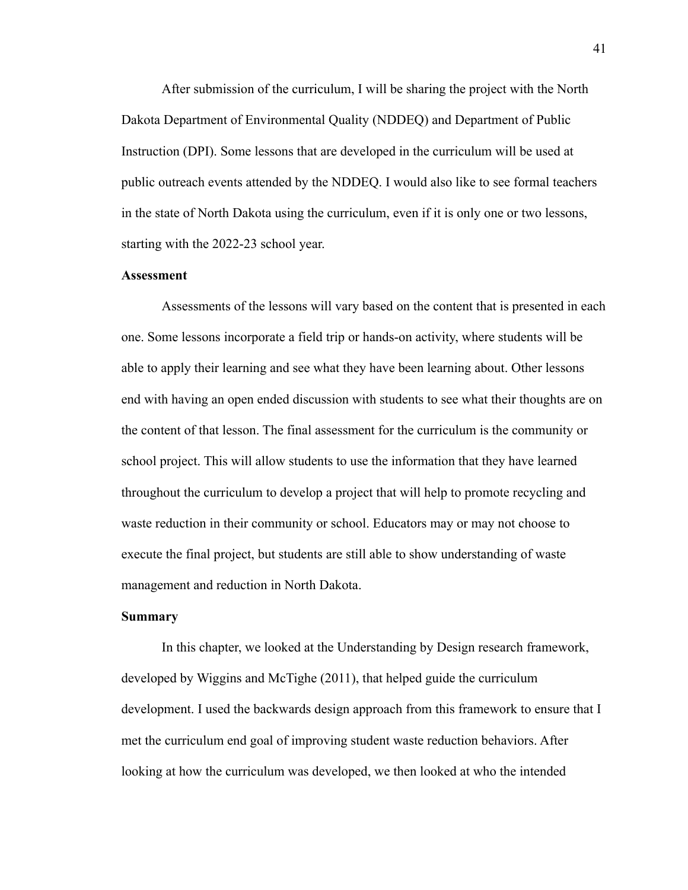After submission of the curriculum, I will be sharing the project with the North Dakota Department of Environmental Quality (NDDEQ) and Department of Public Instruction (DPI). Some lessons that are developed in the curriculum will be used at public outreach events attended by the NDDEQ. I would also like to see formal teachers in the state of North Dakota using the curriculum, even if it is only one or two lessons, starting with the 2022-23 school year.

**Assessment**

Assessments of the lessons will vary based on the content that is presented in each one. Some lessons incorporate a field trip or hands-on activity, where students will be able to apply their learning and see what they have been learning about. Other lessons end with having an open ended discussion with students to see what their thoughts are on the content of that lesson. The final assessment for the curriculum is the community or school project. This will allow students to use the information that they have learned throughout the curriculum to develop a project that will help to promote recycling and waste reduction in their community or school. Educators may or may not choose to execute the final project, but students are still able to show understanding of waste management and reduction in North Dakota.

**Summary**

In this chapter, we looked at the Understanding by Design research framework, developed by Wiggins and McTighe (2011), that helped guide the curriculum development. I used the backwards design approach from this framework to ensure that I met the curriculum end goal of improving student waste reduction behaviors. After looking at how the curriculum was developed, we then looked at who the intended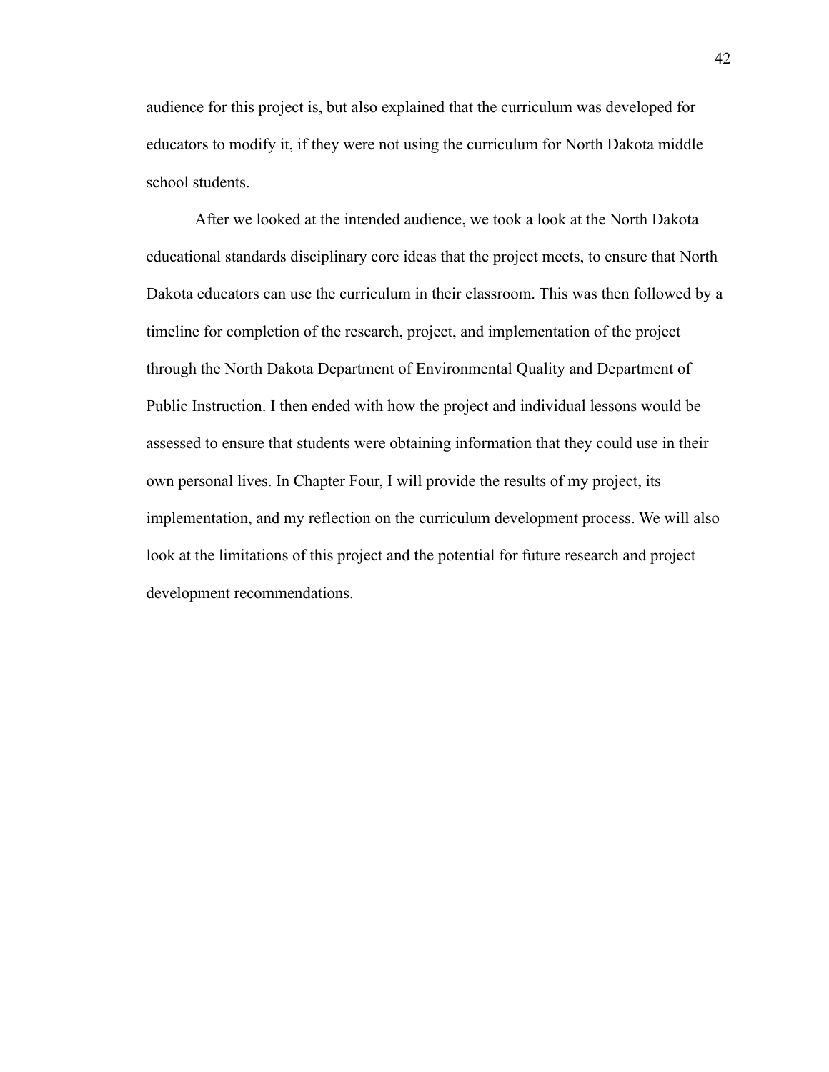audience for this project is, but also explained that the curriculum was developed for educators to modify it, if they were not using the curriculum for North Dakota middle school students.

After we looked at the intended audience, we took a look at the North Dakota educational standards disciplinary core ideas that the project meets, to ensure that North Dakota educators can use the curriculum in their classroom. This was then followed by a timeline for completion of the research, project, and implementation of the project through the North Dakota Department of Environmental Quality and Department of Public Instruction. I then ended with how the project and individual lessons would be assessed to ensure that students were obtaining information that they could use in their own personal lives. In Chapter Four, I will provide the results of my project, its implementation, and my reflection on the curriculum development process. We will also look at the limitations of this project and the potential for future research and project development recommendations.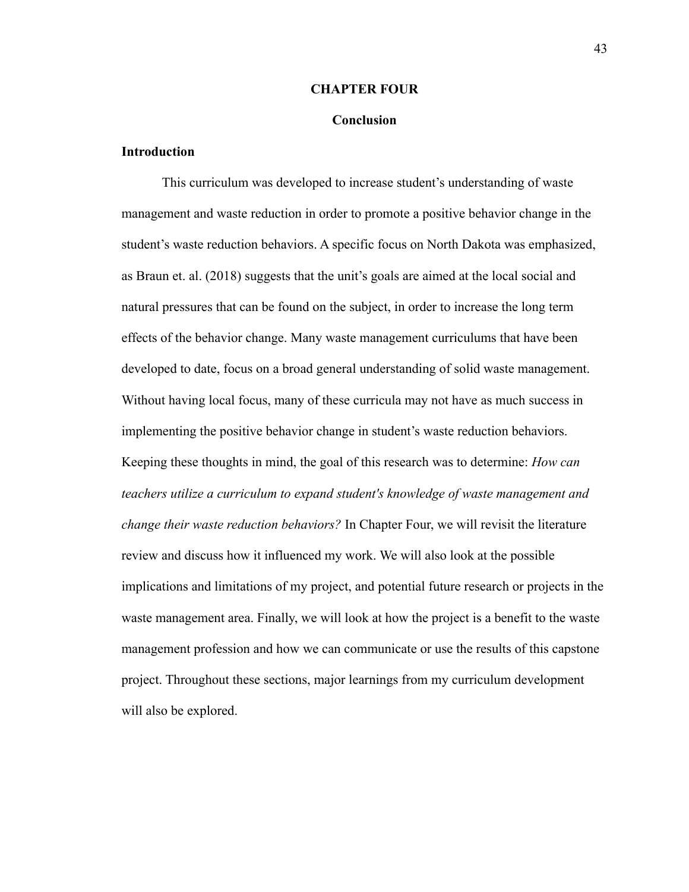# CHAPTER FOUR

## Conclusion

### Introduction

This curriculum was developed to increase student's understanding of waste management and waste reduction in order to promote a positive behavior change in the student's waste reduction behaviors. A specific focus on North Dakota was emphasized, as Braun et. al. (2018) suggests that the unit's goals are aimed at the local social and natural pressures that can be found on the subject, in order to increase the long term effects of the behavior change. Many waste management curriculums that have been developed to date, focus on a broad general understanding of solid waste management. Without having local focus, many of these curricula may not have as much success in implementing the positive behavior change in student's waste reduction behaviors. Keeping these thoughts in mind, the goal of this research was to determine: *How can teachers utilize a curriculum to expand student's knowledge of waste management and change their waste reduction behaviors?* In Chapter Four, we will revisit the literature review and discuss how it influenced my work. We will also look at the possible implications and limitations of my project, and potential future research or projects in the waste management area. Finally, we will look at how the project is a benefit to the waste management profession and how we can communicate or use the results of this capstone project. Throughout these sections, major learnings from my curriculum development will also be explored.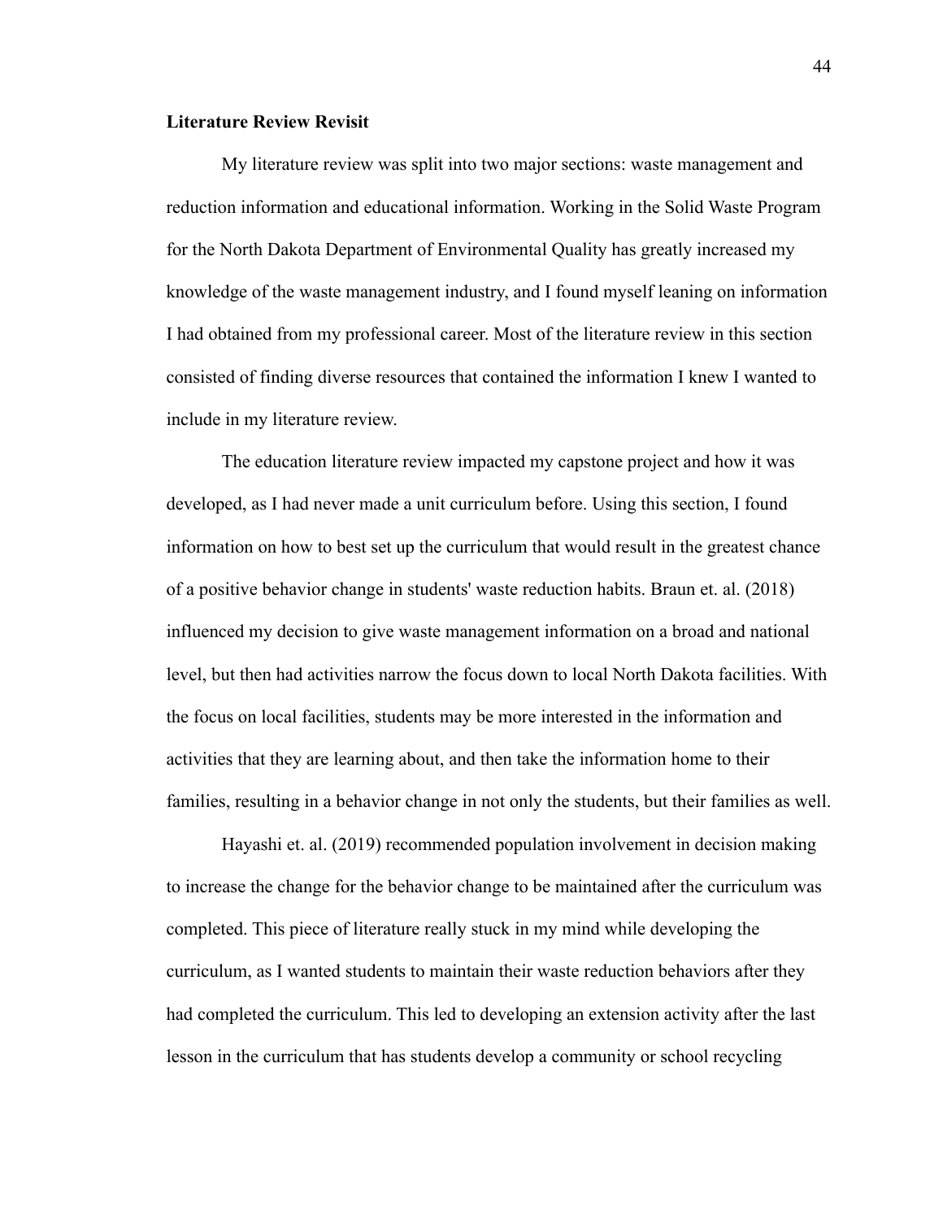**Literature Review Revisit**

My literature review was split into two major sections: waste management and reduction information and educational information. Working in the Solid Waste Program for the North Dakota Department of Environmental Quality has greatly increased my knowledge of the waste management industry, and I found myself leaning on information I had obtained from my professional career. Most of the literature review in this section consisted of finding diverse resources that contained the information I knew I wanted to include in my literature review.

The education literature review impacted my capstone project and how it was developed, as I had never made a unit curriculum before. Using this section, I found information on how to best set up the curriculum that would result in the greatest chance of a positive behavior change in students' waste reduction habits. Braun et. al. (2018) influenced my decision to give waste management information on a broad and national level, but then had activities narrow the focus down to local North Dakota facilities. With the focus on local facilities, students may be more interested in the information and activities that they are learning about, and then take the information home to their families, resulting in a behavior change in not only the students, but their families as well.

Hayashi et. al. (2019) recommended population involvement in decision making to increase the change for the behavior change to be maintained after the curriculum was completed. This piece of literature really stuck in my mind while developing the curriculum, as I wanted students to maintain their waste reduction behaviors after they had completed the curriculum. This led to developing an extension activity after the last lesson in the curriculum that has students develop a community or school recycling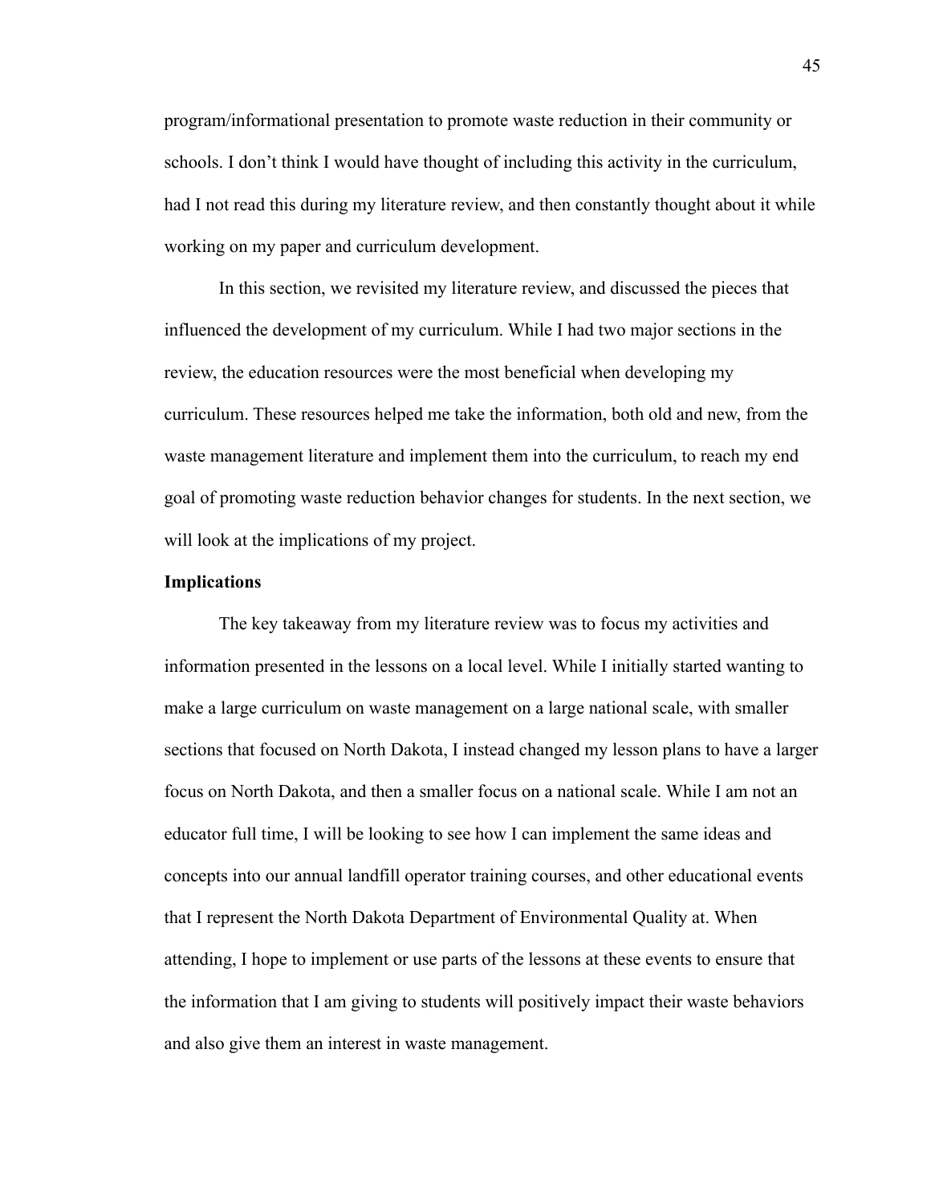program/informational presentation to promote waste reduction in their community or schools. I don’t think I would have thought of including this activity in the curriculum, had I not read this during my literature review, and then constantly thought about it while working on my paper and curriculum development.

In this section, we revisited my literature review, and discussed the pieces that influenced the development of my curriculum. While I had two major sections in the review, the education resources were the most beneficial when developing my curriculum. These resources helped me take the information, both old and new, from the waste management literature and implement them into the curriculum, to reach my end goal of promoting waste reduction behavior changes for students. In the next section, we will look at the implications of my project.

**Implications**

The key takeaway from my literature review was to focus my activities and information presented in the lessons on a local level. While I initially started wanting to make a large curriculum on waste management on a large national scale, with smaller sections that focused on North Dakota, I instead changed my lesson plans to have a larger focus on North Dakota, and then a smaller focus on a national scale. While I am not an educator full time, I will be looking to see how I can implement the same ideas and concepts into our annual landfill operator training courses, and other educational events that I represent the North Dakota Department of Environmental Quality at. When attending, I hope to implement or use parts of the lessons at these events to ensure that the information that I am giving to students will positively impact their waste behaviors and also give them an interest in waste management.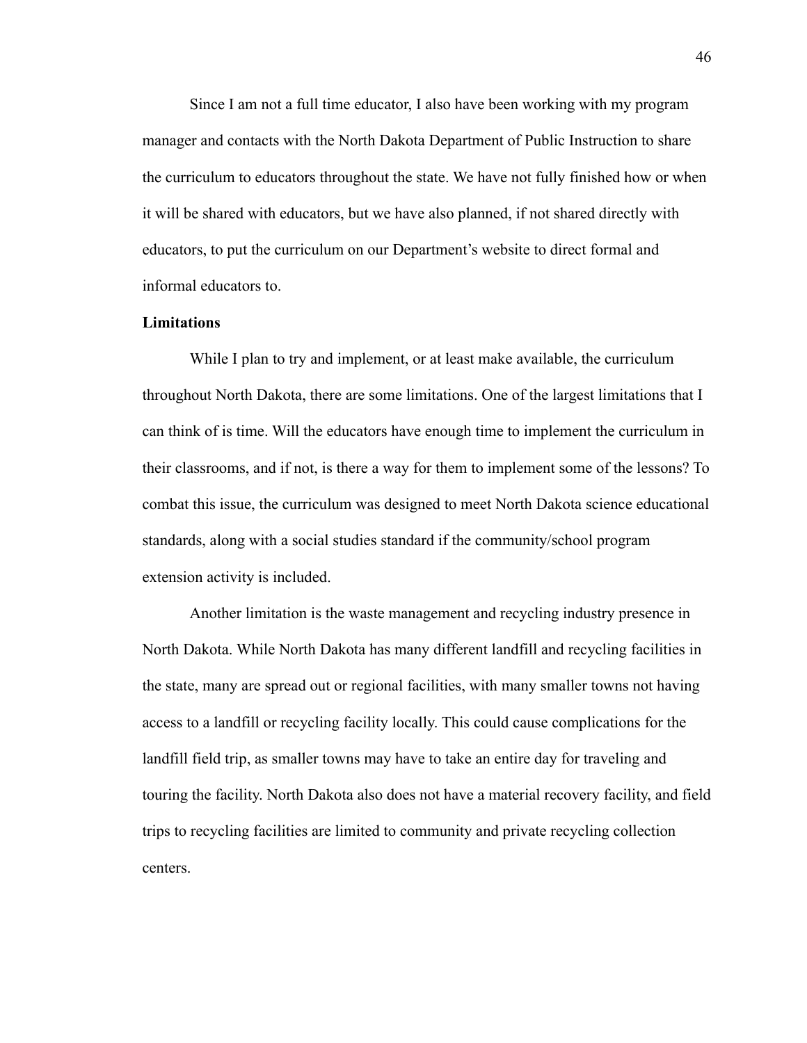Since I am not a full time educator, I also have been working with my program manager and contacts with the North Dakota Department of Public Instruction to share the curriculum to educators throughout the state. We have not fully finished how or when it will be shared with educators, but we have also planned, if not shared directly with educators, to put the curriculum on our Department's website to direct formal and informal educators to.

**Limitations**

While I plan to try and implement, or at least make available, the curriculum throughout North Dakota, there are some limitations. One of the largest limitations that I can think of is time. Will the educators have enough time to implement the curriculum in their classrooms, and if not, is there a way for them to implement some of the lessons? To combat this issue, the curriculum was designed to meet North Dakota science educational standards, along with a social studies standard if the community/school program extension activity is included.

Another limitation is the waste management and recycling industry presence in North Dakota. While North Dakota has many different landfill and recycling facilities in the state, many are spread out or regional facilities, with many smaller towns not having access to a landfill or recycling facility locally. This could cause complications for the landfill field trip, as smaller towns may have to take an entire day for traveling and touring the facility. North Dakota also does not have a material recovery facility, and field trips to recycling facilities are limited to community and private recycling collection centers.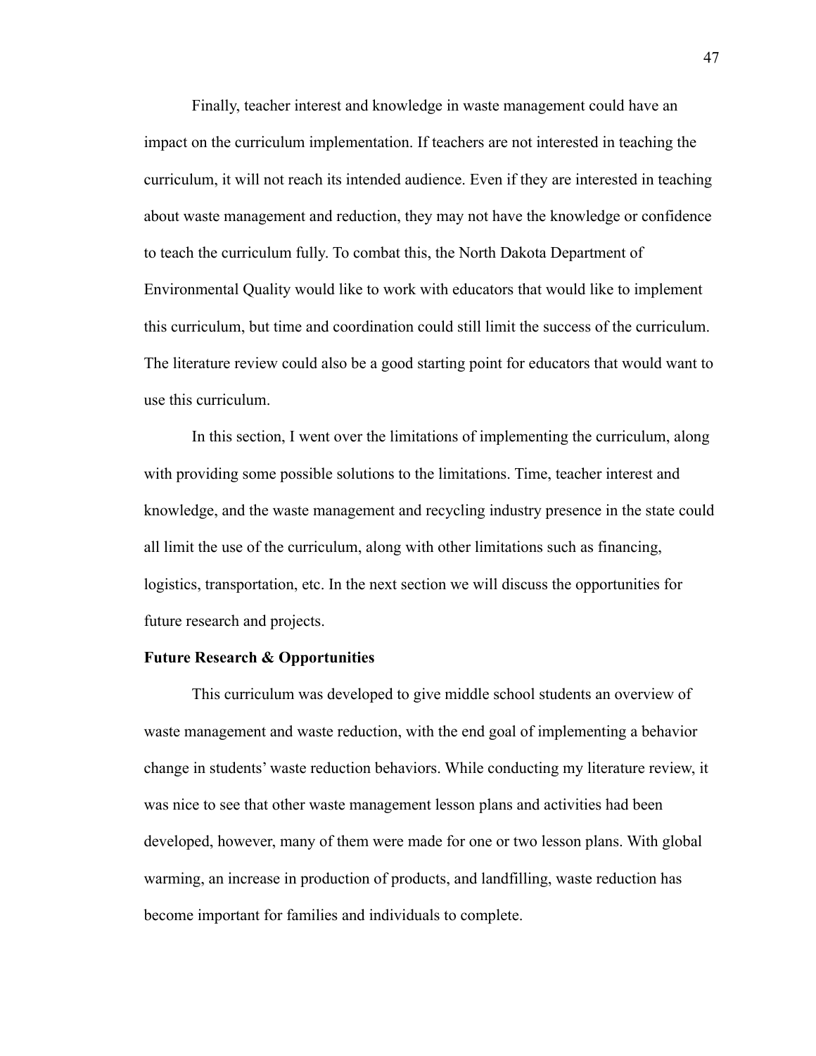Finally, teacher interest and knowledge in waste management could have an impact on the curriculum implementation. If teachers are not interested in teaching the curriculum, it will not reach its intended audience. Even if they are interested in teaching about waste management and reduction, they may not have the knowledge or confidence to teach the curriculum fully. To combat this, the North Dakota Department of Environmental Quality would like to work with educators that would like to implement this curriculum, but time and coordination could still limit the success of the curriculum. The literature review could also be a good starting point for educators that would want to use this curriculum.

In this section, I went over the limitations of implementing the curriculum, along with providing some possible solutions to the limitations. Time, teacher interest and knowledge, and the waste management and recycling industry presence in the state could all limit the use of the curriculum, along with other limitations such as financing, logistics, transportation, etc. In the next section we will discuss the opportunities for future research and projects.

**Future Research & Opportunities**

This curriculum was developed to give middle school students an overview of waste management and waste reduction, with the end goal of implementing a behavior change in students' waste reduction behaviors. While conducting my literature review, it was nice to see that other waste management lesson plans and activities had been developed, however, many of them were made for one or two lesson plans. With global warming, an increase in production of products, and landfilling, waste reduction has become important for families and individuals to complete.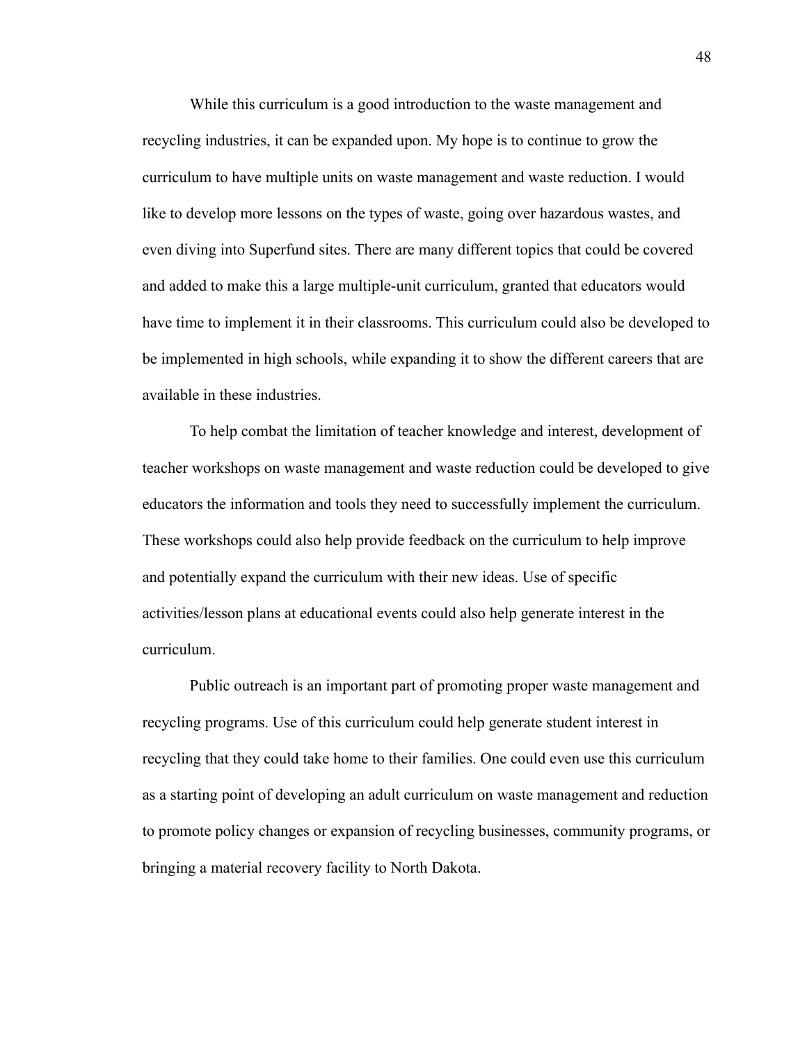While this curriculum is a good introduction to the waste management and recycling industries, it can be expanded upon. My hope is to continue to grow the curriculum to have multiple units on waste management and waste reduction. I would like to develop more lessons on the types of waste, going over hazardous wastes, and even diving into Superfund sites. There are many different topics that could be covered and added to make this a large multiple-unit curriculum, granted that educators would have time to implement it in their classrooms. This curriculum could also be developed to be implemented in high schools, while expanding it to show the different careers that are available in these industries.

To help combat the limitation of teacher knowledge and interest, development of teacher workshops on waste management and waste reduction could be developed to give educators the information and tools they need to successfully implement the curriculum. These workshops could also help provide feedback on the curriculum to help improve and potentially expand the curriculum with their new ideas. Use of specific activities/lesson plans at educational events could also help generate interest in the curriculum.

Public outreach is an important part of promoting proper waste management and recycling programs. Use of this curriculum could help generate student interest in recycling that they could take home to their families. One could even use this curriculum as a starting point of developing an adult curriculum on waste management and reduction to promote policy changes or expansion of recycling businesses, community programs, or bringing a material recovery facility to North Dakota.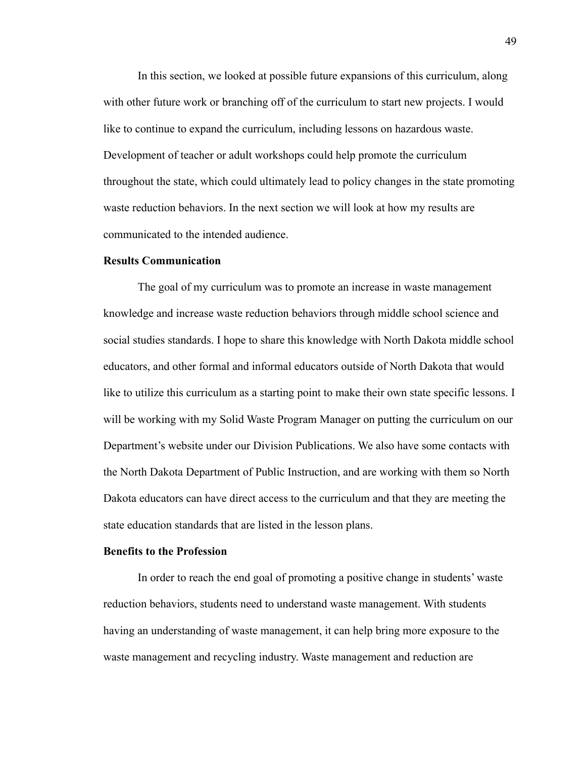In this section, we looked at possible future expansions of this curriculum, along with other future work or branching off of the curriculum to start new projects. I would like to continue to expand the curriculum, including lessons on hazardous waste. Development of teacher or adult workshops could help promote the curriculum throughout the state, which could ultimately lead to policy changes in the state promoting waste reduction behaviors. In the next section we will look at how my results are communicated to the intended audience.

**Results Communication**

The goal of my curriculum was to promote an increase in waste management knowledge and increase waste reduction behaviors through middle school science and social studies standards. I hope to share this knowledge with North Dakota middle school educators, and other formal and informal educators outside of North Dakota that would like to utilize this curriculum as a starting point to make their own state specific lessons. I will be working with my Solid Waste Program Manager on putting the curriculum on our Department's website under our Division Publications. We also have some contacts with the North Dakota Department of Public Instruction, and are working with them so North Dakota educators can have direct access to the curriculum and that they are meeting the state education standards that are listed in the lesson plans.

**Benefits to the Profession**

In order to reach the end goal of promoting a positive change in students' waste reduction behaviors, students need to understand waste management. With students having an understanding of waste management, it can help bring more exposure to the waste management and recycling industry. Waste management and reduction are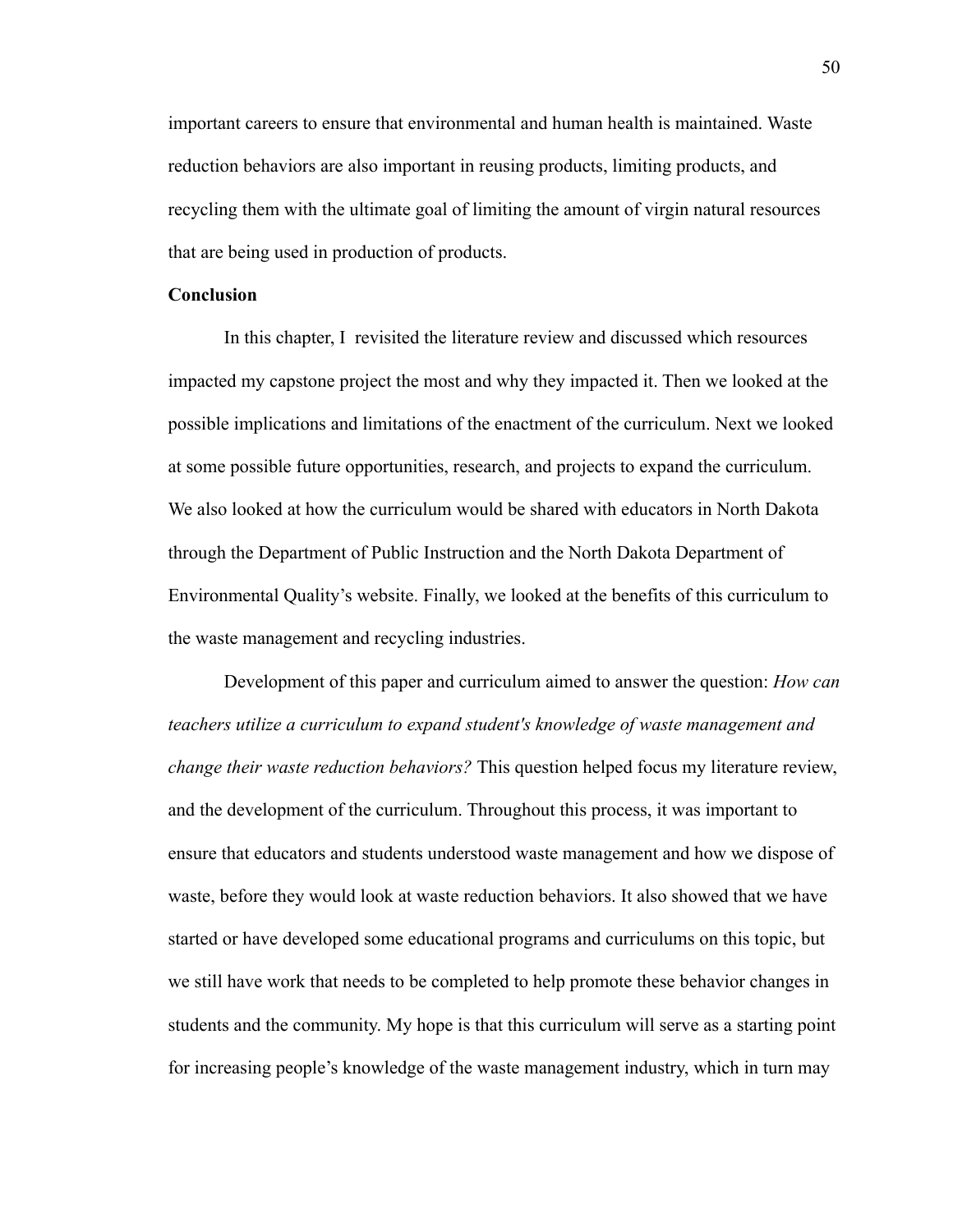important careers to ensure that environmental and human health is maintained. Waste reduction behaviors are also important in reusing products, limiting products, and recycling them with the ultimate goal of limiting the amount of virgin natural resources that are being used in production of products.

**Conclusion**

In this chapter, I revisited the literature review and discussed which resources impacted my capstone project the most and why they impacted it. Then we looked at the possible implications and limitations of the enactment of the curriculum. Next we looked at some possible future opportunities, research, and projects to expand the curriculum. We also looked at how the curriculum would be shared with educators in North Dakota through the Department of Public Instruction and the North Dakota Department of Environmental Quality's website. Finally, we looked at the benefits of this curriculum to the waste management and recycling industries.

Development of this paper and curriculum aimed to answer the question: *How can teachers utilize a curriculum to expand student's knowledge of waste management and change their waste reduction behaviors?* This question helped focus my literature review, and the development of the curriculum. Throughout this process, it was important to ensure that educators and students understood waste management and how we dispose of waste, before they would look at waste reduction behaviors. It also showed that we have started or have developed some educational programs and curriculums on this topic, but we still have work that needs to be completed to help promote these behavior changes in students and the community. My hope is that this curriculum will serve as a starting point for increasing people's knowledge of the waste management industry, which in turn may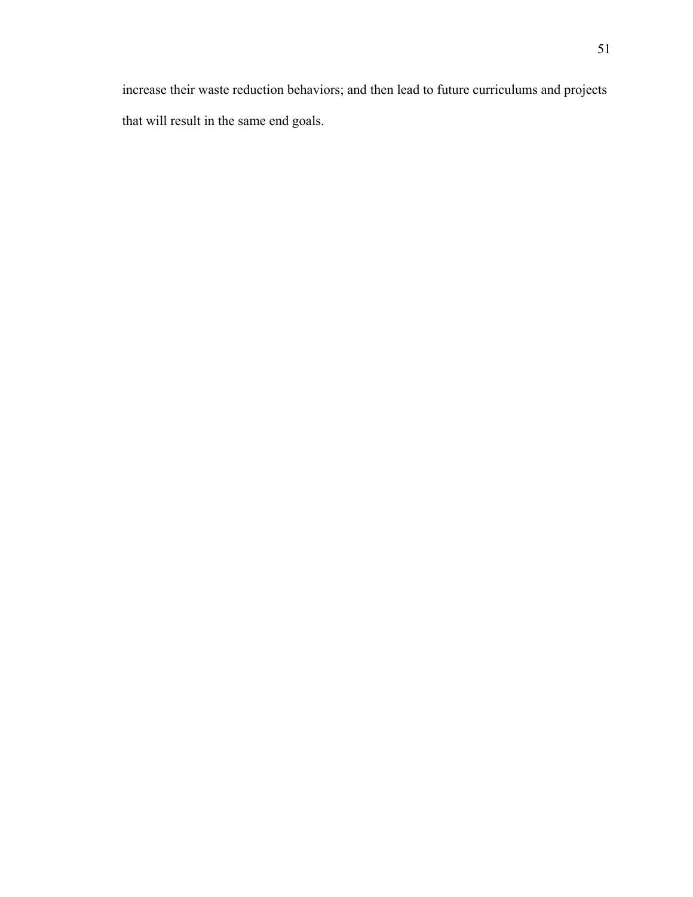increase their waste reduction behaviors; and then lead to future curriculums and projects that will result in the same end goals.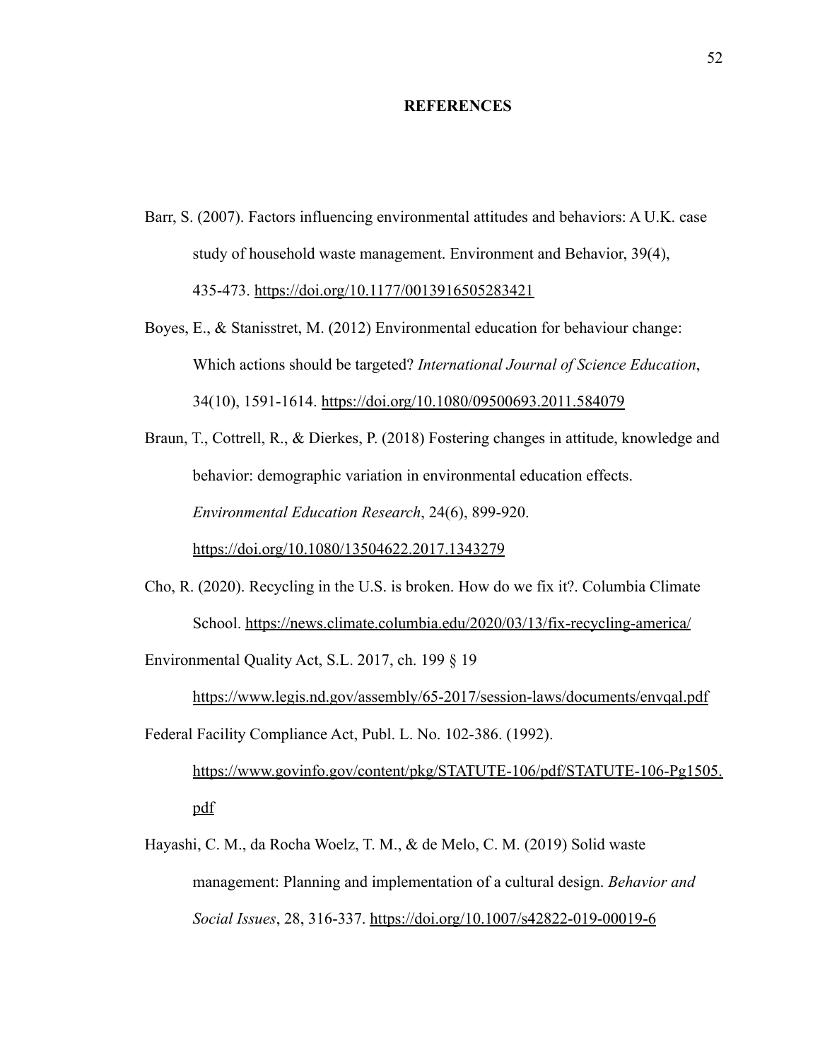# REFERENCES

Barr, S. (2007). Factors influencing environmental attitudes and behaviors: A U.K. case study of household waste management. Environment and Behavior, 39(4), 435-473. https://doi.org/10.1177/0013916505283421

Boyes, E., & Stanisstret, M. (2012) Environmental education for behaviour change: Which actions should be targeted? *International Journal of Science Education*, 34(10), 1591-1614. https://doi.org/10.1080/09500693.2011.584079

Braun, T., Cottrell, R., & Dierkes, P. (2018) Fostering changes in attitude, knowledge and behavior: demographic variation in environmental education effects. *Environmental Education Research*, 24(6), 899-920. https://doi.org/10.1080/13504622.2017.1343279

Cho, R. (2020). Recycling in the U.S. is broken. How do we fix it?. Columbia Climate School. https://news.climate.columbia.edu/2020/03/13/fix-recycling-america/

Environmental Quality Act, S.L. 2017, ch. 199 § 19 https://www.legis.nd.gov/assembly/65-2017/session-laws/documents/envqal.pdf

Federal Facility Compliance Act, Publ. L. No. 102-386. (1992). https://www.govinfo.gov/content/pkg/STATUTE-106/pdf/STATUTE-106-Pg1505.pdf

Hayashi, C. M., da Rocha Woelz, T. M., & de Melo, C. M. (2019) Solid waste management: Planning and implementation of a cultural design. *Behavior and Social Issues*, 28, 316-337. https://doi.org/10.1007/s42822-019-00019-6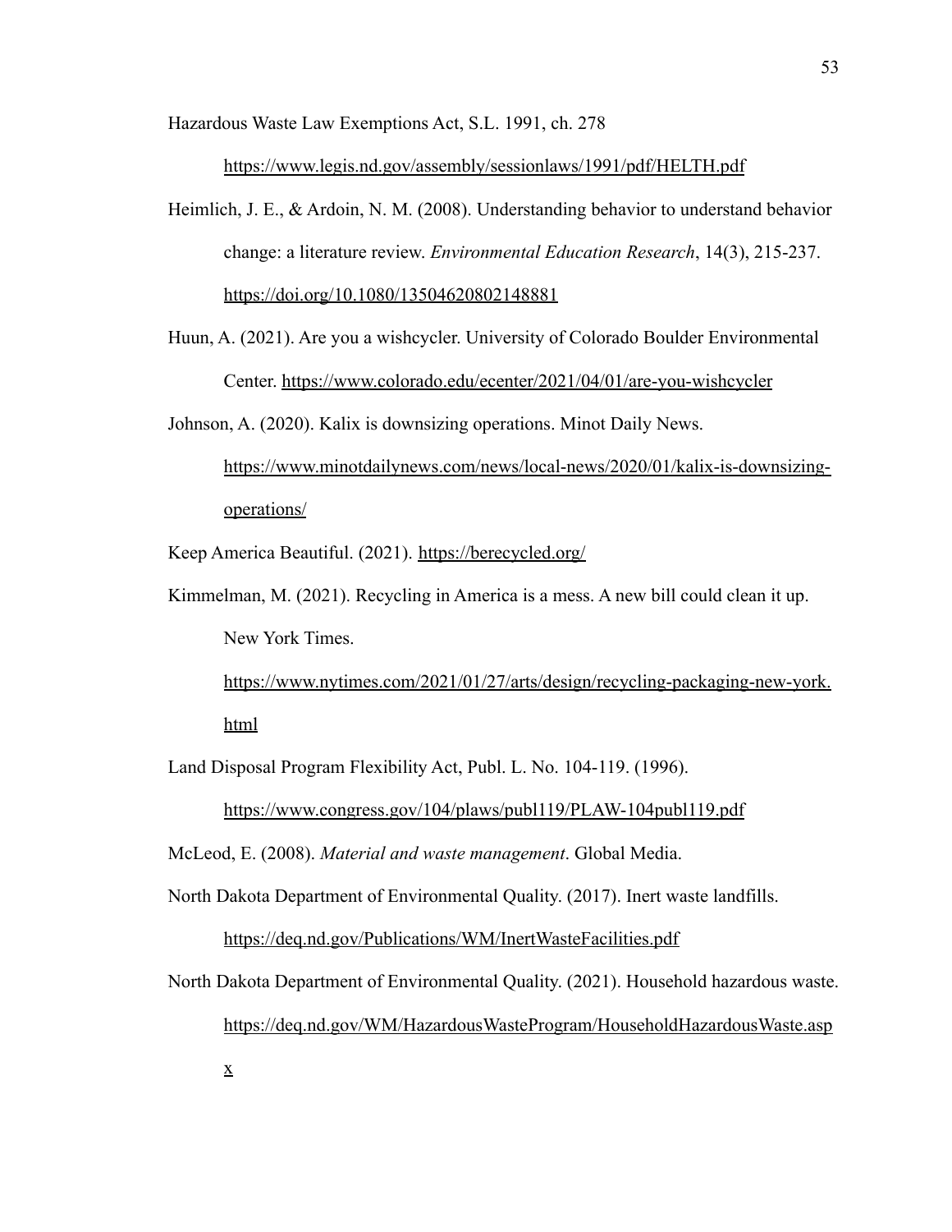Hazardous Waste Law Exemptions Act, S.L. 1991, ch. 278 https://www.legis.nd.gov/assembly/sessionlaws/1991/pdf/HELTH.pdf

Heimlich, J. E., & Ardoin, N. M. (2008). Understanding behavior to understand behavior change: a literature review. *Environmental Education Research*, 14(3), 215-237. https://doi.org/10.1080/13504620802148881

Huun, A. (2021). Are you a wishcycler. University of Colorado Boulder Environmental Center. https://www.colorado.edu/ecenter/2021/04/01/are-you-wishcycler

Johnson, A. (2020). Kalix is downsizing operations. Minot Daily News. https://www.minotdailynews.com/news/local-news/2020/01/kalix-is-downsizing-operations/

Keep America Beautiful. (2021). https://berecycled.org/

Kimmelman, M. (2021). Recycling in America is a mess. A new bill could clean it up. New York Times. https://www.nytimes.com/2021/01/27/arts/design/recycling-packaging-new-york.html

Land Disposal Program Flexibility Act, Publ. L. No. 104-119. (1996). https://www.congress.gov/104/plaws/publ119/PLAW-104publ119.pdf

McLeod, E. (2008). *Material and waste management*. Global Media.

North Dakota Department of Environmental Quality. (2017). Inert waste landfills. https://deq.nd.gov/Publications/WM/InertWasteFacilities.pdf

North Dakota Department of Environmental Quality. (2021). Household hazardous waste. https://deq.nd.gov/WM/HazardousWasteProgram/HouseholdHazardousWaste.aspx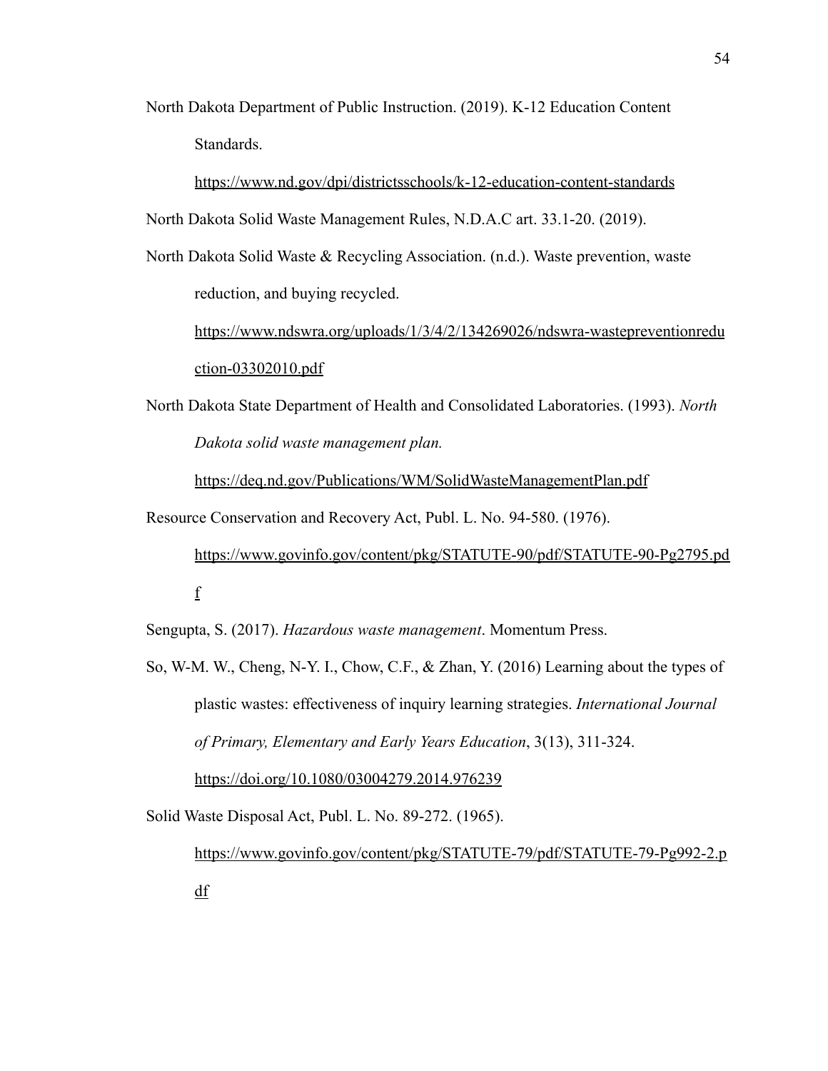North Dakota Department of Public Instruction. (2019). K-12 Education Content Standards. https://www.nd.gov/dpi/districtsschools/k-12-education-content-standards

North Dakota Solid Waste Management Rules, N.D.A.C art. 33.1-20. (2019).

North Dakota Solid Waste & Recycling Association. (n.d.). Waste prevention, waste reduction, and buying recycled. https://www.ndswra.org/uploads/1/3/4/2/134269026/ndswra-wastepreventionreduction-03302010.pdf

North Dakota State Department of Health and Consolidated Laboratories. (1993). *North Dakota solid waste management plan.* https://deq.nd.gov/Publications/WM/SolidWasteManagementPlan.pdf

Resource Conservation and Recovery Act, Publ. L. No. 94-580. (1976). https://www.govinfo.gov/content/pkg/STATUTE-90/pdf/STATUTE-90-Pg2795.pdf

Sengupta, S. (2017). *Hazardous waste management*. Momentum Press.

So, W-M. W., Cheng, N-Y. I., Chow, C.F., & Zhan, Y. (2016) Learning about the types of plastic wastes: effectiveness of inquiry learning strategies. *International Journal of Primary, Elementary and Early Years Education*, 3(13), 311-324. https://doi.org/10.1080/03004279.2014.976239

Solid Waste Disposal Act, Publ. L. No. 89-272. (1965). https://www.govinfo.gov/content/pkg/STATUTE-79/pdf/STATUTE-79-Pg992-2.pdf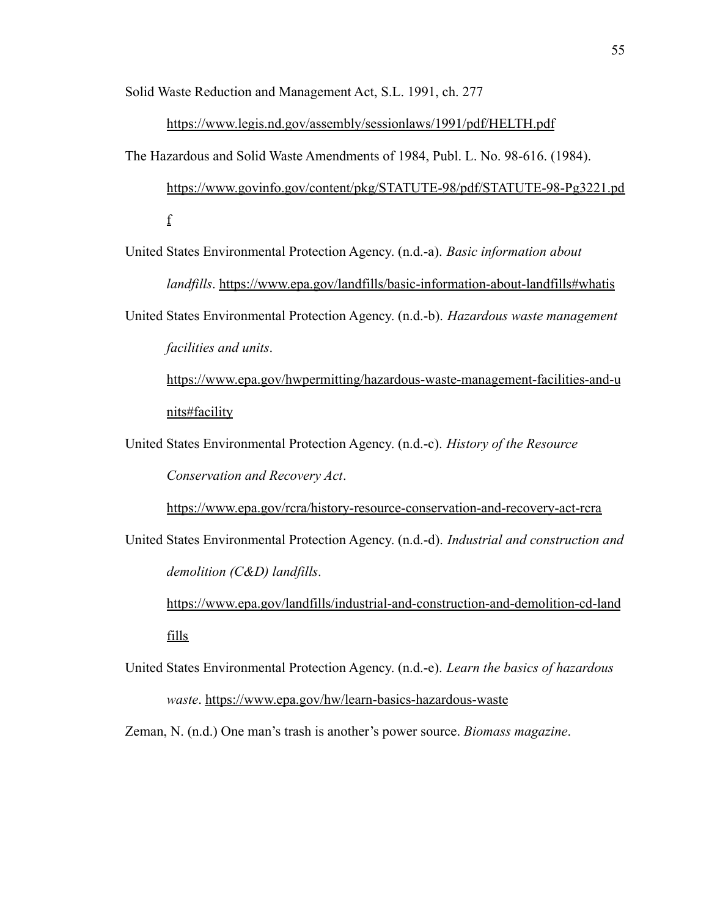Solid Waste Reduction and Management Act, S.L. 1991, ch. 277 https://www.legis.nd.gov/assembly/sessionlaws/1991/pdf/HELTH.pdf

The Hazardous and Solid Waste Amendments of 1984, Publ. L. No. 98-616. (1984). https://www.govinfo.gov/content/pkg/STATUTE-98/pdf/STATUTE-98-Pg3221.pdf

United States Environmental Protection Agency. (n.d.-a). *Basic information about landfills*. https://www.epa.gov/landfills/basic-information-about-landfills#whatis

United States Environmental Protection Agency. (n.d.-b). *Hazardous waste management facilities and units*. https://www.epa.gov/hwpermitting/hazardous-waste-management-facilities-and-units#facility

United States Environmental Protection Agency. (n.d.-c). *History of the Resource Conservation and Recovery Act*. https://www.epa.gov/rcra/history-resource-conservation-and-recovery-act-rcra

United States Environmental Protection Agency. (n.d.-d). *Industrial and construction and demolition (C&D) landfills*. https://www.epa.gov/landfills/industrial-and-construction-and-demolition-cd-landfills

United States Environmental Protection Agency. (n.d.-e). *Learn the basics of hazardous waste*. https://www.epa.gov/hw/learn-basics-hazardous-waste

Zeman, N. (n.d.) One man's trash is another's power source. *Biomass magazine*.